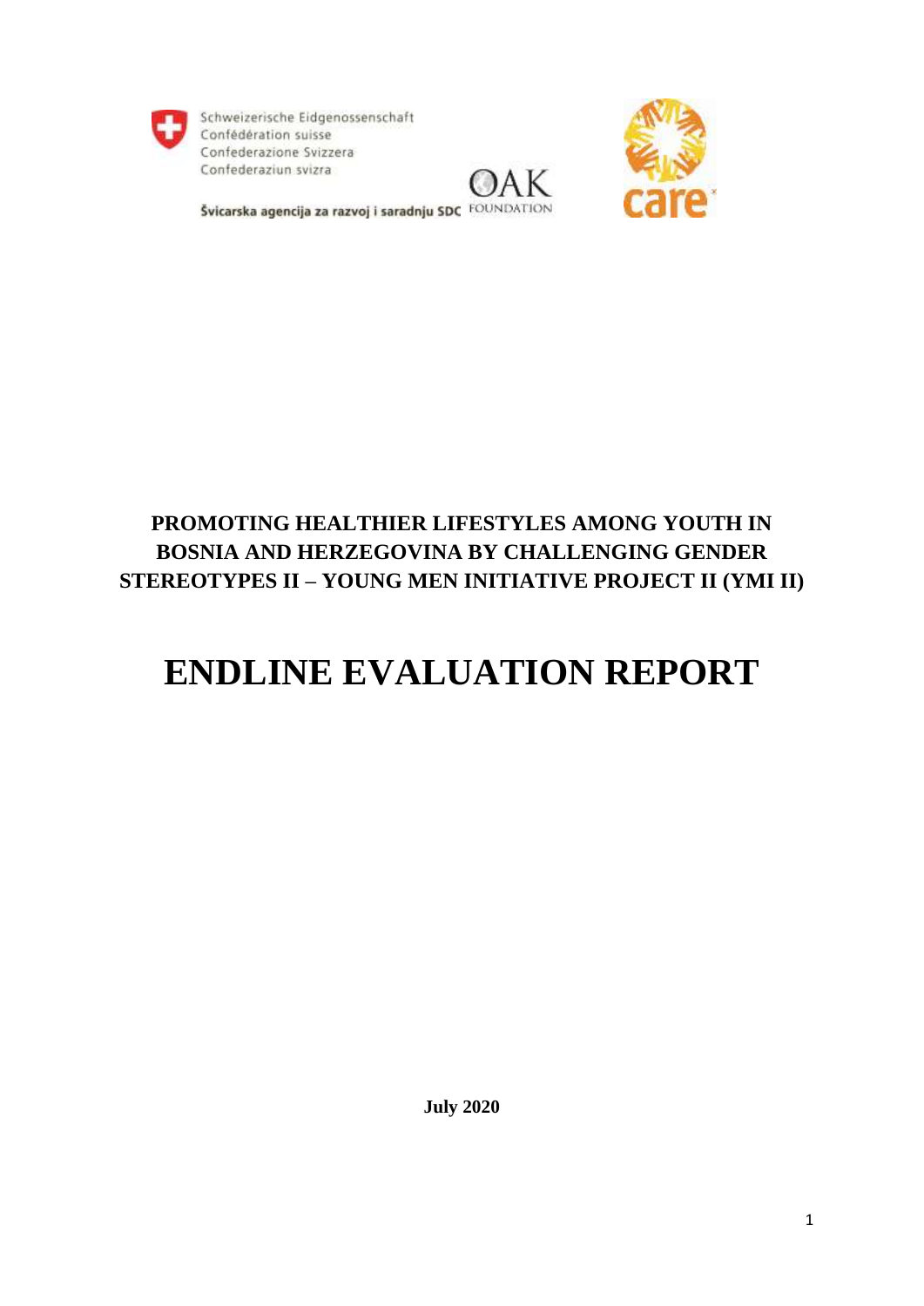Schweizerische Eidgenossenschaft
Confédération suisse
Confederazione Svizzera
Confederaziun svizra

Švicarska agencija za razvoj i saradnju SDC

OAK FOUNDATION

care

**PROMOTING HEALTHIER LIFESTYLES AMONG YOUTH IN BOSNIA AND HERZEGOVINA BY CHALLENGING GENDER STEREOTYPES II – YOUNG MEN INITIATIVE PROJECT II (YMI II)**

# ENDLINE EVALUATION REPORT

**July 2020**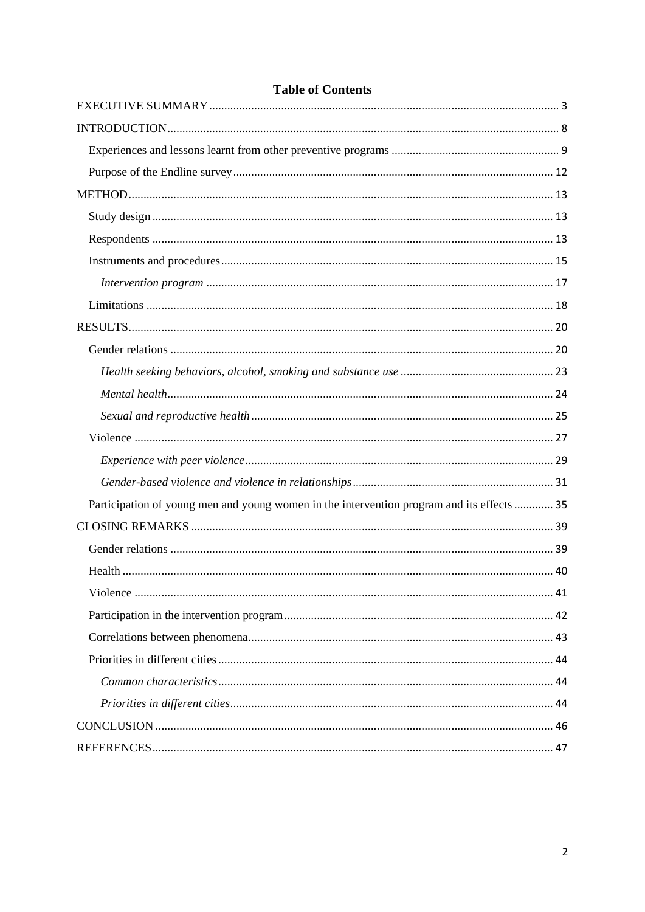# Table of Contents

EXECUTIVE SUMMARY ..... 3

INTRODUCTION ..... 8

- Experiences and lessons learnt from other preventive programs ..... 9
- Purpose of the Endline survey ..... 12

METHOD ..... 13

- Study design ..... 13
- Respondents ..... 13
- Instruments and procedures ..... 15
  - *Intervention program* ..... 17
- Limitations ..... 18

RESULTS ..... 20

- Gender relations ..... 20
  - *Health seeking behaviors, alcohol, smoking and substance use* ..... 23
  - *Mental health* ..... 24
  - *Sexual and reproductive health* ..... 25
- Violence ..... 27
  - *Experience with peer violence* ..... 29
  - *Gender-based violence and violence in relationships* ..... 31
- Participation of young men and young women in the intervention program and its effects ..... 35

CLOSING REMARKS ..... 39

- Gender relations ..... 39
- Health ..... 40
- Violence ..... 41
- Participation in the intervention program ..... 42
- Correlations between phenomena ..... 43
- Priorities in different cities ..... 44
  - *Common characteristics* ..... 44
  - *Priorities in different cities* ..... 44

CONCLUSION ..... 46

REFERENCES ..... 47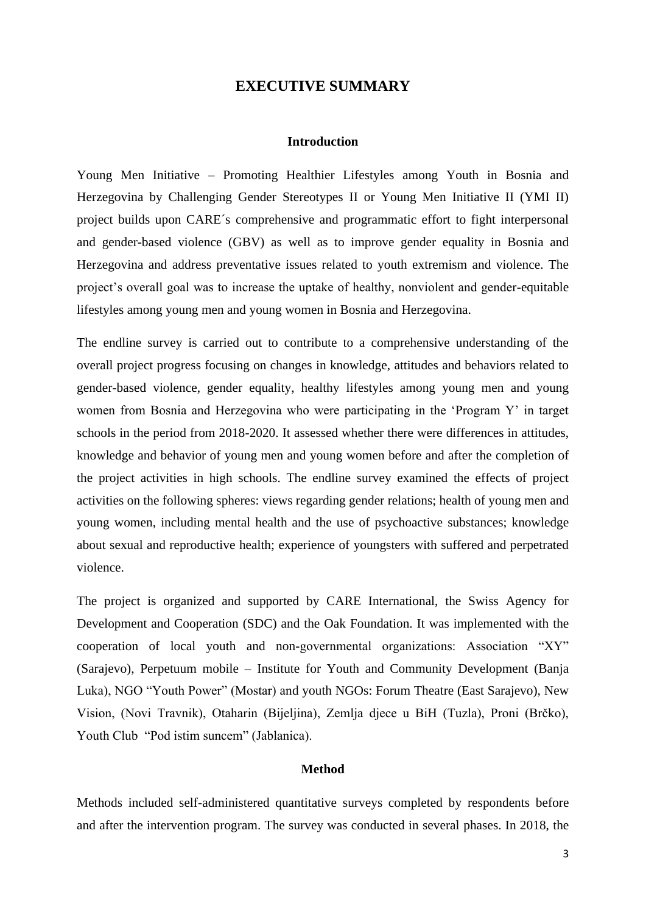# EXECUTIVE SUMMARY

## Introduction

Young Men Initiative – Promoting Healthier Lifestyles among Youth in Bosnia and Herzegovina by Challenging Gender Stereotypes II or Young Men Initiative II (YMI II) project builds upon CARE´s comprehensive and programmatic effort to fight interpersonal and gender-based violence (GBV) as well as to improve gender equality in Bosnia and Herzegovina and address preventative issues related to youth extremism and violence. The project's overall goal was to increase the uptake of healthy, nonviolent and gender-equitable lifestyles among young men and young women in Bosnia and Herzegovina.

The endline survey is carried out to contribute to a comprehensive understanding of the overall project progress focusing on changes in knowledge, attitudes and behaviors related to gender-based violence, gender equality, healthy lifestyles among young men and young women from Bosnia and Herzegovina who were participating in the 'Program Y' in target schools in the period from 2018-2020. It assessed whether there were differences in attitudes, knowledge and behavior of young men and young women before and after the completion of the project activities in high schools. The endline survey examined the effects of project activities on the following spheres: views regarding gender relations; health of young men and young women, including mental health and the use of psychoactive substances; knowledge about sexual and reproductive health; experience of youngsters with suffered and perpetrated violence.

The project is organized and supported by CARE International, the Swiss Agency for Development and Cooperation (SDC) and the Oak Foundation. It was implemented with the cooperation of local youth and non-governmental organizations: Association "XY" (Sarajevo), Perpetuum mobile – Institute for Youth and Community Development (Banja Luka), NGO "Youth Power" (Mostar) and youth NGOs: Forum Theatre (East Sarajevo), New Vision, (Novi Travnik), Otaharin (Bijeljina), Zemlja djece u BiH (Tuzla), Proni (Brčko), Youth Club "Pod istim suncem" (Jablanica).

## Method

Methods included self-administered quantitative surveys completed by respondents before and after the intervention program. The survey was conducted in several phases. In 2018, the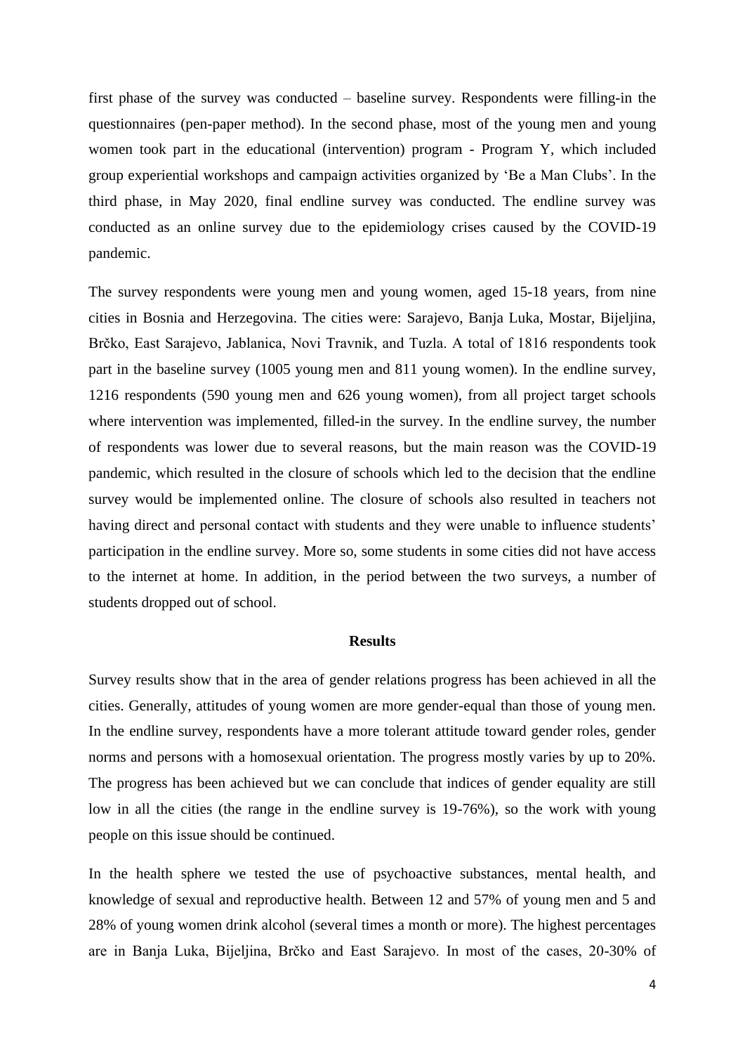first phase of the survey was conducted – baseline survey. Respondents were filling-in the questionnaires (pen-paper method). In the second phase, most of the young men and young women took part in the educational (intervention) program - Program Y, which included group experiential workshops and campaign activities organized by 'Be a Man Clubs'. In the third phase, in May 2020, final endline survey was conducted. The endline survey was conducted as an online survey due to the epidemiology crises caused by the COVID-19 pandemic.

The survey respondents were young men and young women, aged 15-18 years, from nine cities in Bosnia and Herzegovina. The cities were: Sarajevo, Banja Luka, Mostar, Bijeljina, Brčko, East Sarajevo, Jablanica, Novi Travnik, and Tuzla. A total of 1816 respondents took part in the baseline survey (1005 young men and 811 young women). In the endline survey, 1216 respondents (590 young men and 626 young women), from all project target schools where intervention was implemented, filled-in the survey. In the endline survey, the number of respondents was lower due to several reasons, but the main reason was the COVID-19 pandemic, which resulted in the closure of schools which led to the decision that the endline survey would be implemented online. The closure of schools also resulted in teachers not having direct and personal contact with students and they were unable to influence students' participation in the endline survey. More so, some students in some cities did not have access to the internet at home. In addition, in the period between the two surveys, a number of students dropped out of school.

## Results

Survey results show that in the area of gender relations progress has been achieved in all the cities. Generally, attitudes of young women are more gender-equal than those of young men. In the endline survey, respondents have a more tolerant attitude toward gender roles, gender norms and persons with a homosexual orientation. The progress mostly varies by up to 20%. The progress has been achieved but we can conclude that indices of gender equality are still low in all the cities (the range in the endline survey is 19-76%), so the work with young people on this issue should be continued.

In the health sphere we tested the use of psychoactive substances, mental health, and knowledge of sexual and reproductive health. Between 12 and 57% of young men and 5 and 28% of young women drink alcohol (several times a month or more). The highest percentages are in Banja Luka, Bijeljina, Brčko and East Sarajevo. In most of the cases, 20-30% of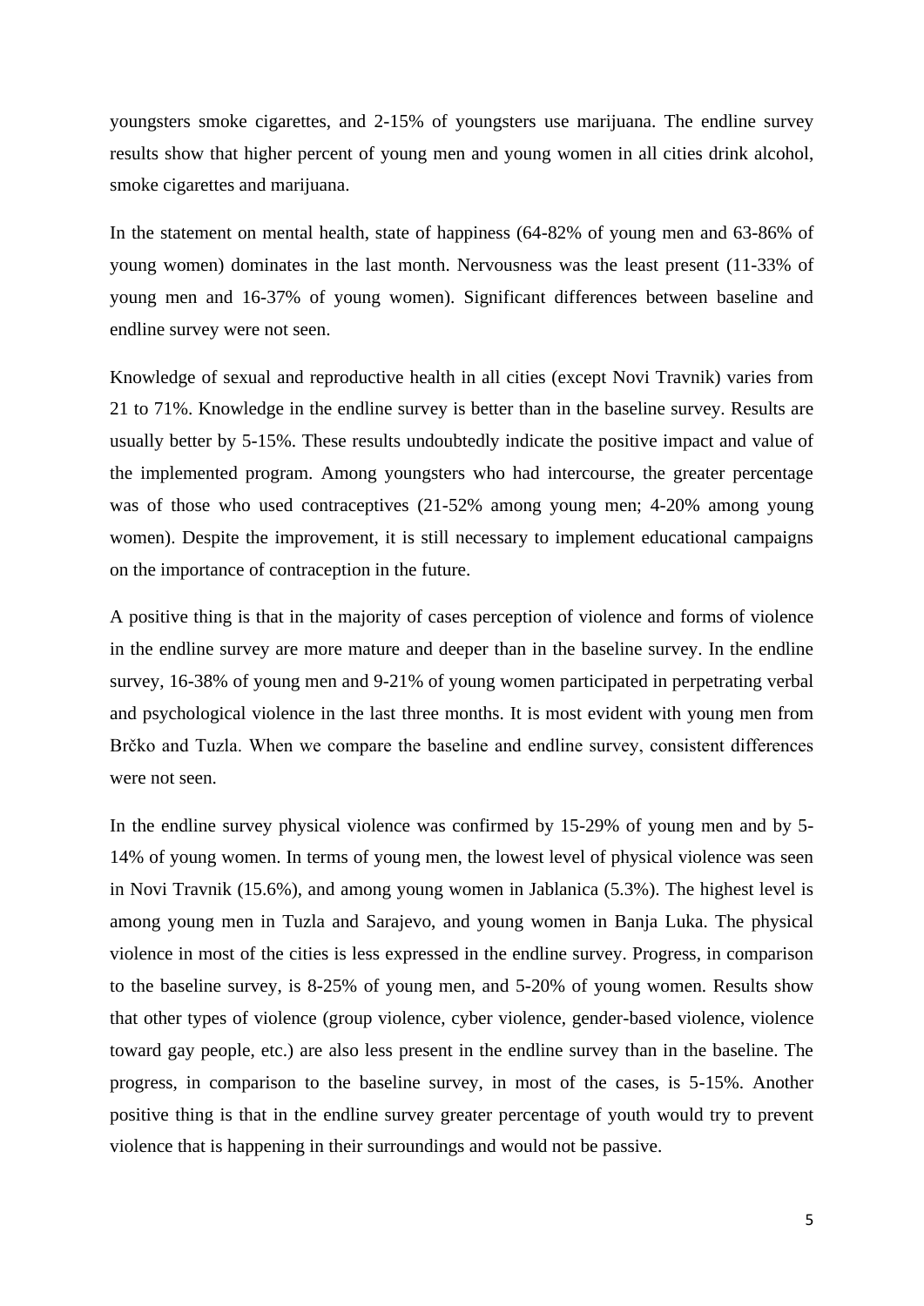youngsters smoke cigarettes, and 2-15% of youngsters use marijuana. The endline survey results show that higher percent of young men and young women in all cities drink alcohol, smoke cigarettes and marijuana.

In the statement on mental health, state of happiness (64-82% of young men and 63-86% of young women) dominates in the last month. Nervousness was the least present (11-33% of young men and 16-37% of young women). Significant differences between baseline and endline survey were not seen.

Knowledge of sexual and reproductive health in all cities (except Novi Travnik) varies from 21 to 71%. Knowledge in the endline survey is better than in the baseline survey. Results are usually better by 5-15%. These results undoubtedly indicate the positive impact and value of the implemented program. Among youngsters who had intercourse, the greater percentage was of those who used contraceptives (21-52% among young men; 4-20% among young women). Despite the improvement, it is still necessary to implement educational campaigns on the importance of contraception in the future.

A positive thing is that in the majority of cases perception of violence and forms of violence in the endline survey are more mature and deeper than in the baseline survey. In the endline survey, 16-38% of young men and 9-21% of young women participated in perpetrating verbal and psychological violence in the last three months. It is most evident with young men from Brčko and Tuzla. When we compare the baseline and endline survey, consistent differences were not seen.

In the endline survey physical violence was confirmed by 15-29% of young men and by 5-14% of young women. In terms of young men, the lowest level of physical violence was seen in Novi Travnik (15.6%), and among young women in Jablanica (5.3%). The highest level is among young men in Tuzla and Sarajevo, and young women in Banja Luka. The physical violence in most of the cities is less expressed in the endline survey. Progress, in comparison to the baseline survey, is 8-25% of young men, and 5-20% of young women. Results show that other types of violence (group violence, cyber violence, gender-based violence, violence toward gay people, etc.) are also less present in the endline survey than in the baseline. The progress, in comparison to the baseline survey, in most of the cases, is 5-15%. Another positive thing is that in the endline survey greater percentage of youth would try to prevent violence that is happening in their surroundings and would not be passive.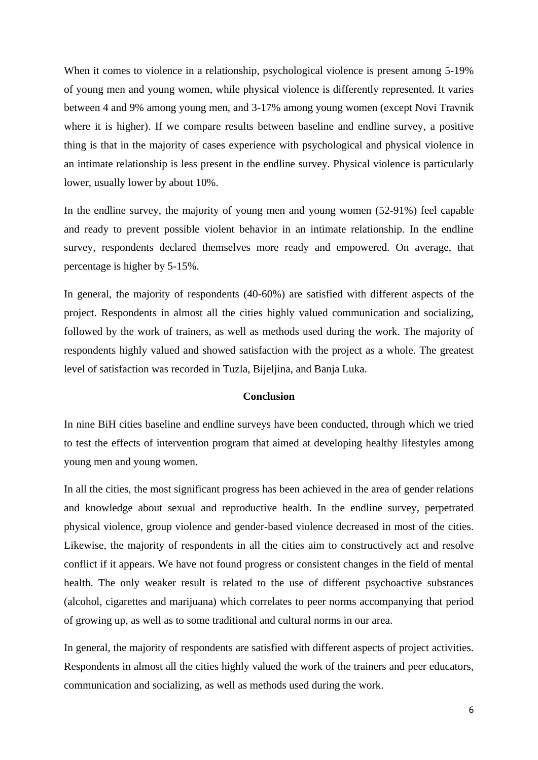When it comes to violence in a relationship, psychological violence is present among 5-19% of young men and young women, while physical violence is differently represented. It varies between 4 and 9% among young men, and 3-17% among young women (except Novi Travnik where it is higher). If we compare results between baseline and endline survey, a positive thing is that in the majority of cases experience with psychological and physical violence in an intimate relationship is less present in the endline survey. Physical violence is particularly lower, usually lower by about 10%.

In the endline survey, the majority of young men and young women (52-91%) feel capable and ready to prevent possible violent behavior in an intimate relationship. In the endline survey, respondents declared themselves more ready and empowered. On average, that percentage is higher by 5-15%.

In general, the majority of respondents (40-60%) are satisfied with different aspects of the project. Respondents in almost all the cities highly valued communication and socializing, followed by the work of trainers, as well as methods used during the work. The majority of respondents highly valued and showed satisfaction with the project as a whole. The greatest level of satisfaction was recorded in Tuzla, Bijeljina, and Banja Luka.

## Conclusion

In nine BiH cities baseline and endline surveys have been conducted, through which we tried to test the effects of intervention program that aimed at developing healthy lifestyles among young men and young women.

In all the cities, the most significant progress has been achieved in the area of gender relations and knowledge about sexual and reproductive health. In the endline survey, perpetrated physical violence, group violence and gender-based violence decreased in most of the cities. Likewise, the majority of respondents in all the cities aim to constructively act and resolve conflict if it appears. We have not found progress or consistent changes in the field of mental health. The only weaker result is related to the use of different psychoactive substances (alcohol, cigarettes and marijuana) which correlates to peer norms accompanying that period of growing up, as well as to some traditional and cultural norms in our area.

In general, the majority of respondents are satisfied with different aspects of project activities. Respondents in almost all the cities highly valued the work of the trainers and peer educators, communication and socializing, as well as methods used during the work.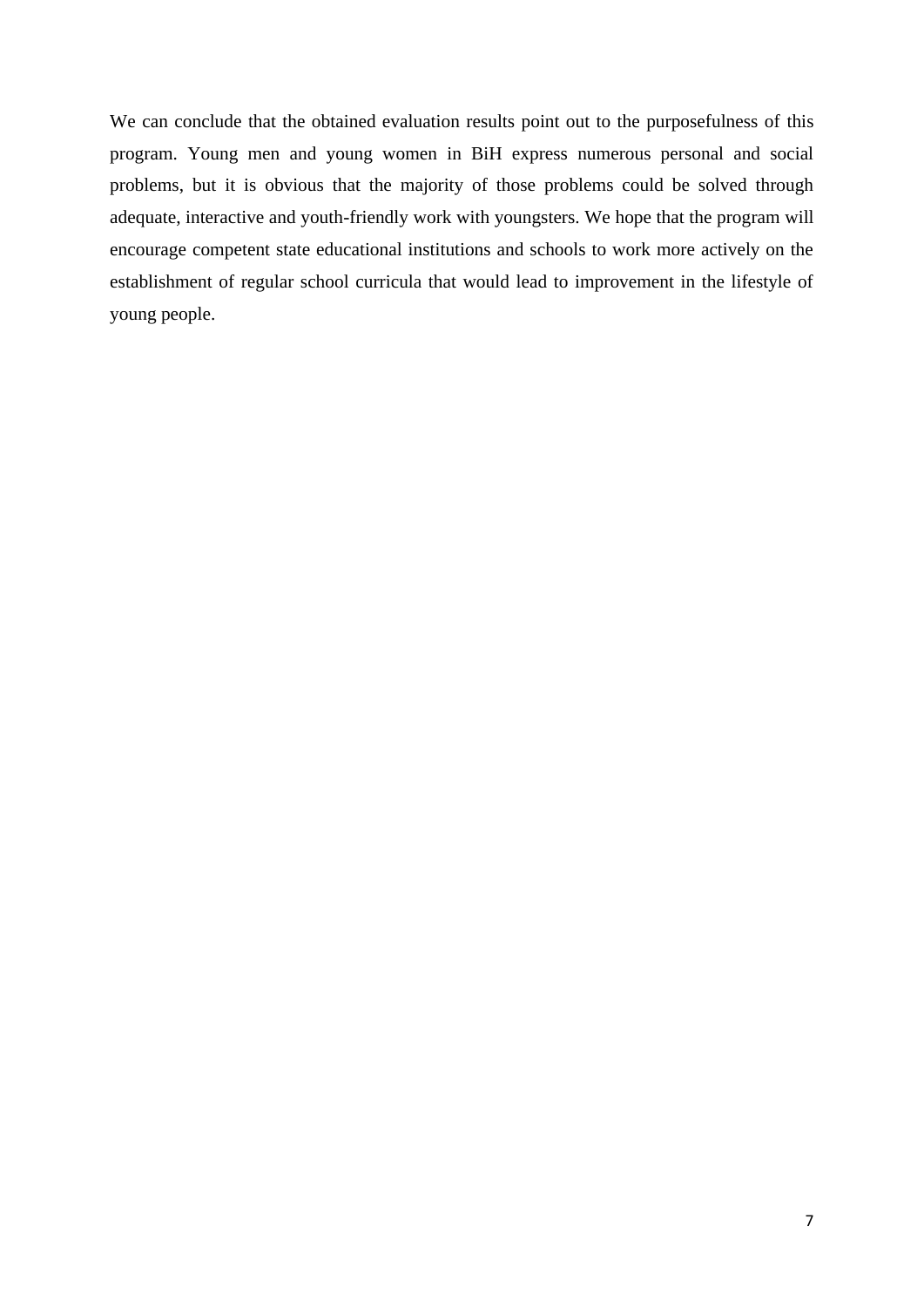We can conclude that the obtained evaluation results point out to the purposefulness of this program. Young men and young women in BiH express numerous personal and social problems, but it is obvious that the majority of those problems could be solved through adequate, interactive and youth-friendly work with youngsters. We hope that the program will encourage competent state educational institutions and schools to work more actively on the establishment of regular school curricula that would lead to improvement in the lifestyle of young people.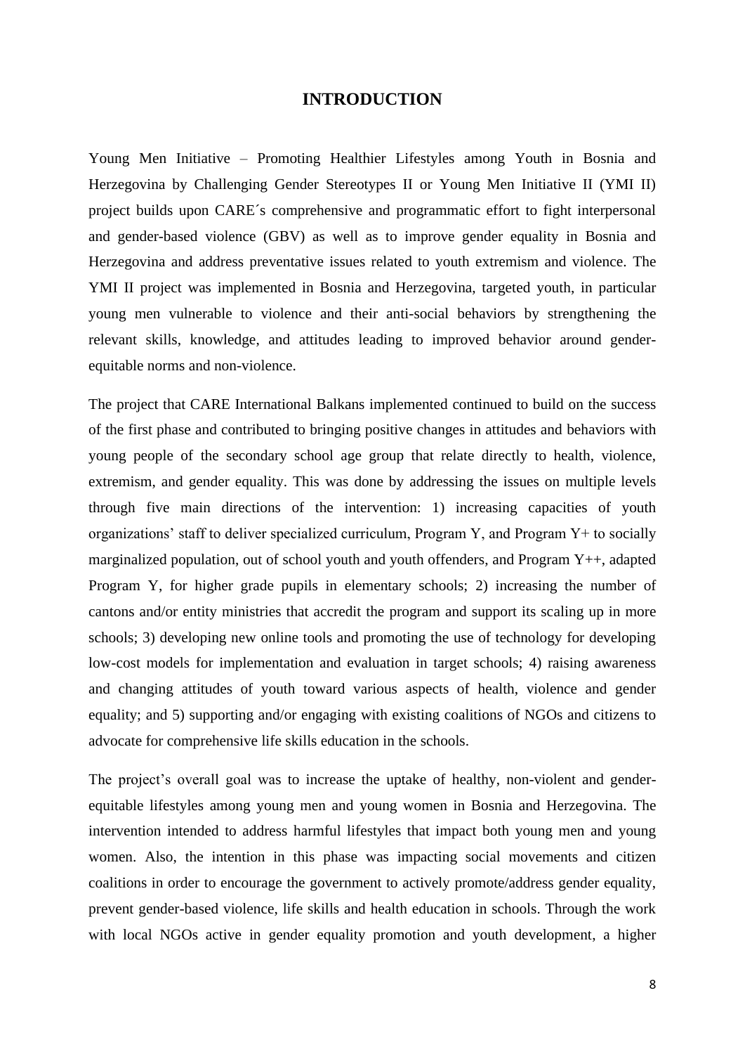# INTRODUCTION

Young Men Initiative – Promoting Healthier Lifestyles among Youth in Bosnia and Herzegovina by Challenging Gender Stereotypes II or Young Men Initiative II (YMI II) project builds upon CARE´s comprehensive and programmatic effort to fight interpersonal and gender-based violence (GBV) as well as to improve gender equality in Bosnia and Herzegovina and address preventative issues related to youth extremism and violence. The YMI II project was implemented in Bosnia and Herzegovina, targeted youth, in particular young men vulnerable to violence and their anti-social behaviors by strengthening the relevant skills, knowledge, and attitudes leading to improved behavior around gender-equitable norms and non-violence.

The project that CARE International Balkans implemented continued to build on the success of the first phase and contributed to bringing positive changes in attitudes and behaviors with young people of the secondary school age group that relate directly to health, violence, extremism, and gender equality. This was done by addressing the issues on multiple levels through five main directions of the intervention: 1) increasing capacities of youth organizations' staff to deliver specialized curriculum, Program Y, and Program Y+ to socially marginalized population, out of school youth and youth offenders, and Program Y++, adapted Program Y, for higher grade pupils in elementary schools; 2) increasing the number of cantons and/or entity ministries that accredit the program and support its scaling up in more schools; 3) developing new online tools and promoting the use of technology for developing low-cost models for implementation and evaluation in target schools; 4) raising awareness and changing attitudes of youth toward various aspects of health, violence and gender equality; and 5) supporting and/or engaging with existing coalitions of NGOs and citizens to advocate for comprehensive life skills education in the schools.

The project's overall goal was to increase the uptake of healthy, non-violent and gender-equitable lifestyles among young men and young women in Bosnia and Herzegovina. The intervention intended to address harmful lifestyles that impact both young men and young women. Also, the intention in this phase was impacting social movements and citizen coalitions in order to encourage the government to actively promote/address gender equality, prevent gender-based violence, life skills and health education in schools. Through the work with local NGOs active in gender equality promotion and youth development, a higher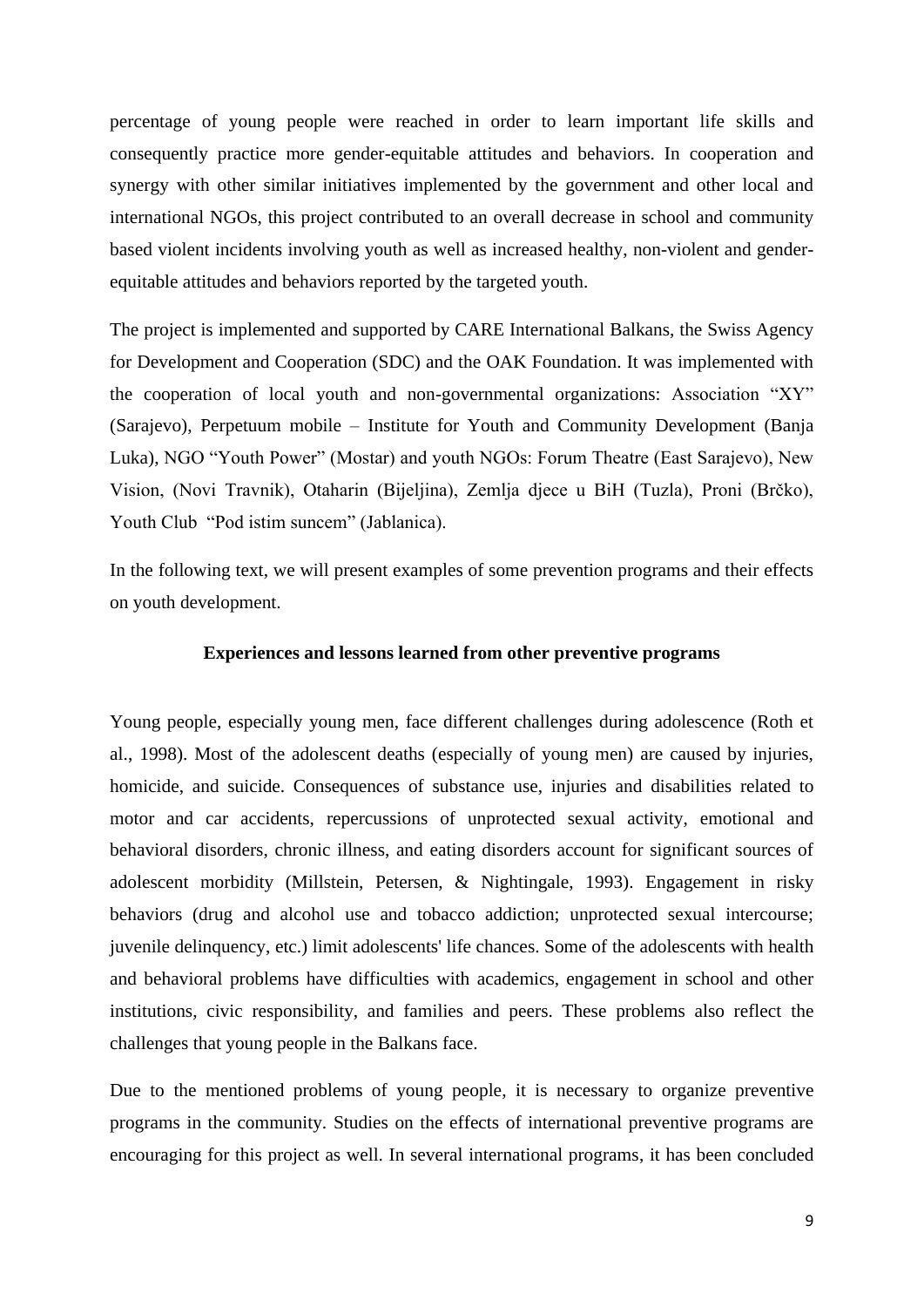percentage of young people were reached in order to learn important life skills and consequently practice more gender-equitable attitudes and behaviors. In cooperation and synergy with other similar initiatives implemented by the government and other local and international NGOs, this project contributed to an overall decrease in school and community based violent incidents involving youth as well as increased healthy, non-violent and gender-equitable attitudes and behaviors reported by the targeted youth.

The project is implemented and supported by CARE International Balkans, the Swiss Agency for Development and Cooperation (SDC) and the OAK Foundation. It was implemented with the cooperation of local youth and non-governmental organizations: Association "XY" (Sarajevo), Perpetuum mobile – Institute for Youth and Community Development (Banja Luka), NGO "Youth Power" (Mostar) and youth NGOs: Forum Theatre (East Sarajevo), New Vision, (Novi Travnik), Otaharin (Bijeljina), Zemlja djece u BiH (Tuzla), Proni (Brčko), Youth Club "Pod istim suncem" (Jablanica).

In the following text, we will present examples of some prevention programs and their effects on youth development.

## Experiences and lessons learned from other preventive programs

Young people, especially young men, face different challenges during adolescence (Roth et al., 1998). Most of the adolescent deaths (especially of young men) are caused by injuries, homicide, and suicide. Consequences of substance use, injuries and disabilities related to motor and car accidents, repercussions of unprotected sexual activity, emotional and behavioral disorders, chronic illness, and eating disorders account for significant sources of adolescent morbidity (Millstein, Petersen, & Nightingale, 1993). Engagement in risky behaviors (drug and alcohol use and tobacco addiction; unprotected sexual intercourse; juvenile delinquency, etc.) limit adolescents' life chances. Some of the adolescents with health and behavioral problems have difficulties with academics, engagement in school and other institutions, civic responsibility, and families and peers. These problems also reflect the challenges that young people in the Balkans face.

Due to the mentioned problems of young people, it is necessary to organize preventive programs in the community. Studies on the effects of international preventive programs are encouraging for this project as well. In several international programs, it has been concluded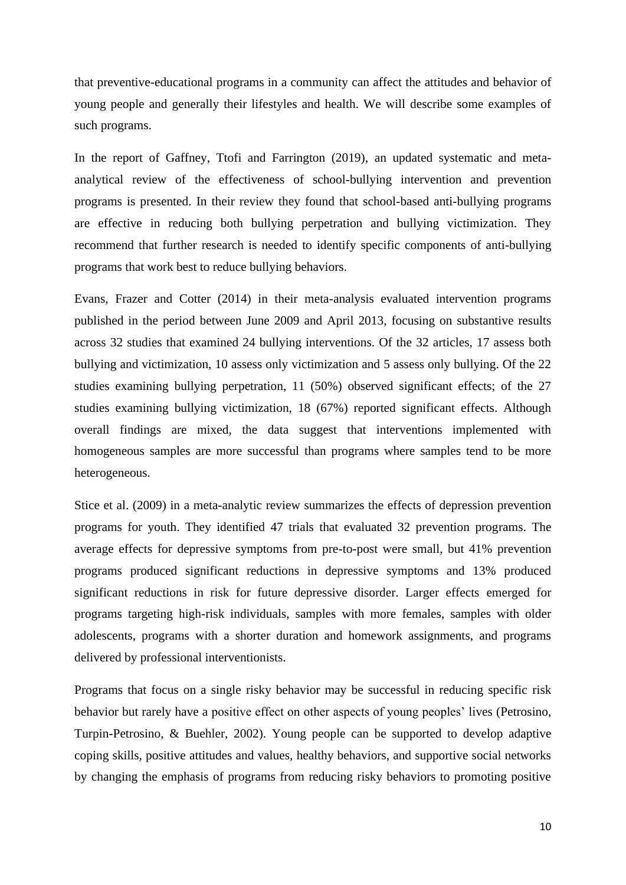that preventive-educational programs in a community can affect the attitudes and behavior of young people and generally their lifestyles and health. We will describe some examples of such programs.

In the report of Gaffney, Ttofi and Farrington (2019), an updated systematic and meta-analytical review of the effectiveness of school-bullying intervention and prevention programs is presented. In their review they found that school-based anti-bullying programs are effective in reducing both bullying perpetration and bullying victimization. They recommend that further research is needed to identify specific components of anti-bullying programs that work best to reduce bullying behaviors.

Evans, Frazer and Cotter (2014) in their meta-analysis evaluated intervention programs published in the period between June 2009 and April 2013, focusing on substantive results across 32 studies that examined 24 bullying interventions. Of the 32 articles, 17 assess both bullying and victimization, 10 assess only victimization and 5 assess only bullying. Of the 22 studies examining bullying perpetration, 11 (50%) observed significant effects; of the 27 studies examining bullying victimization, 18 (67%) reported significant effects. Although overall findings are mixed, the data suggest that interventions implemented with homogeneous samples are more successful than programs where samples tend to be more heterogeneous.

Stice et al. (2009) in a meta-analytic review summarizes the effects of depression prevention programs for youth. They identified 47 trials that evaluated 32 prevention programs. The average effects for depressive symptoms from pre-to-post were small, but 41% prevention programs produced significant reductions in depressive symptoms and 13% produced significant reductions in risk for future depressive disorder. Larger effects emerged for programs targeting high-risk individuals, samples with more females, samples with older adolescents, programs with a shorter duration and homework assignments, and programs delivered by professional interventionists.

Programs that focus on a single risky behavior may be successful in reducing specific risk behavior but rarely have a positive effect on other aspects of young peoples' lives (Petrosino, Turpin-Petrosino, & Buehler, 2002). Young people can be supported to develop adaptive coping skills, positive attitudes and values, healthy behaviors, and supportive social networks by changing the emphasis of programs from reducing risky behaviors to promoting positive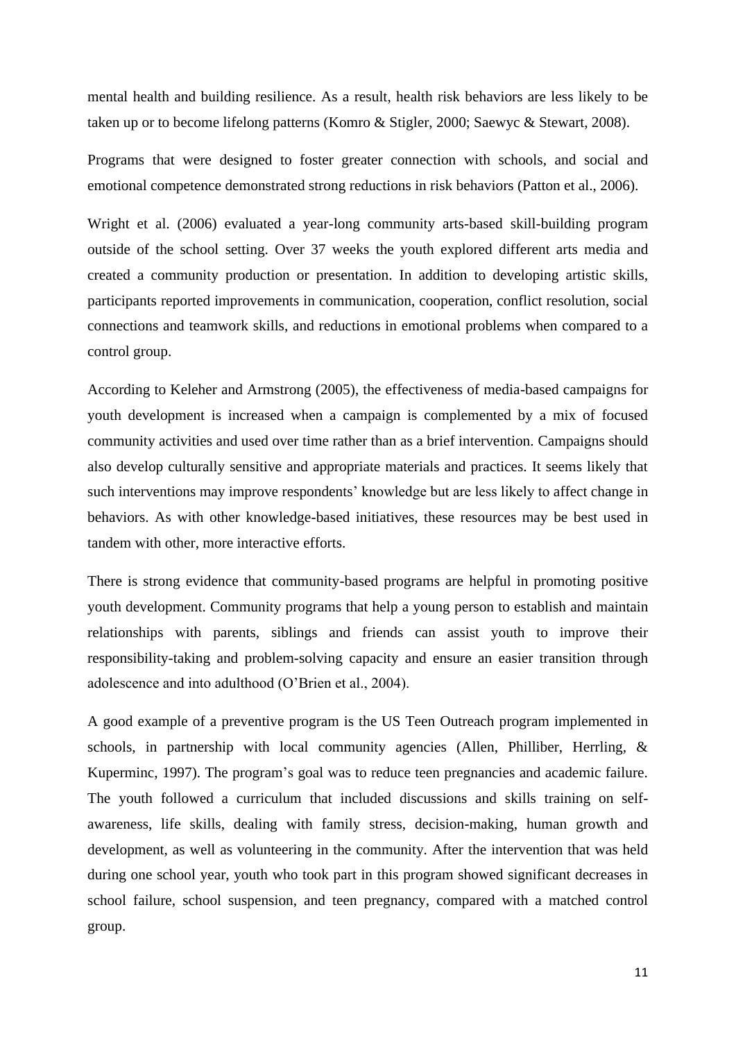mental health and building resilience. As a result, health risk behaviors are less likely to be taken up or to become lifelong patterns (Komro & Stigler, 2000; Saewyc & Stewart, 2008).

Programs that were designed to foster greater connection with schools, and social and emotional competence demonstrated strong reductions in risk behaviors (Patton et al., 2006).

Wright et al. (2006) evaluated a year-long community arts-based skill-building program outside of the school setting. Over 37 weeks the youth explored different arts media and created a community production or presentation. In addition to developing artistic skills, participants reported improvements in communication, cooperation, conflict resolution, social connections and teamwork skills, and reductions in emotional problems when compared to a control group.

According to Keleher and Armstrong (2005), the effectiveness of media-based campaigns for youth development is increased when a campaign is complemented by a mix of focused community activities and used over time rather than as a brief intervention. Campaigns should also develop culturally sensitive and appropriate materials and practices. It seems likely that such interventions may improve respondents' knowledge but are less likely to affect change in behaviors. As with other knowledge-based initiatives, these resources may be best used in tandem with other, more interactive efforts.

There is strong evidence that community-based programs are helpful in promoting positive youth development. Community programs that help a young person to establish and maintain relationships with parents, siblings and friends can assist youth to improve their responsibility-taking and problem-solving capacity and ensure an easier transition through adolescence and into adulthood (O'Brien et al., 2004).

A good example of a preventive program is the US Teen Outreach program implemented in schools, in partnership with local community agencies (Allen, Philliber, Herrling, & Kuperminc, 1997). The program's goal was to reduce teen pregnancies and academic failure. The youth followed a curriculum that included discussions and skills training on self-awareness, life skills, dealing with family stress, decision-making, human growth and development, as well as volunteering in the community. After the intervention that was held during one school year, youth who took part in this program showed significant decreases in school failure, school suspension, and teen pregnancy, compared with a matched control group.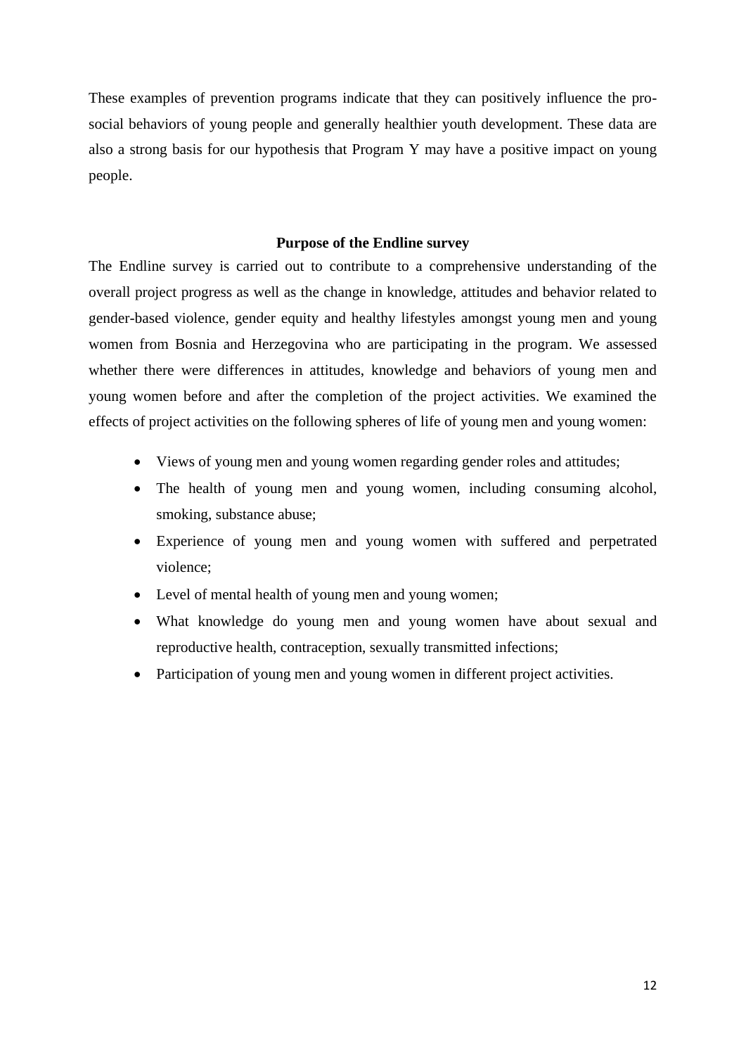These examples of prevention programs indicate that they can positively influence the pro-social behaviors of young people and generally healthier youth development. These data are also a strong basis for our hypothesis that Program Y may have a positive impact on young people.

## Purpose of the Endline survey

The Endline survey is carried out to contribute to a comprehensive understanding of the overall project progress as well as the change in knowledge, attitudes and behavior related to gender-based violence, gender equity and healthy lifestyles amongst young men and young women from Bosnia and Herzegovina who are participating in the program. We assessed whether there were differences in attitudes, knowledge and behaviors of young men and young women before and after the completion of the project activities. We examined the effects of project activities on the following spheres of life of young men and young women:

- Views of young men and young women regarding gender roles and attitudes;
- The health of young men and young women, including consuming alcohol, smoking, substance abuse;
- Experience of young men and young women with suffered and perpetrated violence;
- Level of mental health of young men and young women;
- What knowledge do young men and young women have about sexual and reproductive health, contraception, sexually transmitted infections;
- Participation of young men and young women in different project activities.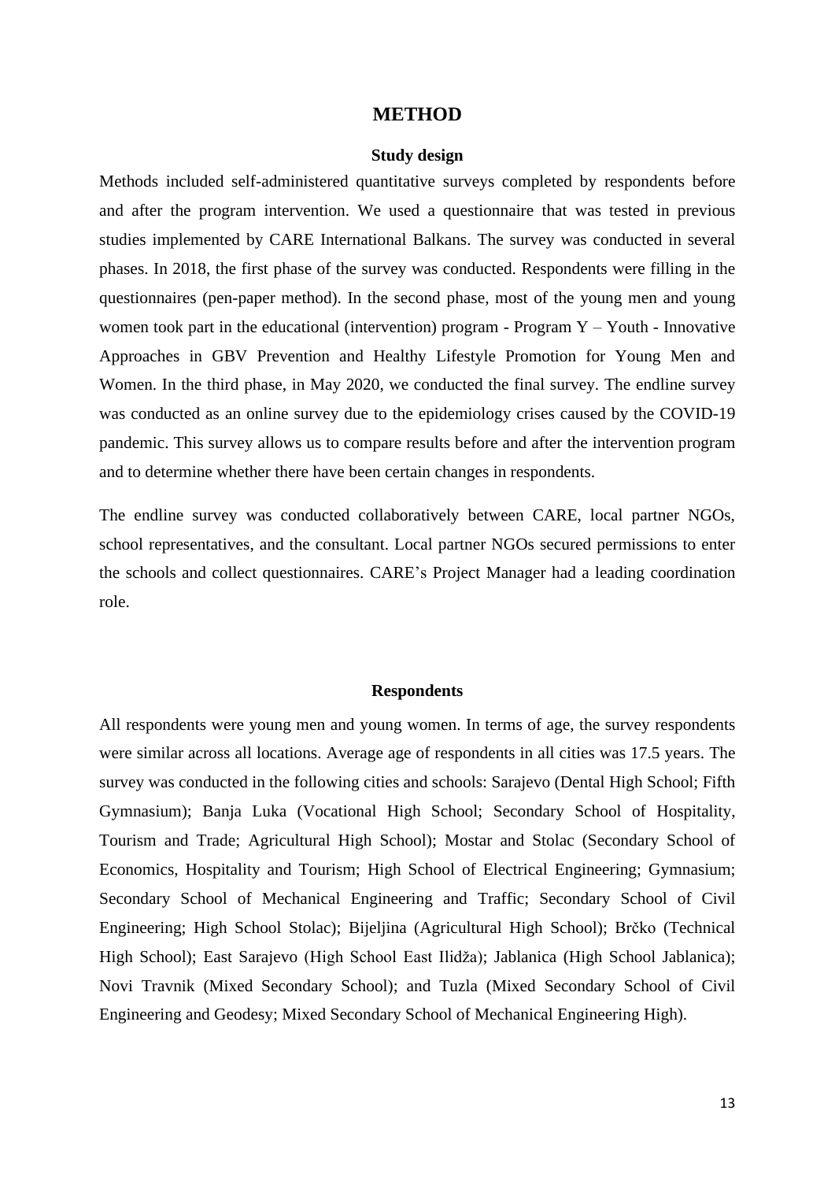# METHOD

## Study design

Methods included self-administered quantitative surveys completed by respondents before and after the program intervention. We used a questionnaire that was tested in previous studies implemented by CARE International Balkans. The survey was conducted in several phases. In 2018, the first phase of the survey was conducted. Respondents were filling in the questionnaires (pen-paper method). In the second phase, most of the young men and young women took part in the educational (intervention) program - Program Y – Youth - Innovative Approaches in GBV Prevention and Healthy Lifestyle Promotion for Young Men and Women. In the third phase, in May 2020, we conducted the final survey. The endline survey was conducted as an online survey due to the epidemiology crises caused by the COVID-19 pandemic. This survey allows us to compare results before and after the intervention program and to determine whether there have been certain changes in respondents.

The endline survey was conducted collaboratively between CARE, local partner NGOs, school representatives, and the consultant. Local partner NGOs secured permissions to enter the schools and collect questionnaires. CARE's Project Manager had a leading coordination role.

## Respondents

All respondents were young men and young women. In terms of age, the survey respondents were similar across all locations. Average age of respondents in all cities was 17.5 years. The survey was conducted in the following cities and schools: Sarajevo (Dental High School; Fifth Gymnasium); Banja Luka (Vocational High School; Secondary School of Hospitality, Tourism and Trade; Agricultural High School); Mostar and Stolac (Secondary School of Economics, Hospitality and Tourism; High School of Electrical Engineering; Gymnasium; Secondary School of Mechanical Engineering and Traffic; Secondary School of Civil Engineering; High School Stolac); Bijeljina (Agricultural High School); Brčko (Technical High School); East Sarajevo (High School East Ilidža); Jablanica (High School Jablanica); Novi Travnik (Mixed Secondary School); and Tuzla (Mixed Secondary School of Civil Engineering and Geodesy; Mixed Secondary School of Mechanical Engineering High).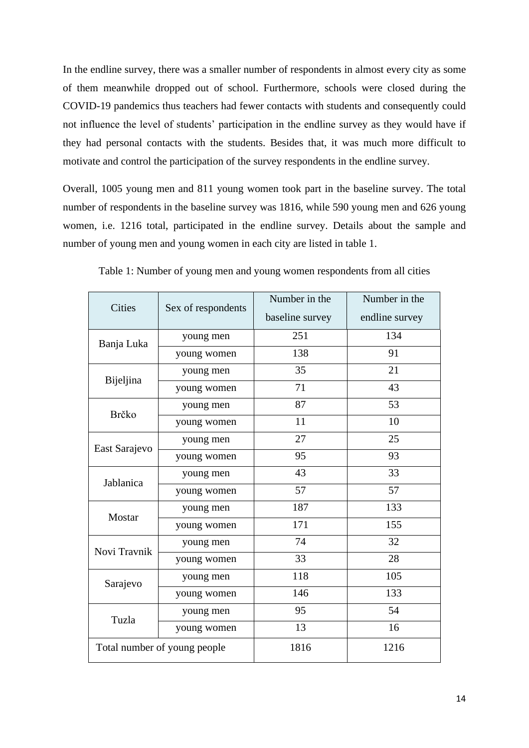In the endline survey, there was a smaller number of respondents in almost every city as some of them meanwhile dropped out of school. Furthermore, schools were closed during the COVID-19 pandemics thus teachers had fewer contacts with students and consequently could not influence the level of students' participation in the endline survey as they would have if they had personal contacts with the students. Besides that, it was much more difficult to motivate and control the participation of the survey respondents in the endline survey.

Overall, 1005 young men and 811 young women took part in the baseline survey. The total number of respondents in the baseline survey was 1816, while 590 young men and 626 young women, i.e. 1216 total, participated in the endline survey. Details about the sample and number of young men and young women in each city are listed in table 1.

Table 1: Number of young men and young women respondents from all cities

| Cities | Sex of respondents | Number in the baseline survey | Number in the endline survey |
|---|---|---|---|
| Banja Luka | young men | 251 | 134 |
| | young women | 138 | 91 |
| Bijeljina | young men | 35 | 21 |
| | young women | 71 | 43 |
| Brčko | young men | 87 | 53 |
| | young women | 11 | 10 |
| East Sarajevo | young men | 27 | 25 |
| | young women | 95 | 93 |
| Jablanica | young men | 43 | 33 |
| | young women | 57 | 57 |
| Mostar | young men | 187 | 133 |
| | young women | 171 | 155 |
| Novi Travnik | young men | 74 | 32 |
| | young women | 33 | 28 |
| Sarajevo | young men | 118 | 105 |
| | young women | 146 | 133 |
| Tuzla | young men | 95 | 54 |
| | young women | 13 | 16 |
| Total number of young people | | 1816 | 1216 |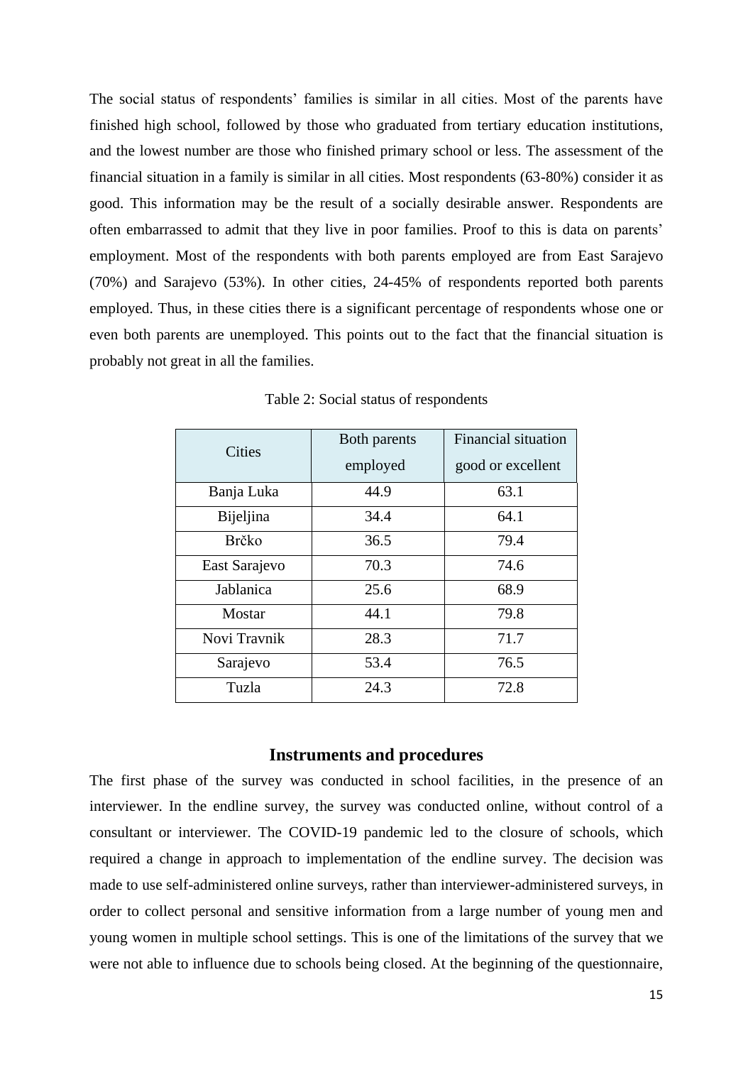The social status of respondents' families is similar in all cities. Most of the parents have finished high school, followed by those who graduated from tertiary education institutions, and the lowest number are those who finished primary school or less. The assessment of the financial situation in a family is similar in all cities. Most respondents (63-80%) consider it as good. This information may be the result of a socially desirable answer. Respondents are often embarrassed to admit that they live in poor families. Proof to this is data on parents' employment. Most of the respondents with both parents employed are from East Sarajevo (70%) and Sarajevo (53%). In other cities, 24-45% of respondents reported both parents employed. Thus, in these cities there is a significant percentage of respondents whose one or even both parents are unemployed. This points out to the fact that the financial situation is probably not great in all the families.

Table 2: Social status of respondents

| Cities | Both parents employed | Financial situation good or excellent |
|---|---|---|
| Banja Luka | 44.9 | 63.1 |
| Bijeljina | 34.4 | 64.1 |
| Brčko | 36.5 | 79.4 |
| East Sarajevo | 70.3 | 74.6 |
| Jablanica | 25.6 | 68.9 |
| Mostar | 44.1 | 79.8 |
| Novi Travnik | 28.3 | 71.7 |
| Sarajevo | 53.4 | 76.5 |
| Tuzla | 24.3 | 72.8 |

### Instruments and procedures

The first phase of the survey was conducted in school facilities, in the presence of an interviewer. In the endline survey, the survey was conducted online, without control of a consultant or interviewer. The COVID-19 pandemic led to the closure of schools, which required a change in approach to implementation of the endline survey. The decision was made to use self-administered online surveys, rather than interviewer-administered surveys, in order to collect personal and sensitive information from a large number of young men and young women in multiple school settings. This is one of the limitations of the survey that we were not able to influence due to schools being closed. At the beginning of the questionnaire,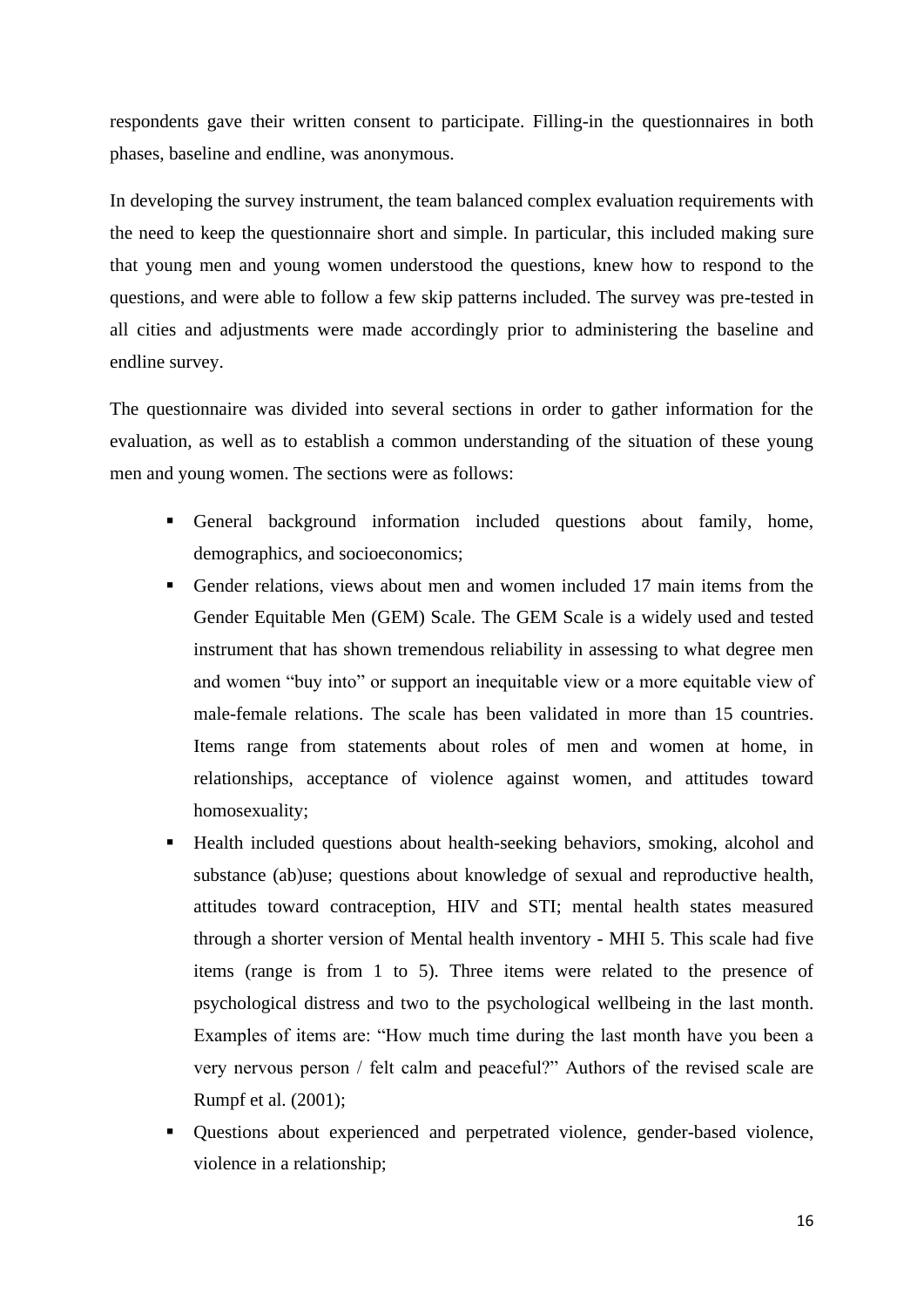respondents gave their written consent to participate. Filling-in the questionnaires in both phases, baseline and endline, was anonymous.

In developing the survey instrument, the team balanced complex evaluation requirements with the need to keep the questionnaire short and simple. In particular, this included making sure that young men and young women understood the questions, knew how to respond to the questions, and were able to follow a few skip patterns included. The survey was pre-tested in all cities and adjustments were made accordingly prior to administering the baseline and endline survey.

The questionnaire was divided into several sections in order to gather information for the evaluation, as well as to establish a common understanding of the situation of these young men and young women. The sections were as follows:

- General background information included questions about family, home, demographics, and socioeconomics;
- Gender relations, views about men and women included 17 main items from the Gender Equitable Men (GEM) Scale. The GEM Scale is a widely used and tested instrument that has shown tremendous reliability in assessing to what degree men and women "buy into" or support an inequitable view or a more equitable view of male-female relations. The scale has been validated in more than 15 countries. Items range from statements about roles of men and women at home, in relationships, acceptance of violence against women, and attitudes toward homosexuality;
- Health included questions about health-seeking behaviors, smoking, alcohol and substance (ab)use; questions about knowledge of sexual and reproductive health, attitudes toward contraception, HIV and STI; mental health states measured through a shorter version of Mental health inventory - MHI 5. This scale had five items (range is from 1 to 5). Three items were related to the presence of psychological distress and two to the psychological wellbeing in the last month. Examples of items are: "How much time during the last month have you been a very nervous person / felt calm and peaceful?" Authors of the revised scale are Rumpf et al. (2001);
- Questions about experienced and perpetrated violence, gender-based violence, violence in a relationship;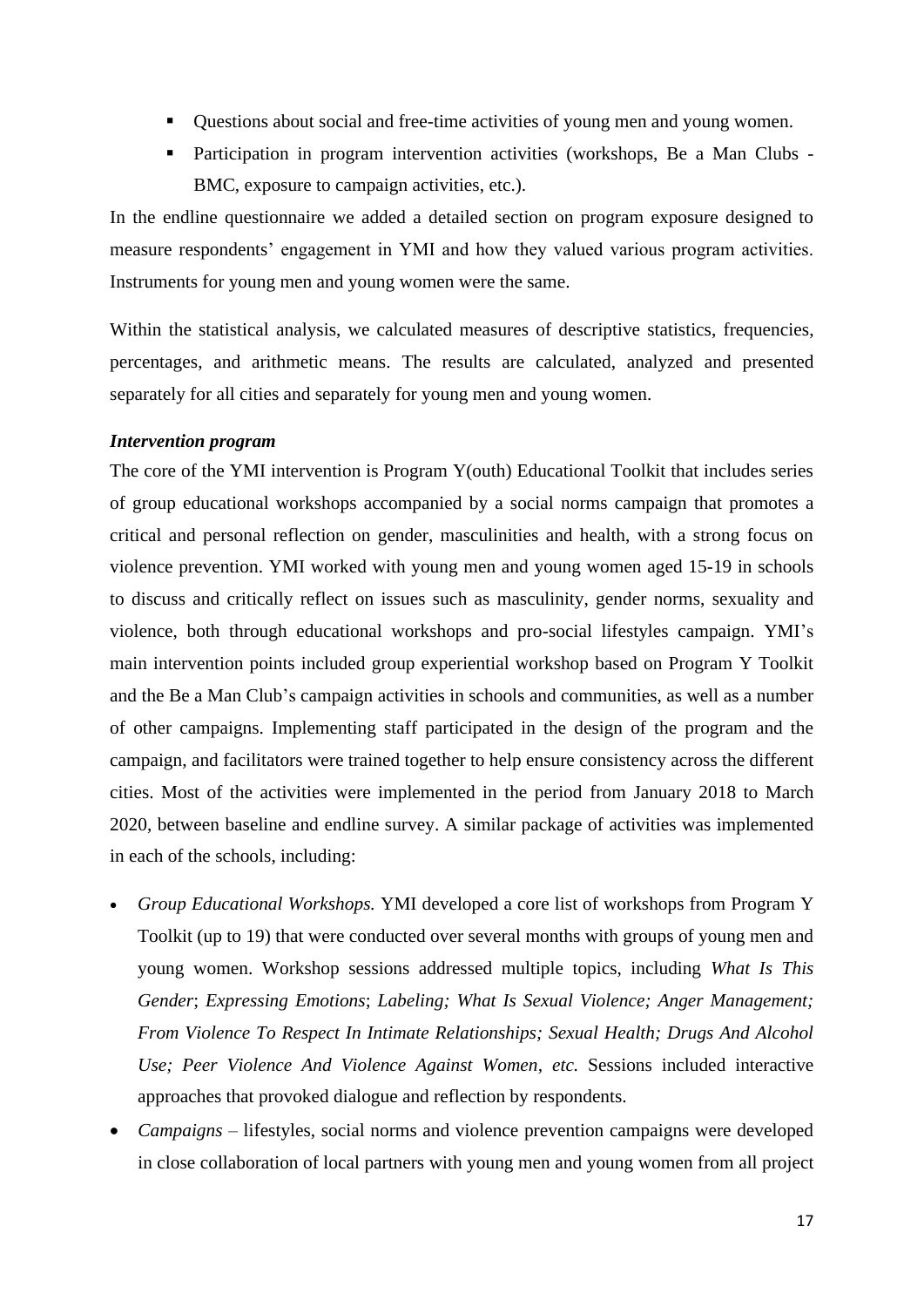- Questions about social and free-time activities of young men and young women.
- Participation in program intervention activities (workshops, Be a Man Clubs - BMC, exposure to campaign activities, etc.).

In the endline questionnaire we added a detailed section on program exposure designed to measure respondents' engagement in YMI and how they valued various program activities. Instruments for young men and young women were the same.

Within the statistical analysis, we calculated measures of descriptive statistics, frequencies, percentages, and arithmetic means. The results are calculated, analyzed and presented separately for all cities and separately for young men and young women.

***Intervention program***

The core of the YMI intervention is Program Y(outh) Educational Toolkit that includes series of group educational workshops accompanied by a social norms campaign that promotes a critical and personal reflection on gender, masculinities and health, with a strong focus on violence prevention. YMI worked with young men and young women aged 15-19 in schools to discuss and critically reflect on issues such as masculinity, gender norms, sexuality and violence, both through educational workshops and pro-social lifestyles campaign. YMI's main intervention points included group experiential workshop based on Program Y Toolkit and the Be a Man Club's campaign activities in schools and communities, as well as a number of other campaigns. Implementing staff participated in the design of the program and the campaign, and facilitators were trained together to help ensure consistency across the different cities. Most of the activities were implemented in the period from January 2018 to March 2020, between baseline and endline survey. A similar package of activities was implemented in each of the schools, including:

- *Group Educational Workshops.* YMI developed a core list of workshops from Program Y Toolkit (up to 19) that were conducted over several months with groups of young men and young women. Workshop sessions addressed multiple topics, including *What Is This Gender*; *Expressing Emotions*; *Labeling; What Is Sexual Violence; Anger Management; From Violence To Respect In Intimate Relationships; Sexual Health; Drugs And Alcohol Use; Peer Violence And Violence Against Women, etc.* Sessions included interactive approaches that provoked dialogue and reflection by respondents.
- *Campaigns* – lifestyles, social norms and violence prevention campaigns were developed in close collaboration of local partners with young men and young women from all project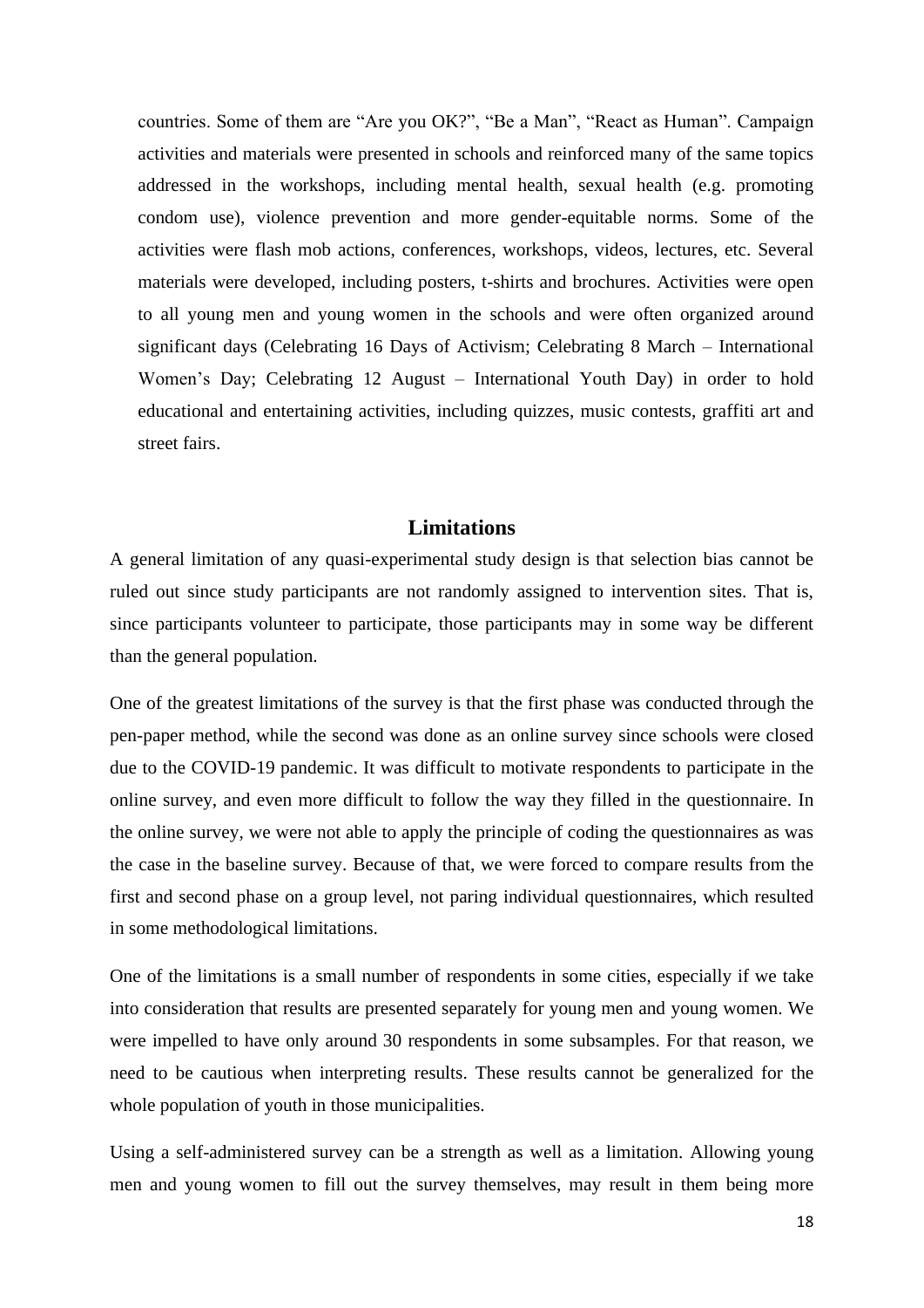countries. Some of them are "Are you OK?", "Be a Man", "React as Human". Campaign activities and materials were presented in schools and reinforced many of the same topics addressed in the workshops, including mental health, sexual health (e.g. promoting condom use), violence prevention and more gender-equitable norms. Some of the activities were flash mob actions, conferences, workshops, videos, lectures, etc. Several materials were developed, including posters, t-shirts and brochures. Activities were open to all young men and young women in the schools and were often organized around significant days (Celebrating 16 Days of Activism; Celebrating 8 March – International Women's Day; Celebrating 12 August – International Youth Day) in order to hold educational and entertaining activities, including quizzes, music contests, graffiti art and street fairs.

## Limitations

A general limitation of any quasi-experimental study design is that selection bias cannot be ruled out since study participants are not randomly assigned to intervention sites. That is, since participants volunteer to participate, those participants may in some way be different than the general population.

One of the greatest limitations of the survey is that the first phase was conducted through the pen-paper method, while the second was done as an online survey since schools were closed due to the COVID-19 pandemic. It was difficult to motivate respondents to participate in the online survey, and even more difficult to follow the way they filled in the questionnaire. In the online survey, we were not able to apply the principle of coding the questionnaires as was the case in the baseline survey. Because of that, we were forced to compare results from the first and second phase on a group level, not paring individual questionnaires, which resulted in some methodological limitations.

One of the limitations is a small number of respondents in some cities, especially if we take into consideration that results are presented separately for young men and young women. We were impelled to have only around 30 respondents in some subsamples. For that reason, we need to be cautious when interpreting results. These results cannot be generalized for the whole population of youth in those municipalities.

Using a self-administered survey can be a strength as well as a limitation. Allowing young men and young women to fill out the survey themselves, may result in them being more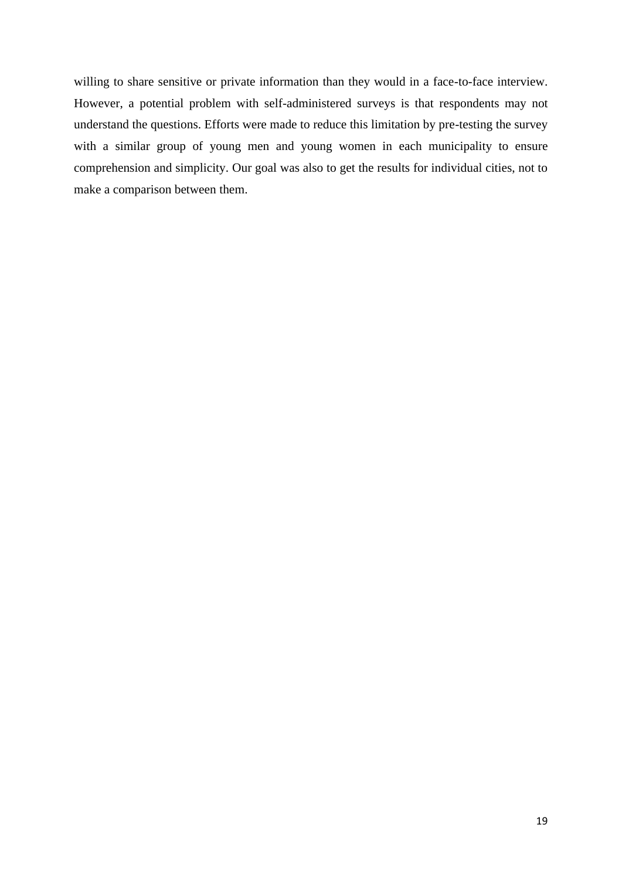willing to share sensitive or private information than they would in a face-to-face interview. However, a potential problem with self-administered surveys is that respondents may not understand the questions. Efforts were made to reduce this limitation by pre-testing the survey with a similar group of young men and young women in each municipality to ensure comprehension and simplicity. Our goal was also to get the results for individual cities, not to make a comparison between them.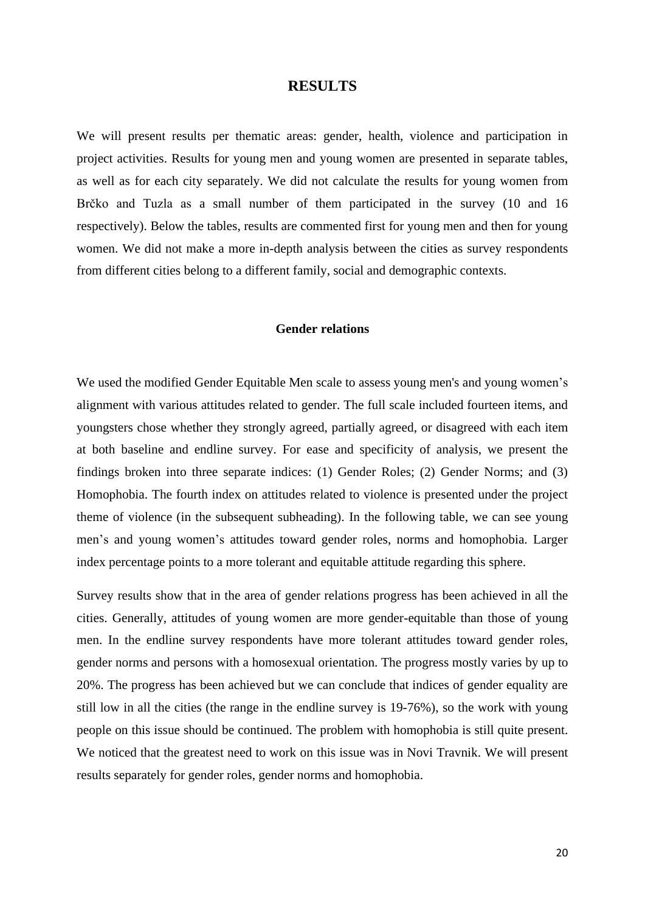# RESULTS

We will present results per thematic areas: gender, health, violence and participation in project activities. Results for young men and young women are presented in separate tables, as well as for each city separately. We did not calculate the results for young women from Brčko and Tuzla as a small number of them participated in the survey (10 and 16 respectively). Below the tables, results are commented first for young men and then for young women. We did not make a more in-depth analysis between the cities as survey respondents from different cities belong to a different family, social and demographic contexts.

## Gender relations

We used the modified Gender Equitable Men scale to assess young men's and young women's alignment with various attitudes related to gender. The full scale included fourteen items, and youngsters chose whether they strongly agreed, partially agreed, or disagreed with each item at both baseline and endline survey. For ease and specificity of analysis, we present the findings broken into three separate indices: (1) Gender Roles; (2) Gender Norms; and (3) Homophobia. The fourth index on attitudes related to violence is presented under the project theme of violence (in the subsequent subheading). In the following table, we can see young men's and young women's attitudes toward gender roles, norms and homophobia. Larger index percentage points to a more tolerant and equitable attitude regarding this sphere.

Survey results show that in the area of gender relations progress has been achieved in all the cities. Generally, attitudes of young women are more gender-equitable than those of young men. In the endline survey respondents have more tolerant attitudes toward gender roles, gender norms and persons with a homosexual orientation. The progress mostly varies by up to 20%. The progress has been achieved but we can conclude that indices of gender equality are still low in all the cities (the range in the endline survey is 19-76%), so the work with young people on this issue should be continued. The problem with homophobia is still quite present. We noticed that the greatest need to work on this issue was in Novi Travnik. We will present results separately for gender roles, gender norms and homophobia.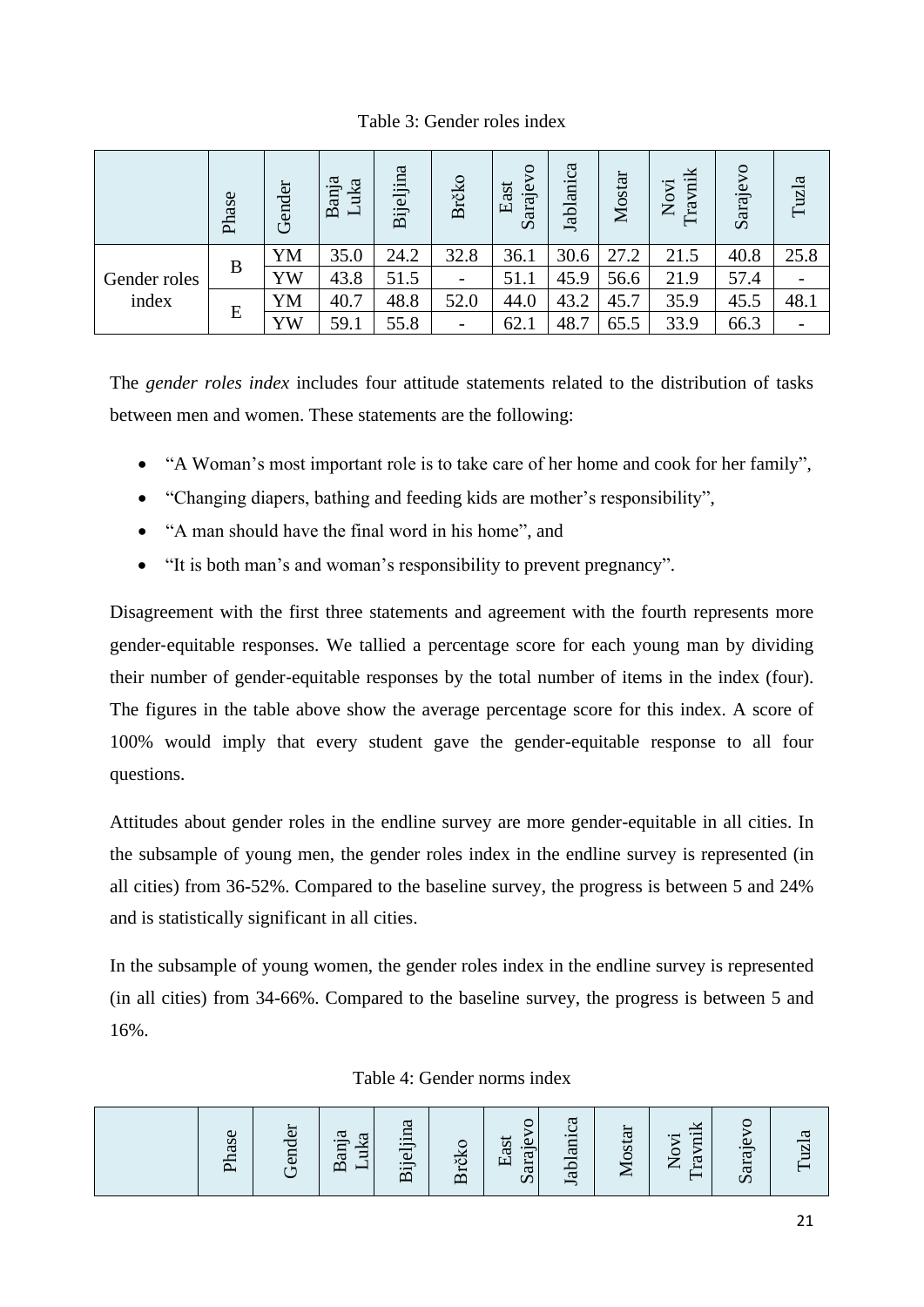Table 3: Gender roles index

| | Phase | Gender | Banja Luka | Bijeljina | Brčko | East Sarajevo | Jablanica | Mostar | Novi Travnik | Sarajevo | Tuzla |
|---|---|---|---|---|---|---|---|---|---|---|---|
| Gender roles index | B | YM | 35.0 | 24.2 | 32.8 | 36.1 | 30.6 | 27.2 | 21.5 | 40.8 | 25.8 |
| | | YW | 43.8 | 51.5 | - | 51.1 | 45.9 | 56.6 | 21.9 | 57.4 | - |
| | E | YM | 40.7 | 48.8 | 52.0 | 44.0 | 43.2 | 45.7 | 35.9 | 45.5 | 48.1 |
| | | YW | 59.1 | 55.8 | - | 62.1 | 48.7 | 65.5 | 33.9 | 66.3 | - |

The *gender roles index* includes four attitude statements related to the distribution of tasks between men and women. These statements are the following:

- "A Woman's most important role is to take care of her home and cook for her family",
- "Changing diapers, bathing and feeding kids are mother's responsibility",
- "A man should have the final word in his home", and
- "It is both man's and woman's responsibility to prevent pregnancy".

Disagreement with the first three statements and agreement with the fourth represents more gender-equitable responses. We tallied a percentage score for each young man by dividing their number of gender-equitable responses by the total number of items in the index (four). The figures in the table above show the average percentage score for this index. A score of 100% would imply that every student gave the gender-equitable response to all four questions.

Attitudes about gender roles in the endline survey are more gender-equitable in all cities. In the subsample of young men, the gender roles index in the endline survey is represented (in all cities) from 36-52%. Compared to the baseline survey, the progress is between 5 and 24% and is statistically significant in all cities.

In the subsample of young women, the gender roles index in the endline survey is represented (in all cities) from 34-66%. Compared to the baseline survey, the progress is between 5 and 16%.

Table 4: Gender norms index

| | Phase | Gender | Banja Luka | Bijeljina | Brčko | East Sarajevo | Jablanica | Mostar | Novi Travnik | Sarajevo | Tuzla |
|---|---|---|---|---|---|---|---|---|---|---|---|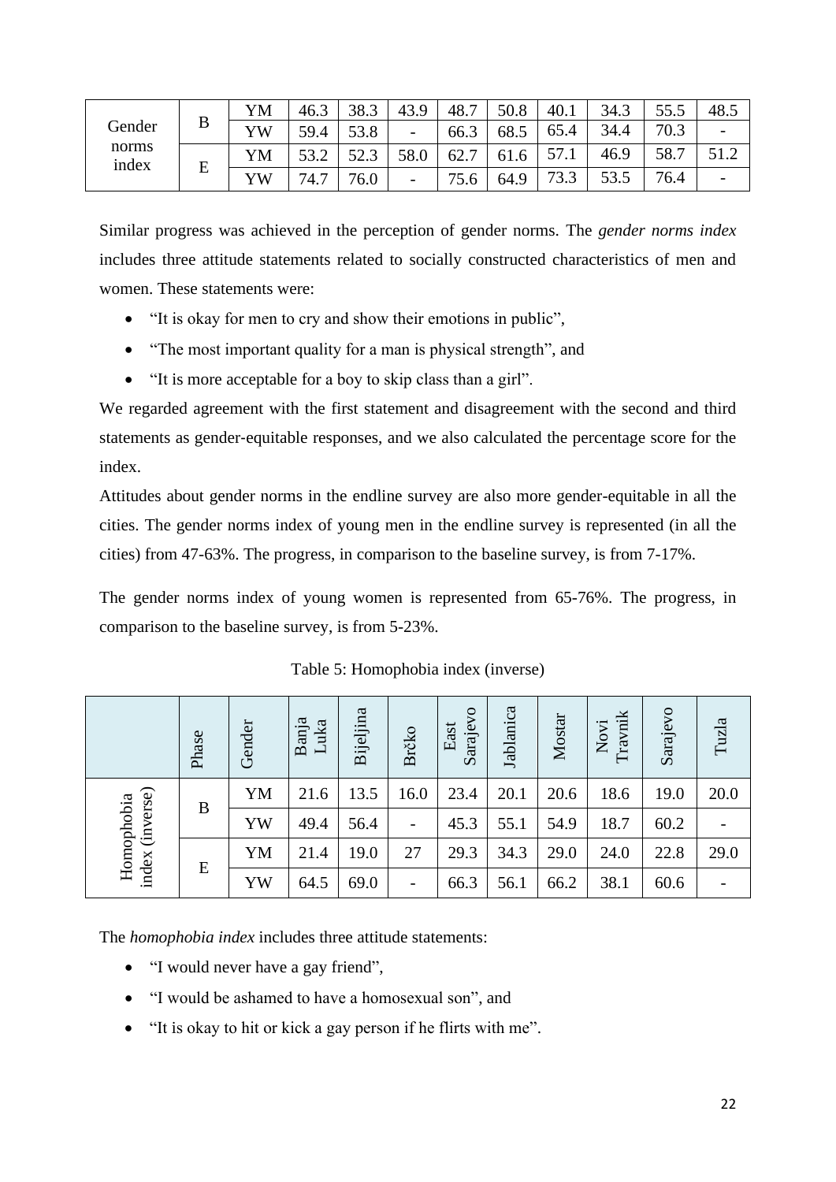| Gender norms index | B | YM | 46.3 | 38.3 | 43.9 | 48.7 | 50.8 | 40.1 | 34.3 | 55.5 | 48.5 |
|---|---|---|---|---|---|---|---|---|---|---|---|
| | | YW | 59.4 | 53.8 | - | 66.3 | 68.5 | 65.4 | 34.4 | 70.3 | - |
| | E | YM | 53.2 | 52.3 | 58.0 | 62.7 | 61.6 | 57.1 | 46.9 | 58.7 | 51.2 |
| | | YW | 74.7 | 76.0 | - | 75.6 | 64.9 | 73.3 | 53.5 | 76.4 | - |

Similar progress was achieved in the perception of gender norms. The *gender norms index* includes three attitude statements related to socially constructed characteristics of men and women. These statements were:

- "It is okay for men to cry and show their emotions in public",
- "The most important quality for a man is physical strength", and
- "It is more acceptable for a boy to skip class than a girl".

We regarded agreement with the first statement and disagreement with the second and third statements as gender-equitable responses, and we also calculated the percentage score for the index.

Attitudes about gender norms in the endline survey are also more gender-equitable in all the cities. The gender norms index of young men in the endline survey is represented (in all the cities) from 47-63%. The progress, in comparison to the baseline survey, is from 7-17%.

The gender norms index of young women is represented from 65-76%. The progress, in comparison to the baseline survey, is from 5-23%.

Table 5: Homophobia index (inverse)

| | Phase | Gender | Banja Luka | Bijeljina | Brčko | East Sarajevo | Jablanica | Mostar | Novi Travnik | Sarajevo | Tuzla |
|---|---|---|---|---|---|---|---|---|---|---|---|
| Homophobia index (inverse) | B | YM | 21.6 | 13.5 | 16.0 | 23.4 | 20.1 | 20.6 | 18.6 | 19.0 | 20.0 |
| | | YW | 49.4 | 56.4 | - | 45.3 | 55.1 | 54.9 | 18.7 | 60.2 | - |
| | E | YM | 21.4 | 19.0 | 27 | 29.3 | 34.3 | 29.0 | 24.0 | 22.8 | 29.0 |
| | | YW | 64.5 | 69.0 | - | 66.3 | 56.1 | 66.2 | 38.1 | 60.6 | - |

The *homophobia index* includes three attitude statements:

- "I would never have a gay friend",
- "I would be ashamed to have a homosexual son", and
- "It is okay to hit or kick a gay person if he flirts with me".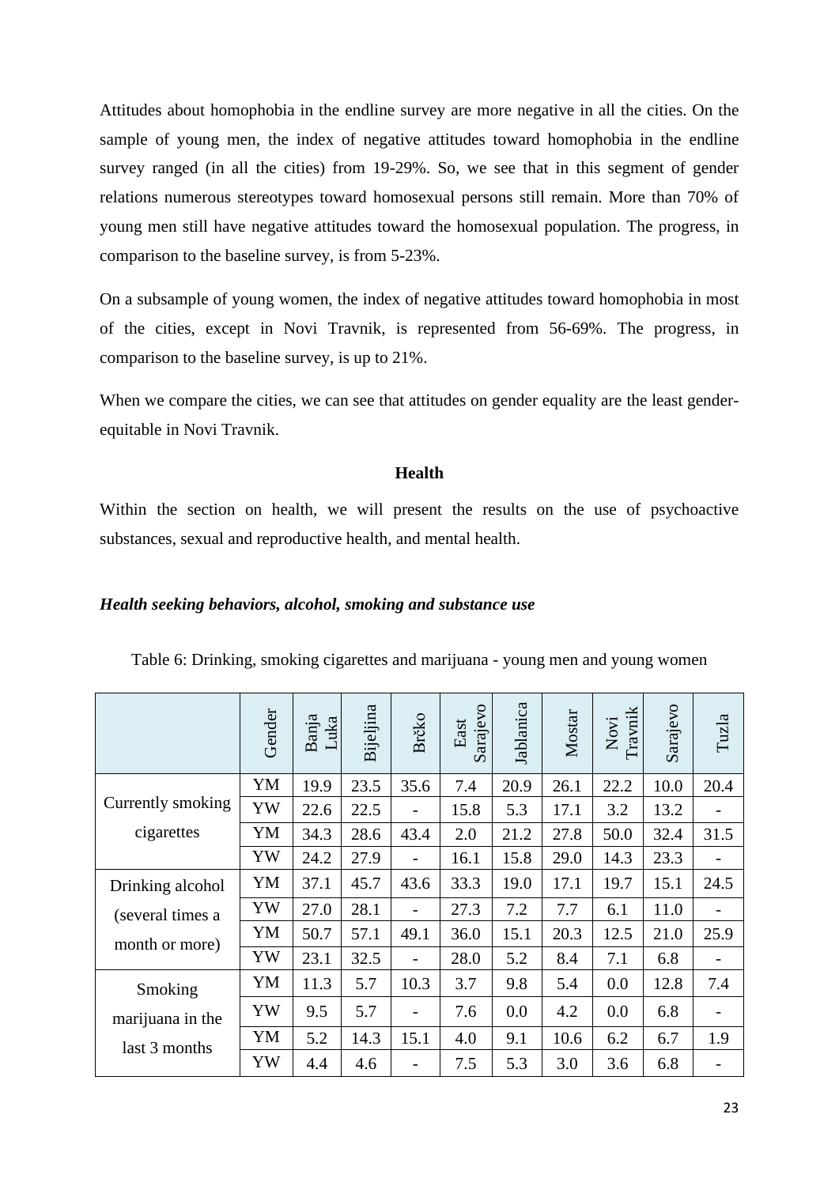Attitudes about homophobia in the endline survey are more negative in all the cities. On the sample of young men, the index of negative attitudes toward homophobia in the endline survey ranged (in all the cities) from 19-29%. So, we see that in this segment of gender relations numerous stereotypes toward homosexual persons still remain. More than 70% of young men still have negative attitudes toward the homosexual population. The progress, in comparison to the baseline survey, is from 5-23%.

On a subsample of young women, the index of negative attitudes toward homophobia in most of the cities, except in Novi Travnik, is represented from 56-69%. The progress, in comparison to the baseline survey, is up to 21%.

When we compare the cities, we can see that attitudes on gender equality are the least gender-equitable in Novi Travnik.

## Health

Within the section on health, we will present the results on the use of psychoactive substances, sexual and reproductive health, and mental health.

### *Health seeking behaviors, alcohol, smoking and substance use*

Table 6: Drinking, smoking cigarettes and marijuana - young men and young women

| | Gender | Banja Luka | Bijeljina | Brčko | East Sarajevo | Jablanica | Mostar | Novi Travnik | Sarajevo | Tuzla |
|---|---|---|---|---|---|---|---|---|---|---|
| Currently smoking cigarettes | YM | 19.9 | 23.5 | 35.6 | 7.4 | 20.9 | 26.1 | 22.2 | 10.0 | 20.4 |
| | YW | 22.6 | 22.5 | - | 15.8 | 5.3 | 17.1 | 3.2 | 13.2 | - |
| | YM | 34.3 | 28.6 | 43.4 | 2.0 | 21.2 | 27.8 | 50.0 | 32.4 | 31.5 |
| | YW | 24.2 | 27.9 | - | 16.1 | 15.8 | 29.0 | 14.3 | 23.3 | - |
| Drinking alcohol (several times a month or more) | YM | 37.1 | 45.7 | 43.6 | 33.3 | 19.0 | 17.1 | 19.7 | 15.1 | 24.5 |
| | YW | 27.0 | 28.1 | - | 27.3 | 7.2 | 7.7 | 6.1 | 11.0 | - |
| | YM | 50.7 | 57.1 | 49.1 | 36.0 | 15.1 | 20.3 | 12.5 | 21.0 | 25.9 |
| | YW | 23.1 | 32.5 | - | 28.0 | 5.2 | 8.4 | 7.1 | 6.8 | - |
| Smoking marijuana in the last 3 months | YM | 11.3 | 5.7 | 10.3 | 3.7 | 9.8 | 5.4 | 0.0 | 12.8 | 7.4 |
| | YW | 9.5 | 5.7 | - | 7.6 | 0.0 | 4.2 | 0.0 | 6.8 | - |
| | YM | 5.2 | 14.3 | 15.1 | 4.0 | 9.1 | 10.6 | 6.2 | 6.7 | 1.9 |
| | YW | 4.4 | 4.6 | - | 7.5 | 5.3 | 3.0 | 3.6 | 6.8 | - |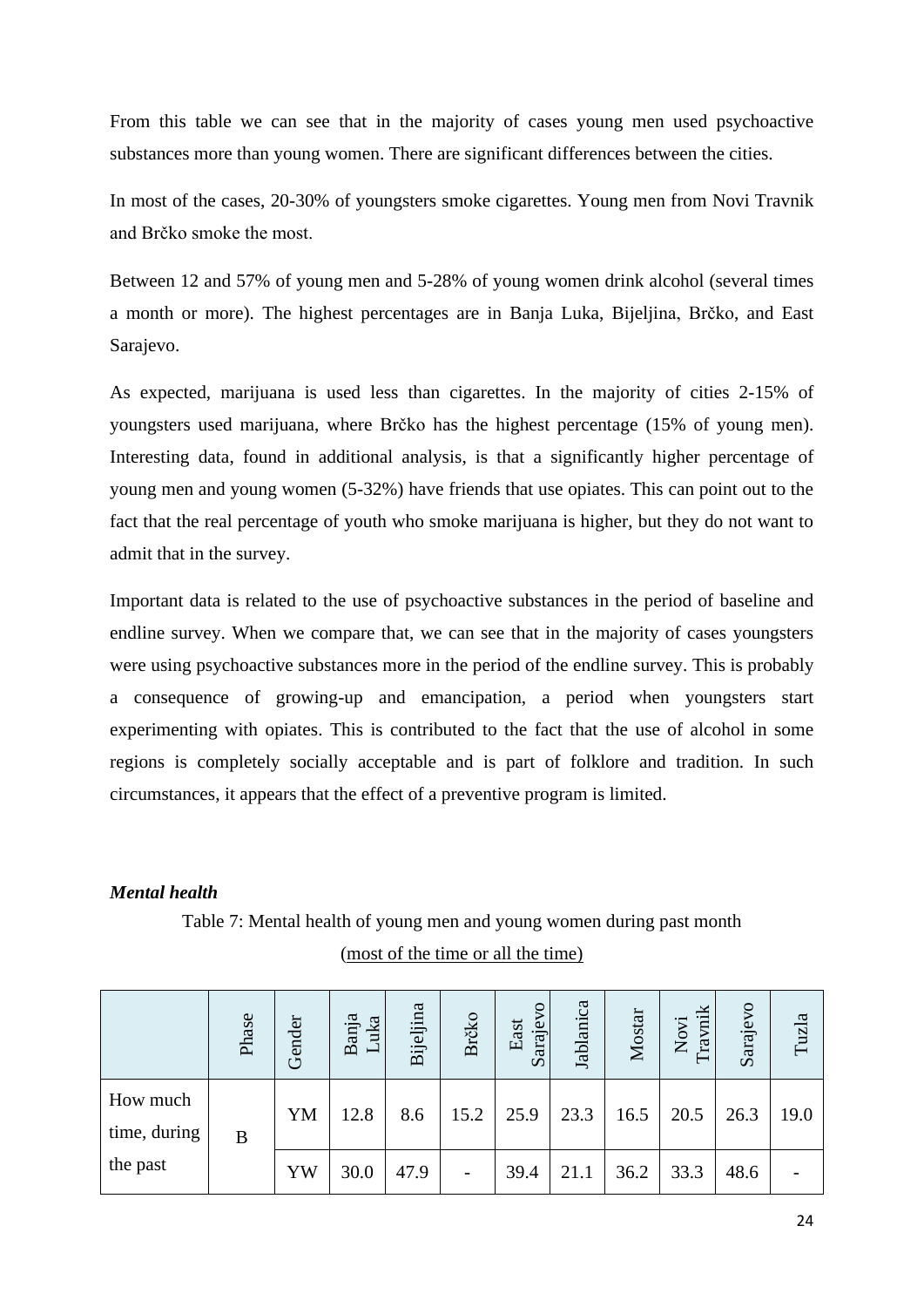From this table we can see that in the majority of cases young men used psychoactive substances more than young women. There are significant differences between the cities.

In most of the cases, 20-30% of youngsters smoke cigarettes. Young men from Novi Travnik and Brčko smoke the most.

Between 12 and 57% of young men and 5-28% of young women drink alcohol (several times a month or more). The highest percentages are in Banja Luka, Bijeljina, Brčko, and East Sarajevo.

As expected, marijuana is used less than cigarettes. In the majority of cities 2-15% of youngsters used marijuana, where Brčko has the highest percentage (15% of young men). Interesting data, found in additional analysis, is that a significantly higher percentage of young men and young women (5-32%) have friends that use opiates. This can point out to the fact that the real percentage of youth who smoke marijuana is higher, but they do not want to admit that in the survey.

Important data is related to the use of psychoactive substances in the period of baseline and endline survey. When we compare that, we can see that in the majority of cases youngsters were using psychoactive substances more in the period of the endline survey. This is probably a consequence of growing-up and emancipation, a period when youngsters start experimenting with opiates. This is contributed to the fact that the use of alcohol in some regions is completely socially acceptable and is part of folklore and tradition. In such circumstances, it appears that the effect of a preventive program is limited.

***Mental health***

Table 7: Mental health of young men and young women during past month

(most of the time or all the time)

| | Phase | Gender | Banja Luka | Bijeljina | Brčko | East Sarajevo | Jablanica | Mostar | Novi Travnik | Sarajevo | Tuzla |
|---|---|---|---|---|---|---|---|---|---|---|---|
| How much time, during the past | B | YM | 12.8 | 8.6 | 15.2 | 25.9 | 23.3 | 16.5 | 20.5 | 26.3 | 19.0 |
| | | YW | 30.0 | 47.9 | - | 39.4 | 21.1 | 36.2 | 33.3 | 48.6 | - |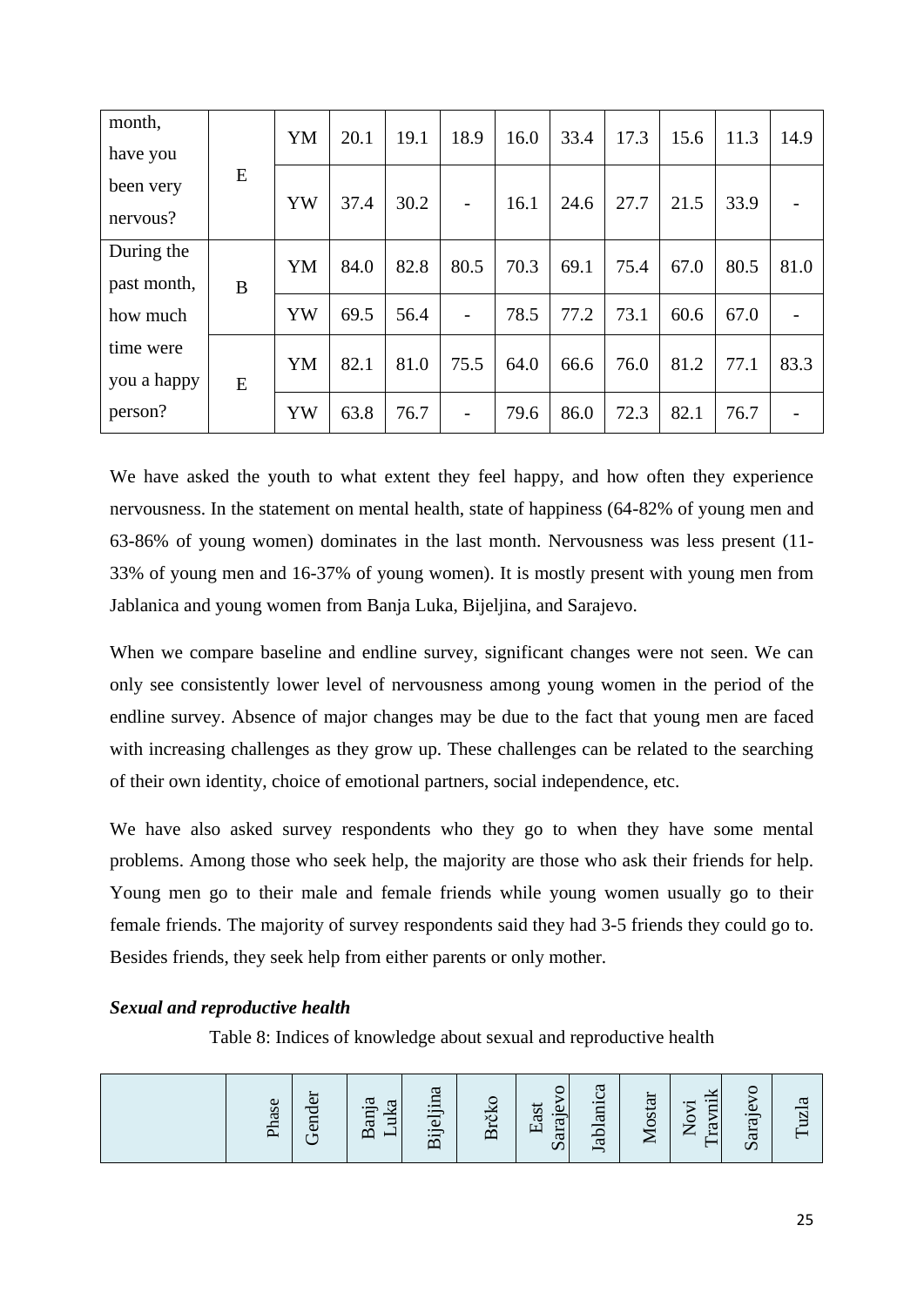| month, have you been very nervous? | E | YM | 20.1 | 19.1 | 18.9 | 16.0 | 33.4 | 17.3 | 15.6 | 11.3 | 14.9 |
|---|---|---|---|---|---|---|---|---|---|---|---|
| | | YW | 37.4 | 30.2 | - | 16.1 | 24.6 | 27.7 | 21.5 | 33.9 | - |
| During the past month, how much time were you a happy person? | B | YM | 84.0 | 82.8 | 80.5 | 70.3 | 69.1 | 75.4 | 67.0 | 80.5 | 81.0 |
| | | YW | 69.5 | 56.4 | - | 78.5 | 77.2 | 73.1 | 60.6 | 67.0 | - |
| | E | YM | 82.1 | 81.0 | 75.5 | 64.0 | 66.6 | 76.0 | 81.2 | 77.1 | 83.3 |
| | | YW | 63.8 | 76.7 | - | 79.6 | 86.0 | 72.3 | 82.1 | 76.7 | - |

We have asked the youth to what extent they feel happy, and how often they experience nervousness. In the statement on mental health, state of happiness (64-82% of young men and 63-86% of young women) dominates in the last month. Nervousness was less present (11-33% of young men and 16-37% of young women). It is mostly present with young men from Jablanica and young women from Banja Luka, Bijeljina, and Sarajevo.

When we compare baseline and endline survey, significant changes were not seen. We can only see consistently lower level of nervousness among young women in the period of the endline survey. Absence of major changes may be due to the fact that young men are faced with increasing challenges as they grow up. These challenges can be related to the searching of their own identity, choice of emotional partners, social independence, etc.

We have also asked survey respondents who they go to when they have some mental problems. Among those who seek help, the majority are those who ask their friends for help. Young men go to their male and female friends while young women usually go to their female friends. The majority of survey respondents said they had 3-5 friends they could go to. Besides friends, they seek help from either parents or only mother.

***Sexual and reproductive health***

Table 8: Indices of knowledge about sexual and reproductive health

| | Phase | Gender | Banja Luka | Bijeljina | Brčko | East Sarajevo | Jablanica | Mostar | Novi Travnik | Sarajevo | Tuzla |
|---|---|---|---|---|---|---|---|---|---|---|---|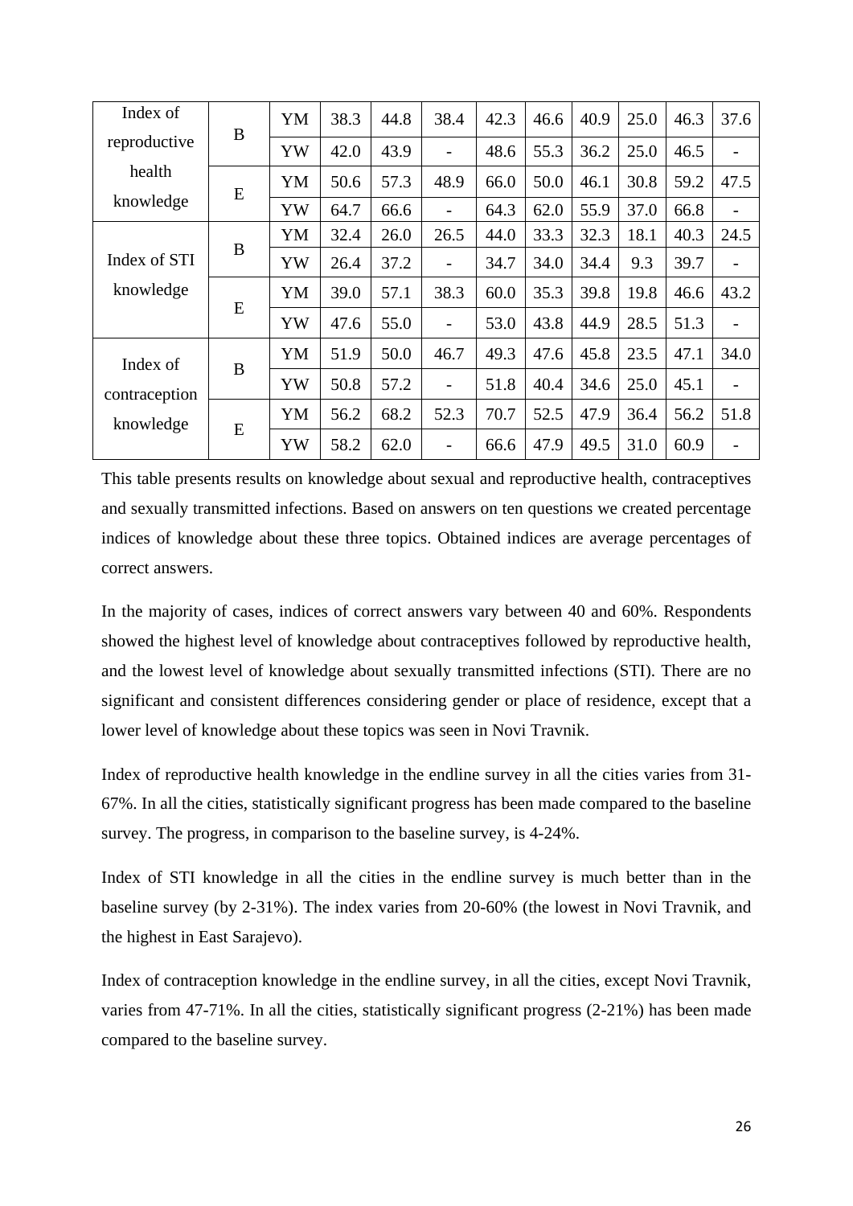| Index of reproductive health knowledge | B | YM | 38.3 | 44.8 | 38.4 | 42.3 | 46.6 | 40.9 | 25.0 | 46.3 | 37.6 |
|---|---|---|---|---|---|---|---|---|---|---|---|
| | | YW | 42.0 | 43.9 | - | 48.6 | 55.3 | 36.2 | 25.0 | 46.5 | - |
| | E | YM | 50.6 | 57.3 | 48.9 | 66.0 | 50.0 | 46.1 | 30.8 | 59.2 | 47.5 |
| | | YW | 64.7 | 66.6 | - | 64.3 | 62.0 | 55.9 | 37.0 | 66.8 | - |
| Index of STI knowledge | B | YM | 32.4 | 26.0 | 26.5 | 44.0 | 33.3 | 32.3 | 18.1 | 40.3 | 24.5 |
| | | YW | 26.4 | 37.2 | - | 34.7 | 34.0 | 34.4 | 9.3 | 39.7 | - |
| | E | YM | 39.0 | 57.1 | 38.3 | 60.0 | 35.3 | 39.8 | 19.8 | 46.6 | 43.2 |
| | | YW | 47.6 | 55.0 | - | 53.0 | 43.8 | 44.9 | 28.5 | 51.3 | - |
| Index of contraception knowledge | B | YM | 51.9 | 50.0 | 46.7 | 49.3 | 47.6 | 45.8 | 23.5 | 47.1 | 34.0 |
| | | YW | 50.8 | 57.2 | - | 51.8 | 40.4 | 34.6 | 25.0 | 45.1 | - |
| | E | YM | 56.2 | 68.2 | 52.3 | 70.7 | 52.5 | 47.9 | 36.4 | 56.2 | 51.8 |
| | | YW | 58.2 | 62.0 | - | 66.6 | 47.9 | 49.5 | 31.0 | 60.9 | - |

This table presents results on knowledge about sexual and reproductive health, contraceptives and sexually transmitted infections. Based on answers on ten questions we created percentage indices of knowledge about these three topics. Obtained indices are average percentages of correct answers.

In the majority of cases, indices of correct answers vary between 40 and 60%. Respondents showed the highest level of knowledge about contraceptives followed by reproductive health, and the lowest level of knowledge about sexually transmitted infections (STI). There are no significant and consistent differences considering gender or place of residence, except that a lower level of knowledge about these topics was seen in Novi Travnik.

Index of reproductive health knowledge in the endline survey in all the cities varies from 31-67%. In all the cities, statistically significant progress has been made compared to the baseline survey. The progress, in comparison to the baseline survey, is 4-24%.

Index of STI knowledge in all the cities in the endline survey is much better than in the baseline survey (by 2-31%). The index varies from 20-60% (the lowest in Novi Travnik, and the highest in East Sarajevo).

Index of contraception knowledge in the endline survey, in all the cities, except Novi Travnik, varies from 47-71%. In all the cities, statistically significant progress (2-21%) has been made compared to the baseline survey.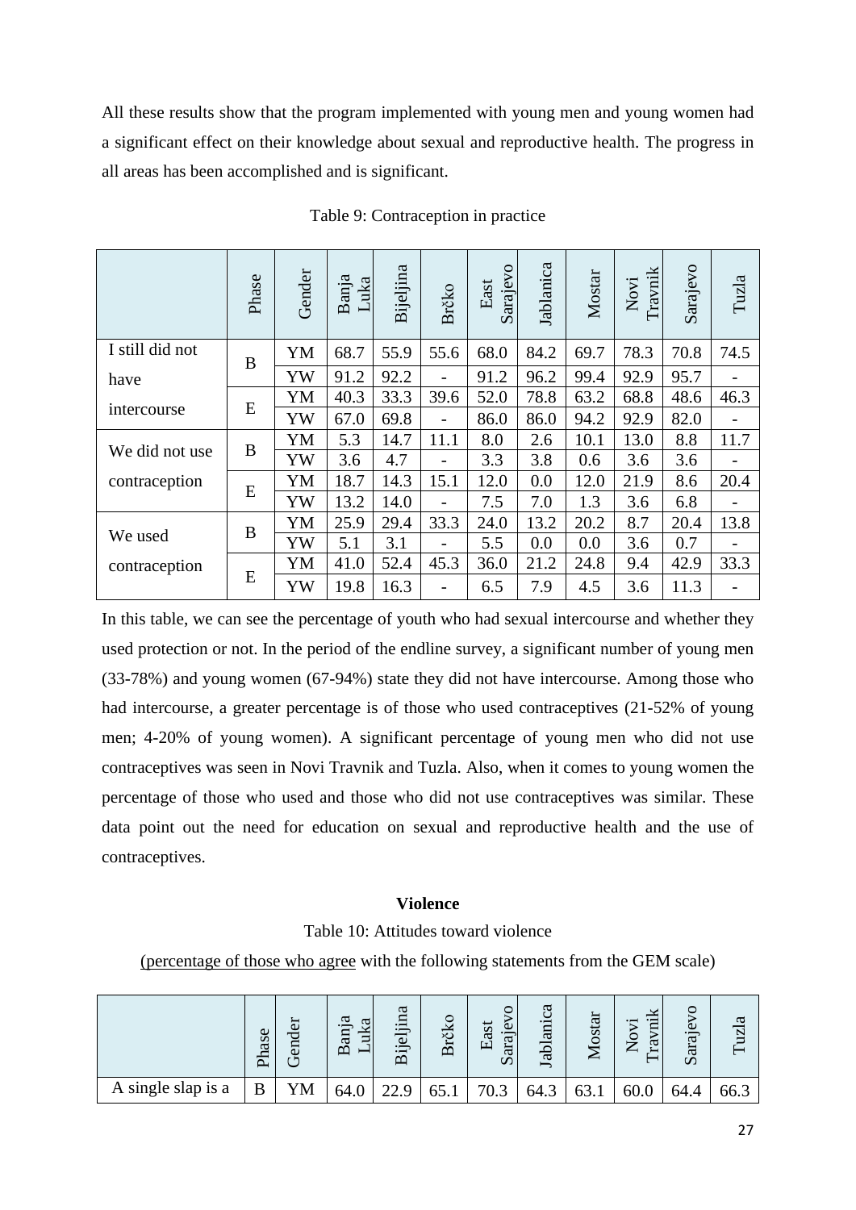All these results show that the program implemented with young men and young women had a significant effect on their knowledge about sexual and reproductive health. The progress in all areas has been accomplished and is significant.

Table 9: Contraception in practice

| | Phase | Gender | Banja Luka | Bijeljina | Brčko | East Sarajevo | Jablanica | Mostar | Novi Travnik | Sarajevo | Tuzla |
|---|---|---|---|---|---|---|---|---|---|---|---|
| I still did not have intercourse | B | YM | 68.7 | 55.9 | 55.6 | 68.0 | 84.2 | 69.7 | 78.3 | 70.8 | 74.5 |
| | | YW | 91.2 | 92.2 | - | 91.2 | 96.2 | 99.4 | 92.9 | 95.7 | - |
| | E | YM | 40.3 | 33.3 | 39.6 | 52.0 | 78.8 | 63.2 | 68.8 | 48.6 | 46.3 |
| | | YW | 67.0 | 69.8 | - | 86.0 | 86.0 | 94.2 | 92.9 | 82.0 | - |
| We did not use contraception | B | YM | 5.3 | 14.7 | 11.1 | 8.0 | 2.6 | 10.1 | 13.0 | 8.8 | 11.7 |
| | | YW | 3.6 | 4.7 | - | 3.3 | 3.8 | 0.6 | 3.6 | 3.6 | - |
| | E | YM | 18.7 | 14.3 | 15.1 | 12.0 | 0.0 | 12.0 | 21.9 | 8.6 | 20.4 |
| | | YW | 13.2 | 14.0 | - | 7.5 | 7.0 | 1.3 | 3.6 | 6.8 | - |
| We used contraception | B | YM | 25.9 | 29.4 | 33.3 | 24.0 | 13.2 | 20.2 | 8.7 | 20.4 | 13.8 |
| | | YW | 5.1 | 3.1 | - | 5.5 | 0.0 | 0.0 | 3.6 | 0.7 | - |
| | E | YM | 41.0 | 52.4 | 45.3 | 36.0 | 21.2 | 24.8 | 9.4 | 42.9 | 33.3 |
| | | YW | 19.8 | 16.3 | - | 6.5 | 7.9 | 4.5 | 3.6 | 11.3 | - |

In this table, we can see the percentage of youth who had sexual intercourse and whether they used protection or not. In the period of the endline survey, a significant number of young men (33-78%) and young women (67-94%) state they did not have intercourse. Among those who had intercourse, a greater percentage is of those who used contraceptives (21-52% of young men; 4-20% of young women). A significant percentage of young men who did not use contraceptives was seen in Novi Travnik and Tuzla. Also, when it comes to young women the percentage of those who used and those who did not use contraceptives was similar. These data point out the need for education on sexual and reproductive health and the use of contraceptives.

**Violence**

Table 10: Attitudes toward violence

(percentage of those who agree with the following statements from the GEM scale)

| | Phase | Gender | Banja Luka | Bijeljina | Brčko | East Sarajevo | Jablanica | Mostar | Novi Travnik | Sarajevo | Tuzla |
|---|---|---|---|---|---|---|---|---|---|---|---|
| A single slap is a | B | YM | 64.0 | 22.9 | 65.1 | 70.3 | 64.3 | 63.1 | 60.0 | 64.4 | 66.3 |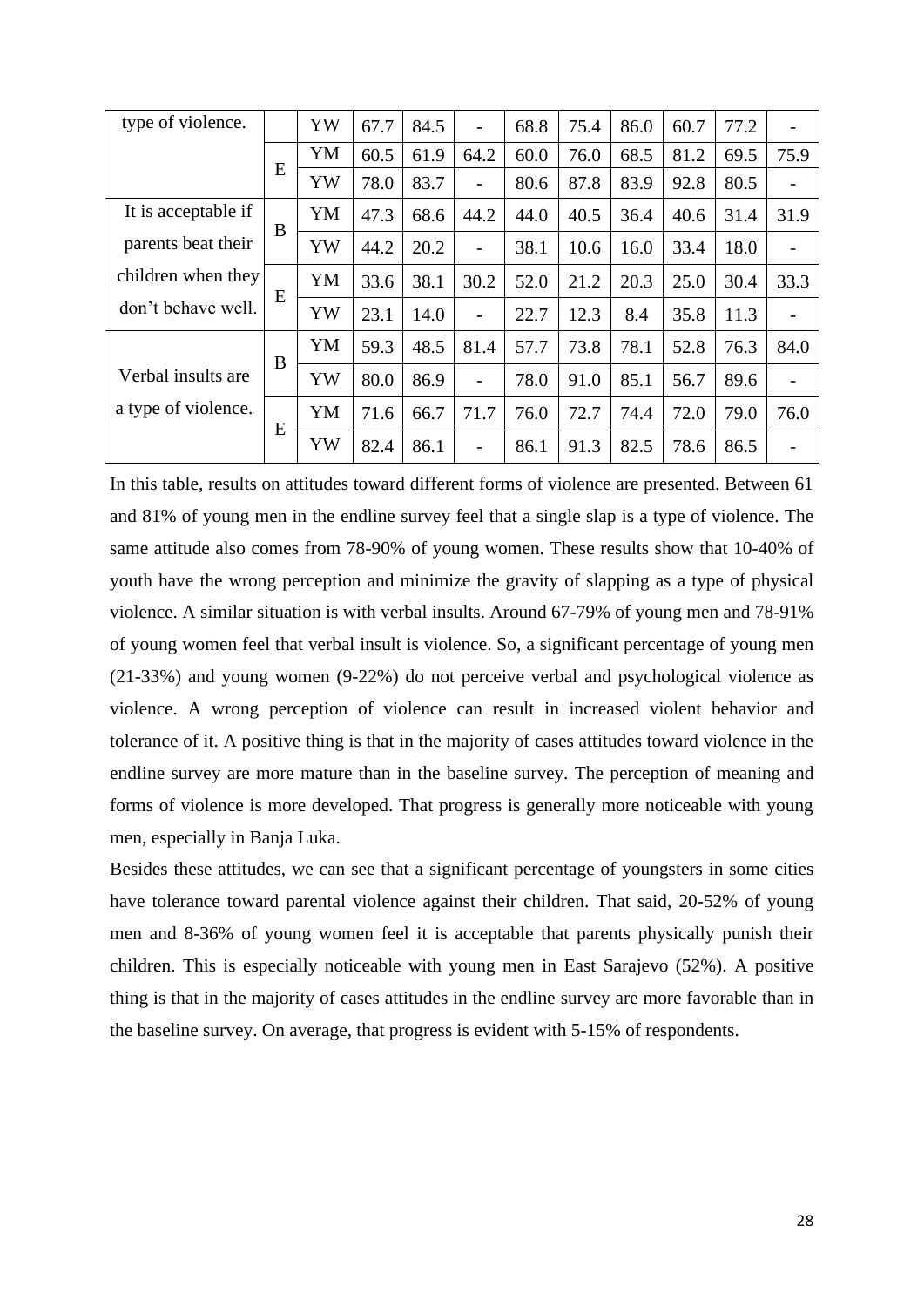| type of violence. | | YW | 67.7 | 84.5 | - | 68.8 | 75.4 | 86.0 | 60.7 | 77.2 | - |
|---|---|---|---|---|---|---|---|---|---|---|---|
| | E | YM | 60.5 | 61.9 | 64.2 | 60.0 | 76.0 | 68.5 | 81.2 | 69.5 | 75.9 |
| | | YW | 78.0 | 83.7 | - | 80.6 | 87.8 | 83.9 | 92.8 | 80.5 | - |
| It is acceptable if parents beat their children when they don't behave well. | B | YM | 47.3 | 68.6 | 44.2 | 44.0 | 40.5 | 36.4 | 40.6 | 31.4 | 31.9 |
| | | YW | 44.2 | 20.2 | - | 38.1 | 10.6 | 16.0 | 33.4 | 18.0 | - |
| | E | YM | 33.6 | 38.1 | 30.2 | 52.0 | 21.2 | 20.3 | 25.0 | 30.4 | 33.3 |
| | | YW | 23.1 | 14.0 | - | 22.7 | 12.3 | 8.4 | 35.8 | 11.3 | - |
| Verbal insults are a type of violence. | B | YM | 59.3 | 48.5 | 81.4 | 57.7 | 73.8 | 78.1 | 52.8 | 76.3 | 84.0 |
| | | YW | 80.0 | 86.9 | - | 78.0 | 91.0 | 85.1 | 56.7 | 89.6 | - |
| | E | YM | 71.6 | 66.7 | 71.7 | 76.0 | 72.7 | 74.4 | 72.0 | 79.0 | 76.0 |
| | | YW | 82.4 | 86.1 | - | 86.1 | 91.3 | 82.5 | 78.6 | 86.5 | - |

In this table, results on attitudes toward different forms of violence are presented. Between 61 and 81% of young men in the endline survey feel that a single slap is a type of violence. The same attitude also comes from 78-90% of young women. These results show that 10-40% of youth have the wrong perception and minimize the gravity of slapping as a type of physical violence. A similar situation is with verbal insults. Around 67-79% of young men and 78-91% of young women feel that verbal insult is violence. So, a significant percentage of young men (21-33%) and young women (9-22%) do not perceive verbal and psychological violence as violence. A wrong perception of violence can result in increased violent behavior and tolerance of it. A positive thing is that in the majority of cases attitudes toward violence in the endline survey are more mature than in the baseline survey. The perception of meaning and forms of violence is more developed. That progress is generally more noticeable with young men, especially in Banja Luka.

Besides these attitudes, we can see that a significant percentage of youngsters in some cities have tolerance toward parental violence against their children. That said, 20-52% of young men and 8-36% of young women feel it is acceptable that parents physically punish their children. This is especially noticeable with young men in East Sarajevo (52%). A positive thing is that in the majority of cases attitudes in the endline survey are more favorable than in the baseline survey. On average, that progress is evident with 5-15% of respondents.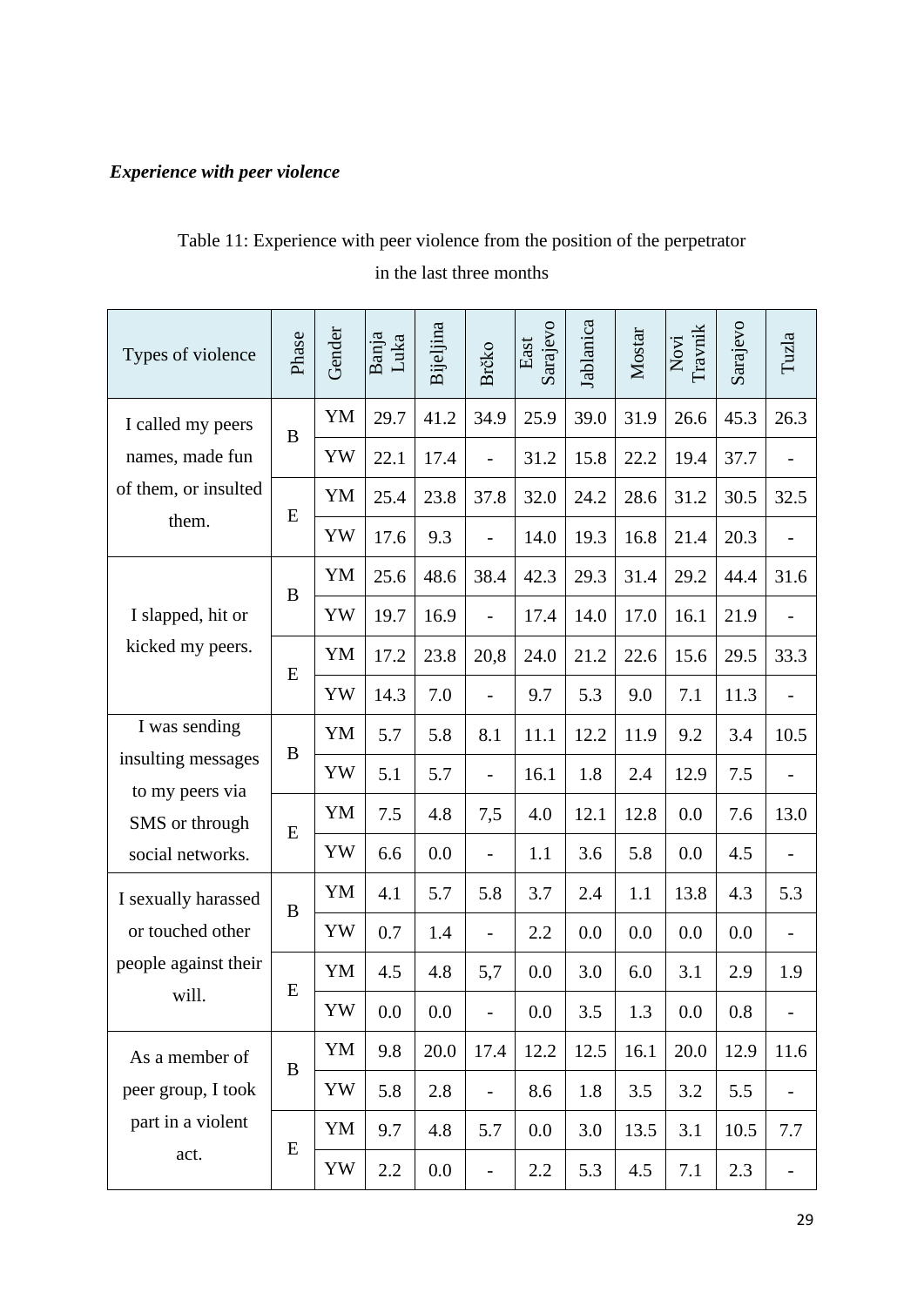*Experience with peer violence*

Table 11: Experience with peer violence from the position of the perpetrator in the last three months

| Types of violence | Phase | Gender | Banja Luka | Bijeljina | Brčko | East Sarajevo | Jablanica | Mostar | Novi Travnik | Sarajevo | Tuzla |
|---|---|---|---|---|---|---|---|---|---|---|---|
| I called my peers names, made fun of them, or insulted them. | B | YM | 29.7 | 41.2 | 34.9 | 25.9 | 39.0 | 31.9 | 26.6 | 45.3 | 26.3 |
| | | YW | 22.1 | 17.4 | - | 31.2 | 15.8 | 22.2 | 19.4 | 37.7 | - |
| | E | YM | 25.4 | 23.8 | 37.8 | 32.0 | 24.2 | 28.6 | 31.2 | 30.5 | 32.5 |
| | | YW | 17.6 | 9.3 | - | 14.0 | 19.3 | 16.8 | 21.4 | 20.3 | - |
| I slapped, hit or kicked my peers. | B | YM | 25.6 | 48.6 | 38.4 | 42.3 | 29.3 | 31.4 | 29.2 | 44.4 | 31.6 |
| | | YW | 19.7 | 16.9 | - | 17.4 | 14.0 | 17.0 | 16.1 | 21.9 | - |
| | E | YM | 17.2 | 23.8 | 20,8 | 24.0 | 21.2 | 22.6 | 15.6 | 29.5 | 33.3 |
| | | YW | 14.3 | 7.0 | - | 9.7 | 5.3 | 9.0 | 7.1 | 11.3 | - |
| I was sending insulting messages to my peers via SMS or through social networks. | B | YM | 5.7 | 5.8 | 8.1 | 11.1 | 12.2 | 11.9 | 9.2 | 3.4 | 10.5 |
| | | YW | 5.1 | 5.7 | - | 16.1 | 1.8 | 2.4 | 12.9 | 7.5 | - |
| | E | YM | 7.5 | 4.8 | 7,5 | 4.0 | 12.1 | 12.8 | 0.0 | 7.6 | 13.0 |
| | | YW | 6.6 | 0.0 | - | 1.1 | 3.6 | 5.8 | 0.0 | 4.5 | - |
| I sexually harassed or touched other people against their will. | B | YM | 4.1 | 5.7 | 5.8 | 3.7 | 2.4 | 1.1 | 13.8 | 4.3 | 5.3 |
| | | YW | 0.7 | 1.4 | - | 2.2 | 0.0 | 0.0 | 0.0 | 0.0 | - |
| | E | YM | 4.5 | 4.8 | 5,7 | 0.0 | 3.0 | 6.0 | 3.1 | 2.9 | 1.9 |
| | | YW | 0.0 | 0.0 | - | 0.0 | 3.5 | 1.3 | 0.0 | 0.8 | - |
| As a member of peer group, I took part in a violent act. | B | YM | 9.8 | 20.0 | 17.4 | 12.2 | 12.5 | 16.1 | 20.0 | 12.9 | 11.6 |
| | | YW | 5.8 | 2.8 | - | 8.6 | 1.8 | 3.5 | 3.2 | 5.5 | - |
| | E | YM | 9.7 | 4.8 | 5.7 | 0.0 | 3.0 | 13.5 | 3.1 | 10.5 | 7.7 |
| | | YW | 2.2 | 0.0 | - | 2.2 | 5.3 | 4.5 | 7.1 | 2.3 | - |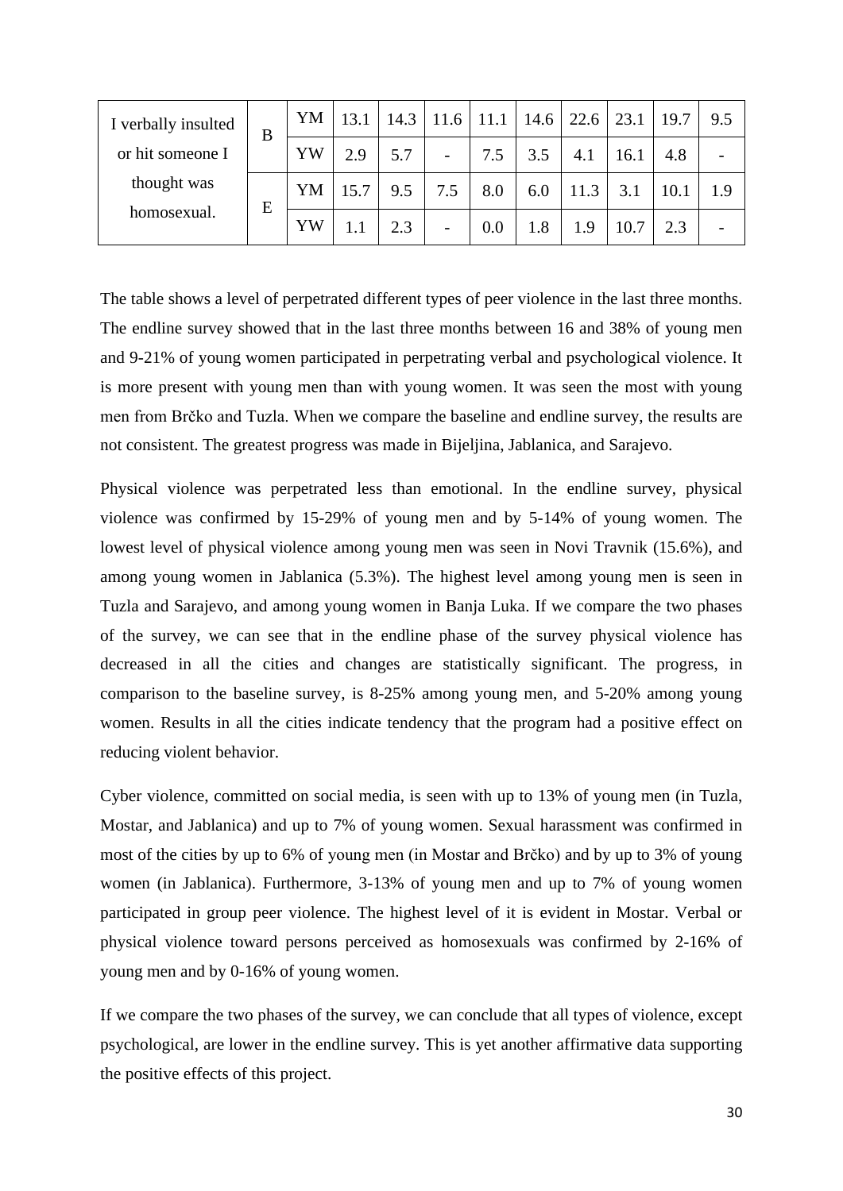| | | | | | | | | | | | |
|---|---|---|---|---|---|---|---|---|---|---|---|
| I verbally insulted or hit someone I thought was homosexual. | B | YM | 13.1 | 14.3 | 11.6 | 11.1 | 14.6 | 22.6 | 23.1 | 19.7 | 9.5 |
| | | YW | 2.9 | 5.7 | - | 7.5 | 3.5 | 4.1 | 16.1 | 4.8 | - |
| | E | YM | 15.7 | 9.5 | 7.5 | 8.0 | 6.0 | 11.3 | 3.1 | 10.1 | 1.9 |
| | | YW | 1.1 | 2.3 | - | 0.0 | 1.8 | 1.9 | 10.7 | 2.3 | - |

The table shows a level of perpetrated different types of peer violence in the last three months. The endline survey showed that in the last three months between 16 and 38% of young men and 9-21% of young women participated in perpetrating verbal and psychological violence. It is more present with young men than with young women. It was seen the most with young men from Brčko and Tuzla. When we compare the baseline and endline survey, the results are not consistent. The greatest progress was made in Bijeljina, Jablanica, and Sarajevo.

Physical violence was perpetrated less than emotional. In the endline survey, physical violence was confirmed by 15-29% of young men and by 5-14% of young women. The lowest level of physical violence among young men was seen in Novi Travnik (15.6%), and among young women in Jablanica (5.3%). The highest level among young men is seen in Tuzla and Sarajevo, and among young women in Banja Luka. If we compare the two phases of the survey, we can see that in the endline phase of the survey physical violence has decreased in all the cities and changes are statistically significant. The progress, in comparison to the baseline survey, is 8-25% among young men, and 5-20% among young women. Results in all the cities indicate tendency that the program had a positive effect on reducing violent behavior.

Cyber violence, committed on social media, is seen with up to 13% of young men (in Tuzla, Mostar, and Jablanica) and up to 7% of young women. Sexual harassment was confirmed in most of the cities by up to 6% of young men (in Mostar and Brčko) and by up to 3% of young women (in Jablanica). Furthermore, 3-13% of young men and up to 7% of young women participated in group peer violence. The highest level of it is evident in Mostar. Verbal or physical violence toward persons perceived as homosexuals was confirmed by 2-16% of young men and by 0-16% of young women.

If we compare the two phases of the survey, we can conclude that all types of violence, except psychological, are lower in the endline survey. This is yet another affirmative data supporting the positive effects of this project.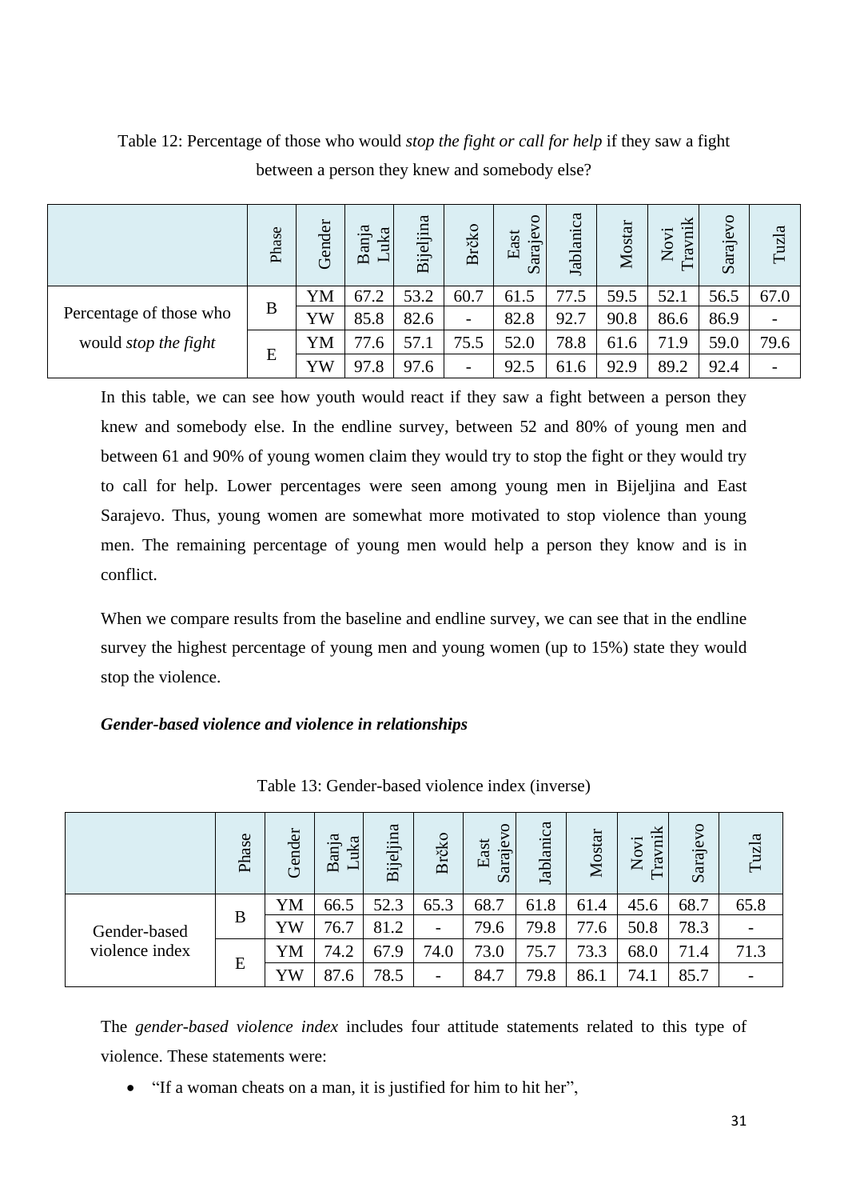Table 12: Percentage of those who would *stop the fight or call for help* if they saw a fight between a person they knew and somebody else?

| | Phase | Gender | Banja Luka | Bijeljina | Brčko | East Sarajevo | Jablanica | Mostar | Novi Travnik | Sarajevo | Tuzla |
|---|---|---|---|---|---|---|---|---|---|---|---|
| Percentage of those who would *stop the fight* | B | YM | 67.2 | 53.2 | 60.7 | 61.5 | 77.5 | 59.5 | 52.1 | 56.5 | 67.0 |
| | | YW | 85.8 | 82.6 | - | 82.8 | 92.7 | 90.8 | 86.6 | 86.9 | - |
| | E | YM | 77.6 | 57.1 | 75.5 | 52.0 | 78.8 | 61.6 | 71.9 | 59.0 | 79.6 |
| | | YW | 97.8 | 97.6 | - | 92.5 | 61.6 | 92.9 | 89.2 | 92.4 | - |

In this table, we can see how youth would react if they saw a fight between a person they knew and somebody else. In the endline survey, between 52 and 80% of young men and between 61 and 90% of young women claim they would try to stop the fight or they would try to call for help. Lower percentages were seen among young men in Bijeljina and East Sarajevo. Thus, young women are somewhat more motivated to stop violence than young men. The remaining percentage of young men would help a person they know and is in conflict.

When we compare results from the baseline and endline survey, we can see that in the endline survey the highest percentage of young men and young women (up to 15%) state they would stop the violence.

***Gender-based violence and violence in relationships***

Table 13: Gender-based violence index (inverse)

| | Phase | Gender | Banja Luka | Bijeljina | Brčko | East Sarajevo | Jablanica | Mostar | Novi Travnik | Sarajevo | Tuzla |
|---|---|---|---|---|---|---|---|---|---|---|---|
| Gender-based violence index | B | YM | 66.5 | 52.3 | 65.3 | 68.7 | 61.8 | 61.4 | 45.6 | 68.7 | 65.8 |
| | | YW | 76.7 | 81.2 | - | 79.6 | 79.8 | 77.6 | 50.8 | 78.3 | - |
| | E | YM | 74.2 | 67.9 | 74.0 | 73.0 | 75.7 | 73.3 | 68.0 | 71.4 | 71.3 |
| | | YW | 87.6 | 78.5 | - | 84.7 | 79.8 | 86.1 | 74.1 | 85.7 | - |

The *gender-based violence index* includes four attitude statements related to this type of violence. These statements were:

- "If a woman cheats on a man, it is justified for him to hit her",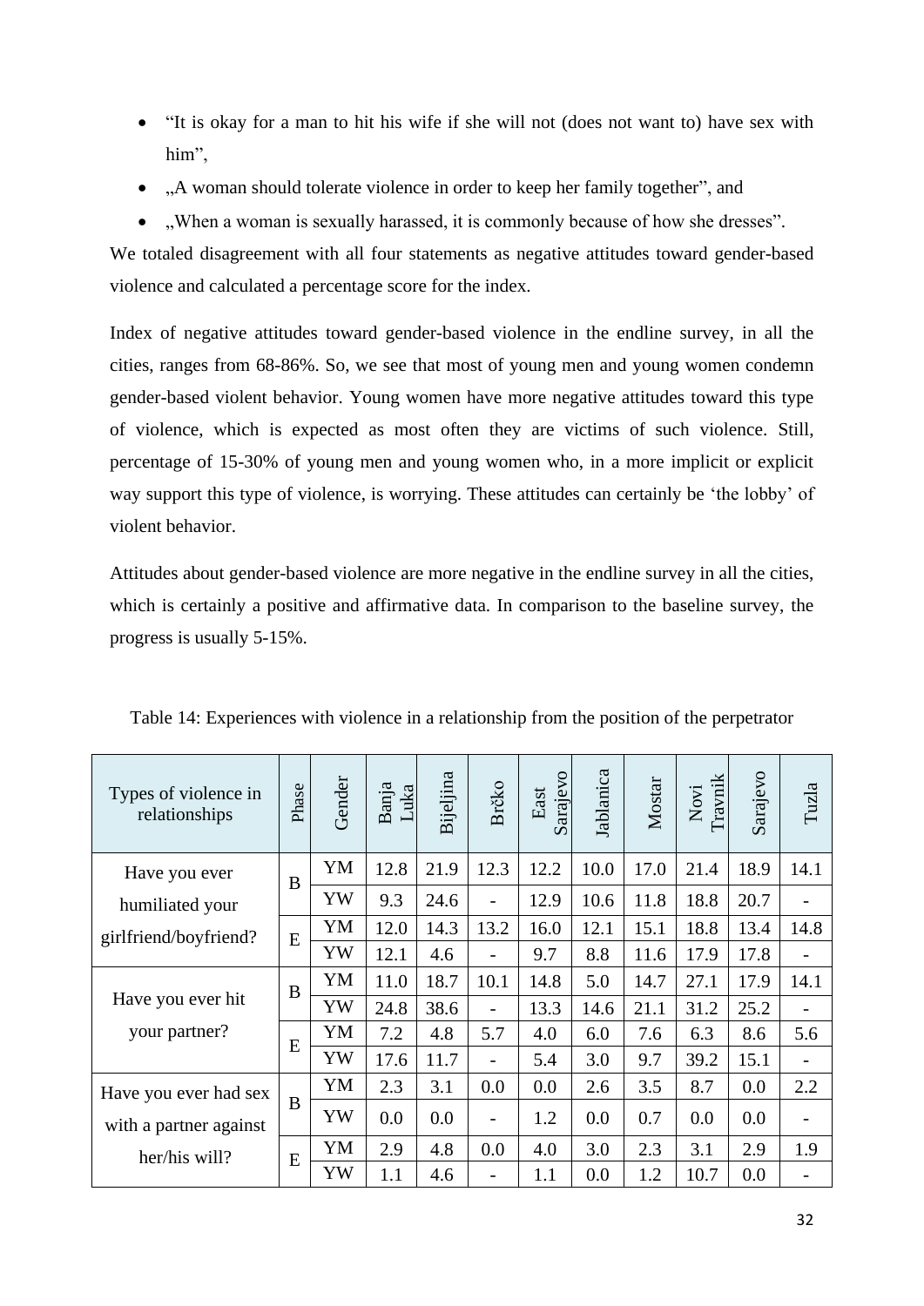- "It is okay for a man to hit his wife if she will not (does not want to) have sex with him",
- „A woman should tolerate violence in order to keep her family together", and
- „When a woman is sexually harassed, it is commonly because of how she dresses".

We totaled disagreement with all four statements as negative attitudes toward gender-based violence and calculated a percentage score for the index.

Index of negative attitudes toward gender-based violence in the endline survey, in all the cities, ranges from 68-86%. So, we see that most of young men and young women condemn gender-based violent behavior. Young women have more negative attitudes toward this type of violence, which is expected as most often they are victims of such violence. Still, percentage of 15-30% of young men and young women who, in a more implicit or explicit way support this type of violence, is worrying. These attitudes can certainly be 'the lobby' of violent behavior.

Attitudes about gender-based violence are more negative in the endline survey in all the cities, which is certainly a positive and affirmative data. In comparison to the baseline survey, the progress is usually 5-15%.

Table 14: Experiences with violence in a relationship from the position of the perpetrator

| Types of violence in relationships | Phase | Gender | Banja Luka | Bijeljina | Brčko | East Sarajevo | Jablanica | Mostar | Novi Travnik | Sarajevo | Tuzla |
|---|---|---|---|---|---|---|---|---|---|---|---|
| Have you ever humiliated your girlfriend/boyfriend? | B | YM | 12.8 | 21.9 | 12.3 | 12.2 | 10.0 | 17.0 | 21.4 | 18.9 | 14.1 |
| | | YW | 9.3 | 24.6 | - | 12.9 | 10.6 | 11.8 | 18.8 | 20.7 | - |
| | E | YM | 12.0 | 14.3 | 13.2 | 16.0 | 12.1 | 15.1 | 18.8 | 13.4 | 14.8 |
| | | YW | 12.1 | 4.6 | - | 9.7 | 8.8 | 11.6 | 17.9 | 17.8 | - |
| Have you ever hit your partner? | B | YM | 11.0 | 18.7 | 10.1 | 14.8 | 5.0 | 14.7 | 27.1 | 17.9 | 14.1 |
| | | YW | 24.8 | 38.6 | - | 13.3 | 14.6 | 21.1 | 31.2 | 25.2 | - |
| | E | YM | 7.2 | 4.8 | 5.7 | 4.0 | 6.0 | 7.6 | 6.3 | 8.6 | 5.6 |
| | | YW | 17.6 | 11.7 | - | 5.4 | 3.0 | 9.7 | 39.2 | 15.1 | - |
| Have you ever had sex with a partner against her/his will? | B | YM | 2.3 | 3.1 | 0.0 | 0.0 | 2.6 | 3.5 | 8.7 | 0.0 | 2.2 |
| | | YW | 0.0 | 0.0 | - | 1.2 | 0.0 | 0.7 | 0.0 | 0.0 | - |
| | E | YM | 2.9 | 4.8 | 0.0 | 4.0 | 3.0 | 2.3 | 3.1 | 2.9 | 1.9 |
| | | YW | 1.1 | 4.6 | - | 1.1 | 0.0 | 1.2 | 10.7 | 0.0 | - |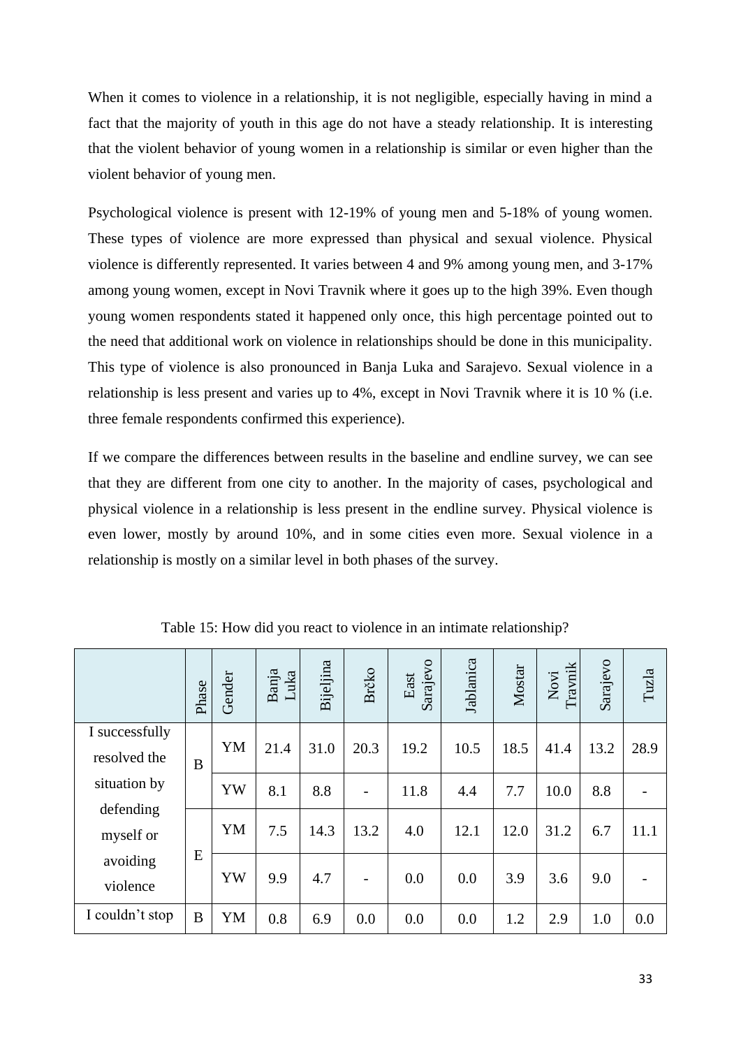When it comes to violence in a relationship, it is not negligible, especially having in mind a fact that the majority of youth in this age do not have a steady relationship. It is interesting that the violent behavior of young women in a relationship is similar or even higher than the violent behavior of young men.

Psychological violence is present with 12-19% of young men and 5-18% of young women. These types of violence are more expressed than physical and sexual violence. Physical violence is differently represented. It varies between 4 and 9% among young men, and 3-17% among young women, except in Novi Travnik where it goes up to the high 39%. Even though young women respondents stated it happened only once, this high percentage pointed out to the need that additional work on violence in relationships should be done in this municipality. This type of violence is also pronounced in Banja Luka and Sarajevo. Sexual violence in a relationship is less present and varies up to 4%, except in Novi Travnik where it is 10 % (i.e. three female respondents confirmed this experience).

If we compare the differences between results in the baseline and endline survey, we can see that they are different from one city to another. In the majority of cases, psychological and physical violence in a relationship is less present in the endline survey. Physical violence is even lower, mostly by around 10%, and in some cities even more. Sexual violence in a relationship is mostly on a similar level in both phases of the survey.

Table 15: How did you react to violence in an intimate relationship?

| | Phase | Gender | Banja Luka | Bijeljina | Brčko | East Sarajevo | Jablanica | Mostar | Novi Travnik | Sarajevo | Tuzla |
|---|---|---|---|---|---|---|---|---|---|---|---|
| I successfully resolved the situation by defending myself or avoiding violence | B | YM | 21.4 | 31.0 | 20.3 | 19.2 | 10.5 | 18.5 | 41.4 | 13.2 | 28.9 |
| | | YW | 8.1 | 8.8 | - | 11.8 | 4.4 | 7.7 | 10.0 | 8.8 | - |
| | E | YM | 7.5 | 14.3 | 13.2 | 4.0 | 12.1 | 12.0 | 31.2 | 6.7 | 11.1 |
| | | YW | 9.9 | 4.7 | - | 0.0 | 0.0 | 3.9 | 3.6 | 9.0 | - |
| I couldn't stop | B | YM | 0.8 | 6.9 | 0.0 | 0.0 | 0.0 | 1.2 | 2.9 | 1.0 | 0.0 |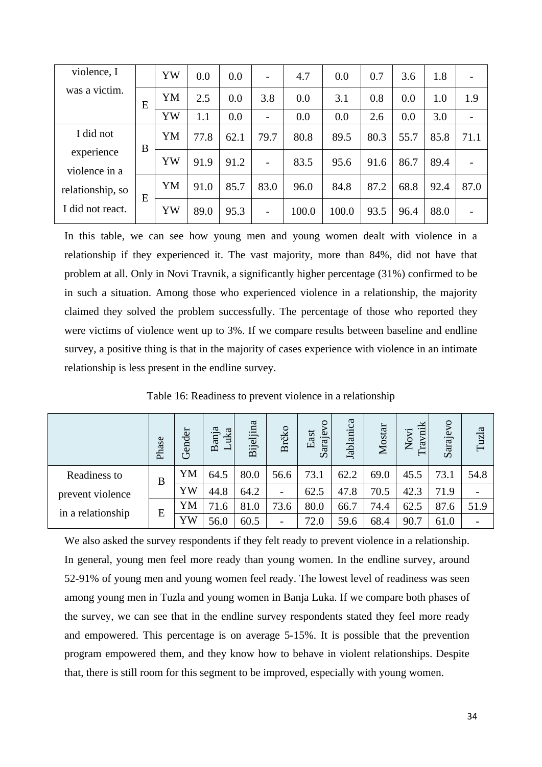| violence, I was a victim. | | YW | 0.0 | 0.0 | - | 4.7 | 0.0 | 0.7 | 3.6 | 1.8 | - |
|---|---|---|---|---|---|---|---|---|---|---|---|
| | E | YM | 2.5 | 0.0 | 3.8 | 0.0 | 3.1 | 0.8 | 0.0 | 1.0 | 1.9 |
| | | YW | 1.1 | 0.0 | - | 0.0 | 0.0 | 2.6 | 0.0 | 3.0 | - |
| I did not experience violence in a relationship, so I did not react. | B | YM | 77.8 | 62.1 | 79.7 | 80.8 | 89.5 | 80.3 | 55.7 | 85.8 | 71.1 |
| | | YW | 91.9 | 91.2 | - | 83.5 | 95.6 | 91.6 | 86.7 | 89.4 | - |
| | E | YM | 91.0 | 85.7 | 83.0 | 96.0 | 84.8 | 87.2 | 68.8 | 92.4 | 87.0 |
| | | YW | 89.0 | 95.3 | - | 100.0 | 100.0 | 93.5 | 96.4 | 88.0 | - |

In this table, we can see how young men and young women dealt with violence in a relationship if they experienced it. The vast majority, more than 84%, did not have that problem at all. Only in Novi Travnik, a significantly higher percentage (31%) confirmed to be in such a situation. Among those who experienced violence in a relationship, the majority claimed they solved the problem successfully. The percentage of those who reported they were victims of violence went up to 3%. If we compare results between baseline and endline survey, a positive thing is that in the majority of cases experience with violence in an intimate relationship is less present in the endline survey.

Table 16: Readiness to prevent violence in a relationship

| | Phase | Gender | Banja Luka | Bijeljina | Brčko | East Sarajevo | Jablanica | Mostar | Novi Travnik | Sarajevo | Tuzla |
|---|---|---|---|---|---|---|---|---|---|---|---|
| Readiness to prevent violence in a relationship | B | YM | 64.5 | 80.0 | 56.6 | 73.1 | 62.2 | 69.0 | 45.5 | 73.1 | 54.8 |
| | | YW | 44.8 | 64.2 | - | 62.5 | 47.8 | 70.5 | 42.3 | 71.9 | - |
| | E | YM | 71.6 | 81.0 | 73.6 | 80.0 | 66.7 | 74.4 | 62.5 | 87.6 | 51.9 |
| | | YW | 56.0 | 60.5 | - | 72.0 | 59.6 | 68.4 | 90.7 | 61.0 | - |

We also asked the survey respondents if they felt ready to prevent violence in a relationship. In general, young men feel more ready than young women. In the endline survey, around 52-91% of young men and young women feel ready. The lowest level of readiness was seen among young men in Tuzla and young women in Banja Luka. If we compare both phases of the survey, we can see that in the endline survey respondents stated they feel more ready and empowered. This percentage is on average 5-15%. It is possible that the prevention program empowered them, and they know how to behave in violent relationships. Despite that, there is still room for this segment to be improved, especially with young women.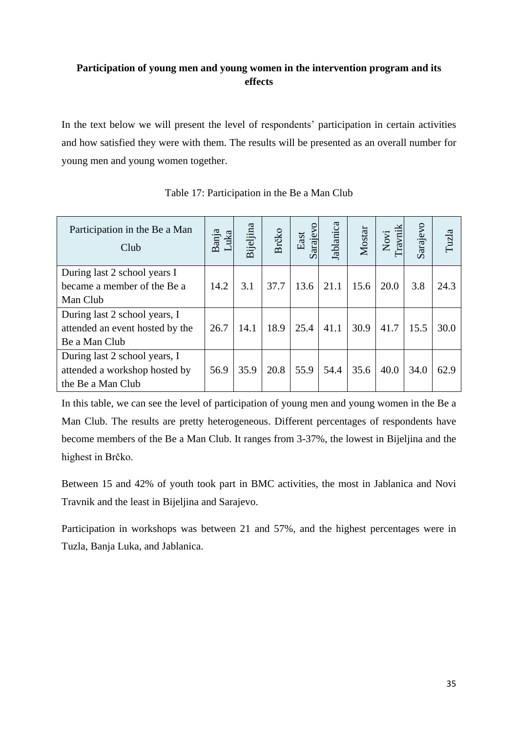**Participation of young men and young women in the intervention program and its effects**

In the text below we will present the level of respondents' participation in certain activities and how satisfied they were with them. The results will be presented as an overall number for young men and young women together.

Table 17: Participation in the Be a Man Club

| Participation in the Be a Man Club | Banja Luka | Bijeljina | Brčko | East Sarajevo | Jablanica | Mostar | Novi Travnik | Sarajevo | Tuzla |
|---|---|---|---|---|---|---|---|---|---|
| During last 2 school years I became a member of the Be a Man Club | 14.2 | 3.1 | 37.7 | 13.6 | 21.1 | 15.6 | 20.0 | 3.8 | 24.3 |
| During last 2 school years, I attended an event hosted by the Be a Man Club | 26.7 | 14.1 | 18.9 | 25.4 | 41.1 | 30.9 | 41.7 | 15.5 | 30.0 |
| During last 2 school years, I attended a workshop hosted by the Be a Man Club | 56.9 | 35.9 | 20.8 | 55.9 | 54.4 | 35.6 | 40.0 | 34.0 | 62.9 |

In this table, we can see the level of participation of young men and young women in the Be a Man Club. The results are pretty heterogeneous. Different percentages of respondents have become members of the Be a Man Club. It ranges from 3-37%, the lowest in Bijeljina and the highest in Brčko.

Between 15 and 42% of youth took part in BMC activities, the most in Jablanica and Novi Travnik and the least in Bijeljina and Sarajevo.

Participation in workshops was between 21 and 57%, and the highest percentages were in Tuzla, Banja Luka, and Jablanica.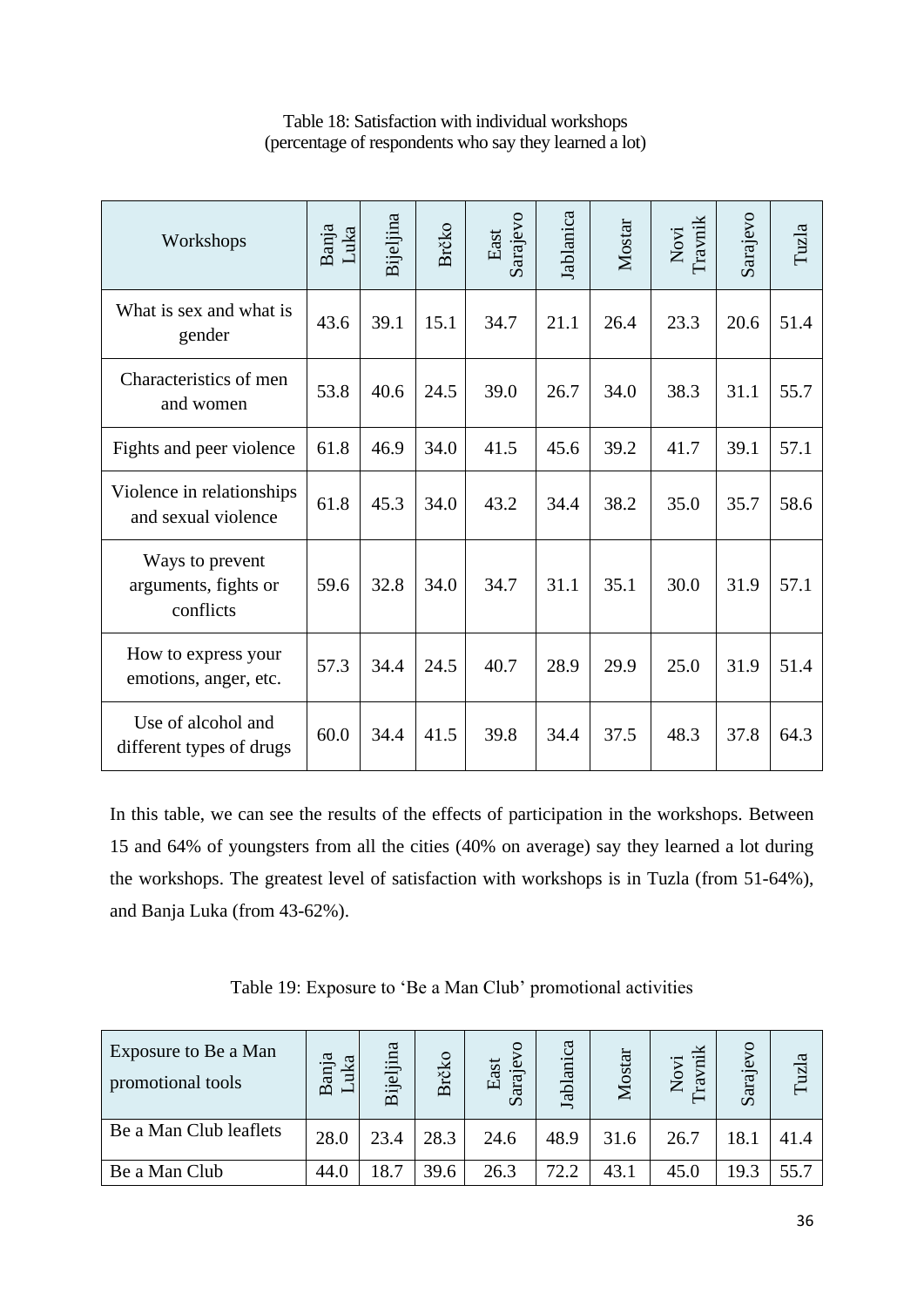Table 18: Satisfaction with individual workshops
(percentage of respondents who say they learned a lot)

| Workshops | Banja Luka | Bijeljina | Brčko | East Sarajevo | Jablanica | Mostar | Novi Travnik | Sarajevo | Tuzla |
|---|---|---|---|---|---|---|---|---|---|
| What is sex and what is gender | 43.6 | 39.1 | 15.1 | 34.7 | 21.1 | 26.4 | 23.3 | 20.6 | 51.4 |
| Characteristics of men and women | 53.8 | 40.6 | 24.5 | 39.0 | 26.7 | 34.0 | 38.3 | 31.1 | 55.7 |
| Fights and peer violence | 61.8 | 46.9 | 34.0 | 41.5 | 45.6 | 39.2 | 41.7 | 39.1 | 57.1 |
| Violence in relationships and sexual violence | 61.8 | 45.3 | 34.0 | 43.2 | 34.4 | 38.2 | 35.0 | 35.7 | 58.6 |
| Ways to prevent arguments, fights or conflicts | 59.6 | 32.8 | 34.0 | 34.7 | 31.1 | 35.1 | 30.0 | 31.9 | 57.1 |
| How to express your emotions, anger, etc. | 57.3 | 34.4 | 24.5 | 40.7 | 28.9 | 29.9 | 25.0 | 31.9 | 51.4 |
| Use of alcohol and different types of drugs | 60.0 | 34.4 | 41.5 | 39.8 | 34.4 | 37.5 | 48.3 | 37.8 | 64.3 |

In this table, we can see the results of the effects of participation in the workshops. Between 15 and 64% of youngsters from all the cities (40% on average) say they learned a lot during the workshops. The greatest level of satisfaction with workshops is in Tuzla (from 51-64%), and Banja Luka (from 43-62%).

Table 19: Exposure to 'Be a Man Club' promotional activities

| Exposure to Be a Man promotional tools | Banja Luka | Bijeljina | Brčko | East Sarajevo | Jablanica | Mostar | Novi Travnik | Sarajevo | Tuzla |
|---|---|---|---|---|---|---|---|---|---|
| Be a Man Club leaflets | 28.0 | 23.4 | 28.3 | 24.6 | 48.9 | 31.6 | 26.7 | 18.1 | 41.4 |
| Be a Man Club | 44.0 | 18.7 | 39.6 | 26.3 | 72.2 | 43.1 | 45.0 | 19.3 | 55.7 |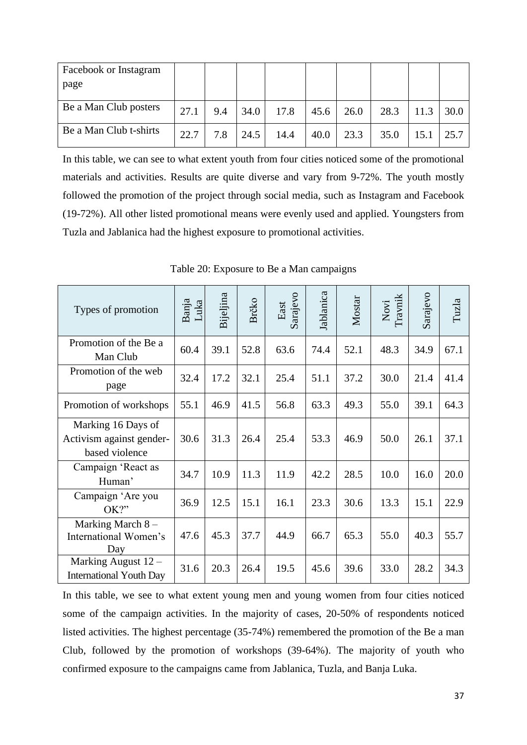| Facebook or Instagram page | | | | | | | | | |
|---|---|---|---|---|---|---|---|---|---|
| Be a Man Club posters | 27.1 | 9.4 | 34.0 | 17.8 | 45.6 | 26.0 | 28.3 | 11.3 | 30.0 |
| Be a Man Club t-shirts | 22.7 | 7.8 | 24.5 | 14.4 | 40.0 | 23.3 | 35.0 | 15.1 | 25.7 |

In this table, we can see to what extent youth from four cities noticed some of the promotional materials and activities. Results are quite diverse and vary from 9-72%. The youth mostly followed the promotion of the project through social media, such as Instagram and Facebook (19-72%). All other listed promotional means were evenly used and applied. Youngsters from Tuzla and Jablanica had the highest exposure to promotional activities.

Table 20: Exposure to Be a Man campaigns

| Types of promotion | Banja Luka | Bijeljina | Brčko | East Sarajevo | Jablanica | Mostar | Novi Travnik | Sarajevo | Tuzla |
|---|---|---|---|---|---|---|---|---|---|
| Promotion of the Be a Man Club | 60.4 | 39.1 | 52.8 | 63.6 | 74.4 | 52.1 | 48.3 | 34.9 | 67.1 |
| Promotion of the web page | 32.4 | 17.2 | 32.1 | 25.4 | 51.1 | 37.2 | 30.0 | 21.4 | 41.4 |
| Promotion of workshops | 55.1 | 46.9 | 41.5 | 56.8 | 63.3 | 49.3 | 55.0 | 39.1 | 64.3 |
| Marking 16 Days of Activism against gender-based violence | 30.6 | 31.3 | 26.4 | 25.4 | 53.3 | 46.9 | 50.0 | 26.1 | 37.1 |
| Campaign 'React as Human' | 34.7 | 10.9 | 11.3 | 11.9 | 42.2 | 28.5 | 10.0 | 16.0 | 20.0 |
| Campaign 'Are you OK?" | 36.9 | 12.5 | 15.1 | 16.1 | 23.3 | 30.6 | 13.3 | 15.1 | 22.9 |
| Marking March 8 – International Women's Day | 47.6 | 45.3 | 37.7 | 44.9 | 66.7 | 65.3 | 55.0 | 40.3 | 55.7 |
| Marking August 12 – International Youth Day | 31.6 | 20.3 | 26.4 | 19.5 | 45.6 | 39.6 | 33.0 | 28.2 | 34.3 |

In this table, we see to what extent young men and young women from four cities noticed some of the campaign activities. In the majority of cases, 20-50% of respondents noticed listed activities. The highest percentage (35-74%) remembered the promotion of the Be a man Club, followed by the promotion of workshops (39-64%). The majority of youth who confirmed exposure to the campaigns came from Jablanica, Tuzla, and Banja Luka.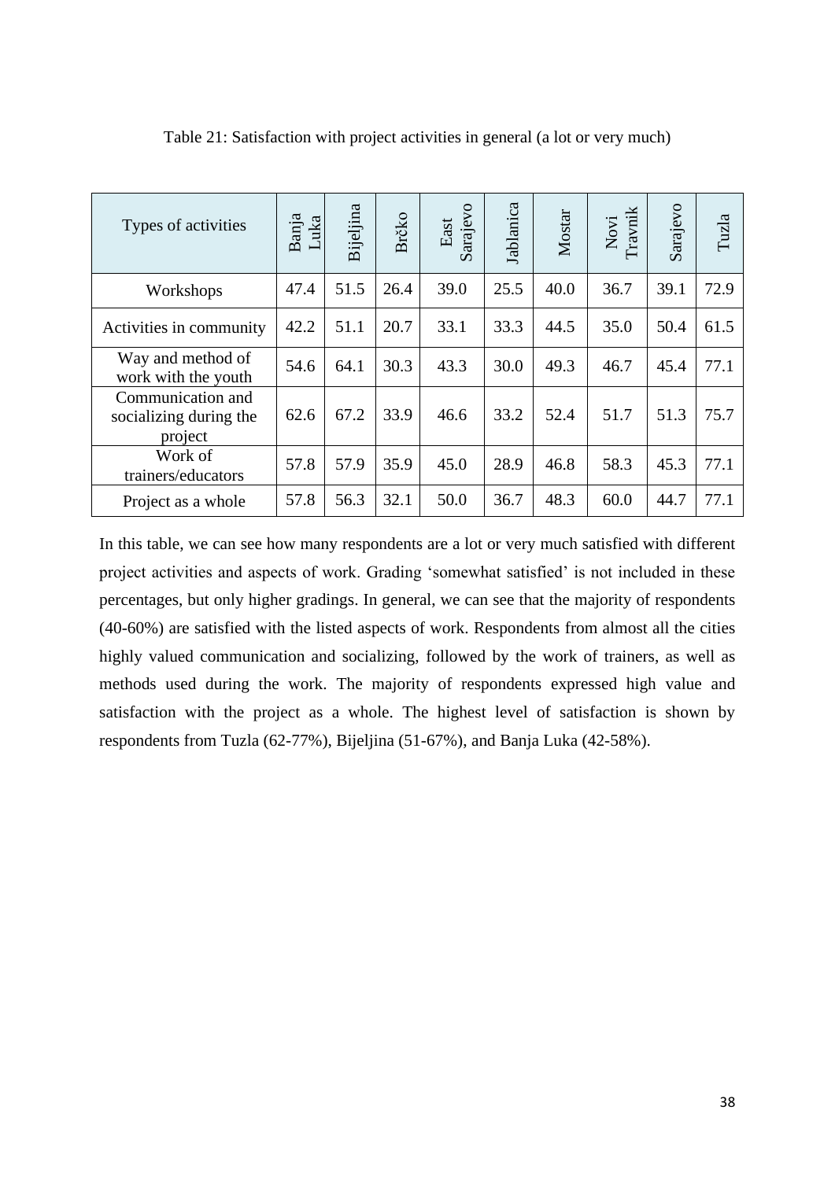Table 21: Satisfaction with project activities in general (a lot or very much)

| Types of activities | Banja Luka | Bijeljina | Brčko | East Sarajevo | Jablanica | Mostar | Novi Travnik | Sarajevo | Tuzla |
|---|---|---|---|---|---|---|---|---|---|
| Workshops | 47.4 | 51.5 | 26.4 | 39.0 | 25.5 | 40.0 | 36.7 | 39.1 | 72.9 |
| Activities in community | 42.2 | 51.1 | 20.7 | 33.1 | 33.3 | 44.5 | 35.0 | 50.4 | 61.5 |
| Way and method of work with the youth | 54.6 | 64.1 | 30.3 | 43.3 | 30.0 | 49.3 | 46.7 | 45.4 | 77.1 |
| Communication and socializing during the project | 62.6 | 67.2 | 33.9 | 46.6 | 33.2 | 52.4 | 51.7 | 51.3 | 75.7 |
| Work of trainers/educators | 57.8 | 57.9 | 35.9 | 45.0 | 28.9 | 46.8 | 58.3 | 45.3 | 77.1 |
| Project as a whole | 57.8 | 56.3 | 32.1 | 50.0 | 36.7 | 48.3 | 60.0 | 44.7 | 77.1 |

In this table, we can see how many respondents are a lot or very much satisfied with different project activities and aspects of work. Grading 'somewhat satisfied' is not included in these percentages, but only higher gradings. In general, we can see that the majority of respondents (40-60%) are satisfied with the listed aspects of work. Respondents from almost all the cities highly valued communication and socializing, followed by the work of trainers, as well as methods used during the work. The majority of respondents expressed high value and satisfaction with the project as a whole. The highest level of satisfaction is shown by respondents from Tuzla (62-77%), Bijeljina (51-67%), and Banja Luka (42-58%).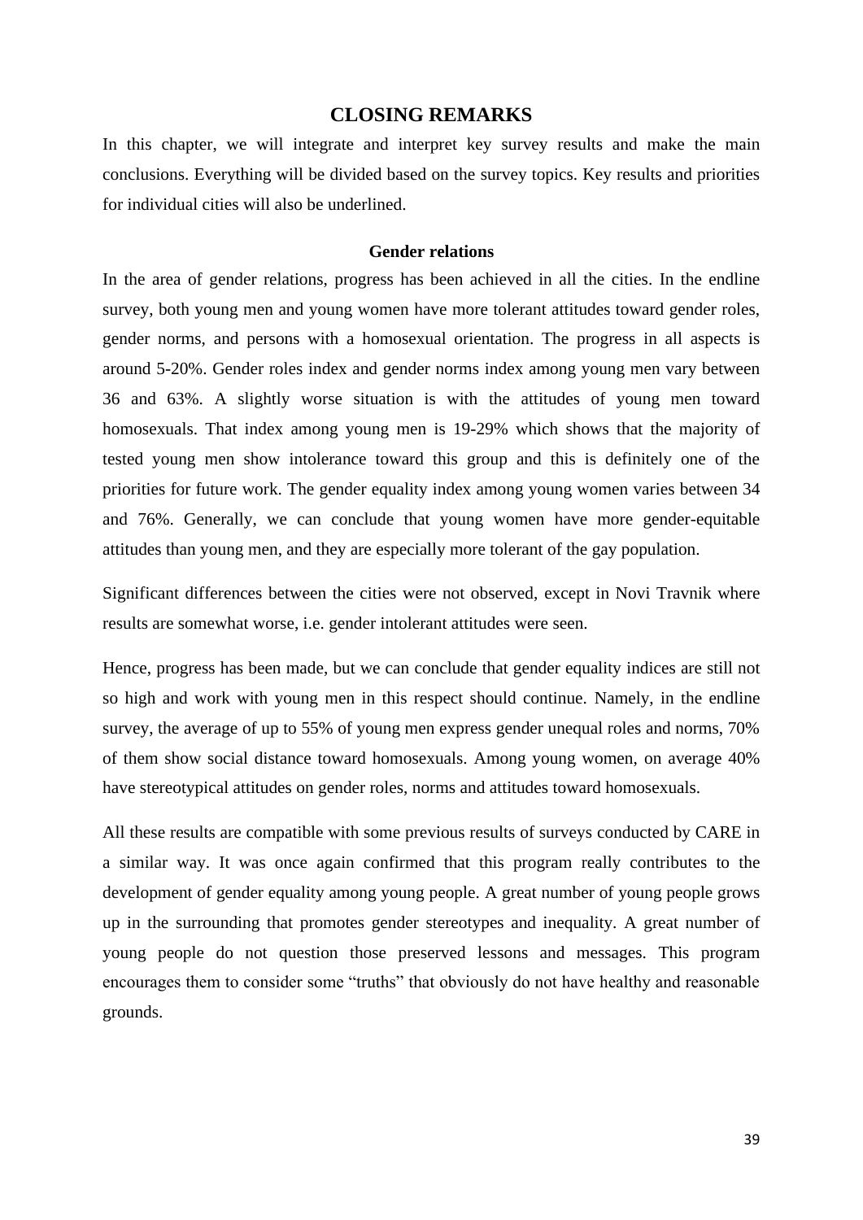# CLOSING REMARKS

In this chapter, we will integrate and interpret key survey results and make the main conclusions. Everything will be divided based on the survey topics. Key results and priorities for individual cities will also be underlined.

### Gender relations

In the area of gender relations, progress has been achieved in all the cities. In the endline survey, both young men and young women have more tolerant attitudes toward gender roles, gender norms, and persons with a homosexual orientation. The progress in all aspects is around 5-20%. Gender roles index and gender norms index among young men vary between 36 and 63%. A slightly worse situation is with the attitudes of young men toward homosexuals. That index among young men is 19-29% which shows that the majority of tested young men show intolerance toward this group and this is definitely one of the priorities for future work. The gender equality index among young women varies between 34 and 76%. Generally, we can conclude that young women have more gender-equitable attitudes than young men, and they are especially more tolerant of the gay population.

Significant differences between the cities were not observed, except in Novi Travnik where results are somewhat worse, i.e. gender intolerant attitudes were seen.

Hence, progress has been made, but we can conclude that gender equality indices are still not so high and work with young men in this respect should continue. Namely, in the endline survey, the average of up to 55% of young men express gender unequal roles and norms, 70% of them show social distance toward homosexuals. Among young women, on average 40% have stereotypical attitudes on gender roles, norms and attitudes toward homosexuals.

All these results are compatible with some previous results of surveys conducted by CARE in a similar way. It was once again confirmed that this program really contributes to the development of gender equality among young people. A great number of young people grows up in the surrounding that promotes gender stereotypes and inequality. A great number of young people do not question those preserved lessons and messages. This program encourages them to consider some "truths" that obviously do not have healthy and reasonable grounds.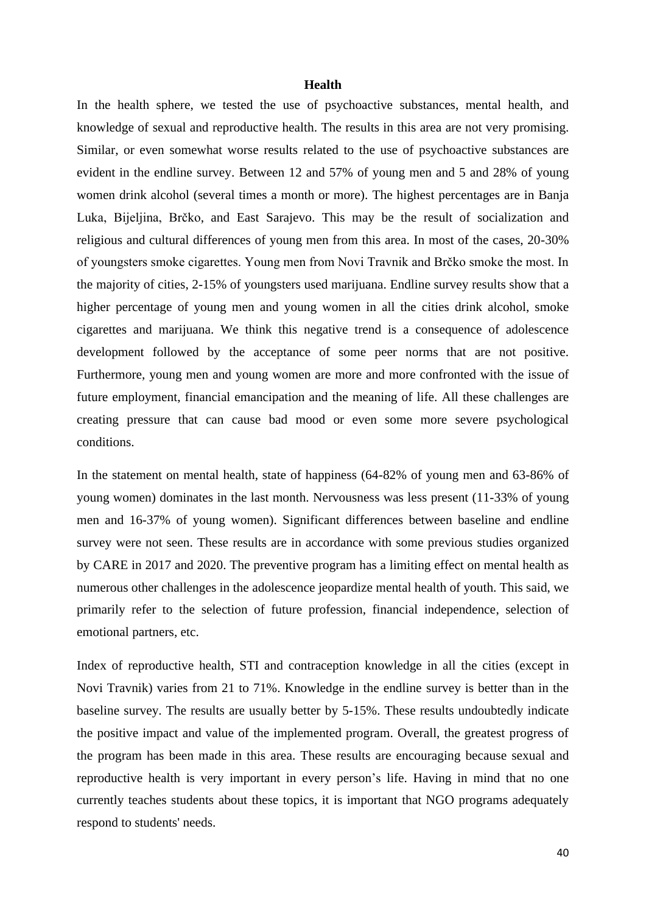**Health**

In the health sphere, we tested the use of psychoactive substances, mental health, and knowledge of sexual and reproductive health. The results in this area are not very promising. Similar, or even somewhat worse results related to the use of psychoactive substances are evident in the endline survey. Between 12 and 57% of young men and 5 and 28% of young women drink alcohol (several times a month or more). The highest percentages are in Banja Luka, Bijeljina, Brčko, and East Sarajevo. This may be the result of socialization and religious and cultural differences of young men from this area. In most of the cases, 20-30% of youngsters smoke cigarettes. Young men from Novi Travnik and Brčko smoke the most. In the majority of cities, 2-15% of youngsters used marijuana. Endline survey results show that a higher percentage of young men and young women in all the cities drink alcohol, smoke cigarettes and marijuana. We think this negative trend is a consequence of adolescence development followed by the acceptance of some peer norms that are not positive. Furthermore, young men and young women are more and more confronted with the issue of future employment, financial emancipation and the meaning of life. All these challenges are creating pressure that can cause bad mood or even some more severe psychological conditions.

In the statement on mental health, state of happiness (64-82% of young men and 63-86% of young women) dominates in the last month. Nervousness was less present (11-33% of young men and 16-37% of young women). Significant differences between baseline and endline survey were not seen. These results are in accordance with some previous studies organized by CARE in 2017 and 2020. The preventive program has a limiting effect on mental health as numerous other challenges in the adolescence jeopardize mental health of youth. This said, we primarily refer to the selection of future profession, financial independence, selection of emotional partners, etc.

Index of reproductive health, STI and contraception knowledge in all the cities (except in Novi Travnik) varies from 21 to 71%. Knowledge in the endline survey is better than in the baseline survey. The results are usually better by 5-15%. These results undoubtedly indicate the positive impact and value of the implemented program. Overall, the greatest progress of the program has been made in this area. These results are encouraging because sexual and reproductive health is very important in every person's life. Having in mind that no one currently teaches students about these topics, it is important that NGO programs adequately respond to students' needs.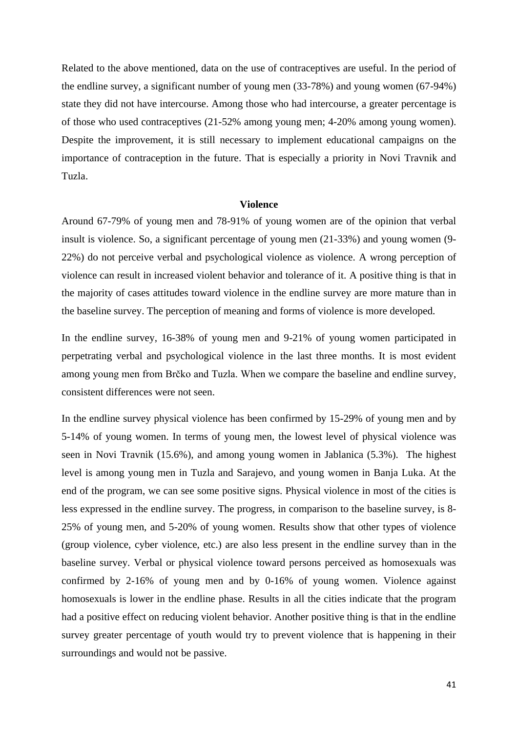Related to the above mentioned, data on the use of contraceptives are useful. In the period of the endline survey, a significant number of young men (33-78%) and young women (67-94%) state they did not have intercourse. Among those who had intercourse, a greater percentage is of those who used contraceptives (21-52% among young men; 4-20% among young women). Despite the improvement, it is still necessary to implement educational campaigns on the importance of contraception in the future. That is especially a priority in Novi Travnik and Tuzla.

**Violence**

Around 67-79% of young men and 78-91% of young women are of the opinion that verbal insult is violence. So, a significant percentage of young men (21-33%) and young women (9-22%) do not perceive verbal and psychological violence as violence. A wrong perception of violence can result in increased violent behavior and tolerance of it. A positive thing is that in the majority of cases attitudes toward violence in the endline survey are more mature than in the baseline survey. The perception of meaning and forms of violence is more developed.

In the endline survey, 16-38% of young men and 9-21% of young women participated in perpetrating verbal and psychological violence in the last three months. It is most evident among young men from Brčko and Tuzla. When we compare the baseline and endline survey, consistent differences were not seen.

In the endline survey physical violence has been confirmed by 15-29% of young men and by 5-14% of young women. In terms of young men, the lowest level of physical violence was seen in Novi Travnik (15.6%), and among young women in Jablanica (5.3%). The highest level is among young men in Tuzla and Sarajevo, and young women in Banja Luka. At the end of the program, we can see some positive signs. Physical violence in most of the cities is less expressed in the endline survey. The progress, in comparison to the baseline survey, is 8-25% of young men, and 5-20% of young women. Results show that other types of violence (group violence, cyber violence, etc.) are also less present in the endline survey than in the baseline survey. Verbal or physical violence toward persons perceived as homosexuals was confirmed by 2-16% of young men and by 0-16% of young women. Violence against homosexuals is lower in the endline phase. Results in all the cities indicate that the program had a positive effect on reducing violent behavior. Another positive thing is that in the endline survey greater percentage of youth would try to prevent violence that is happening in their surroundings and would not be passive.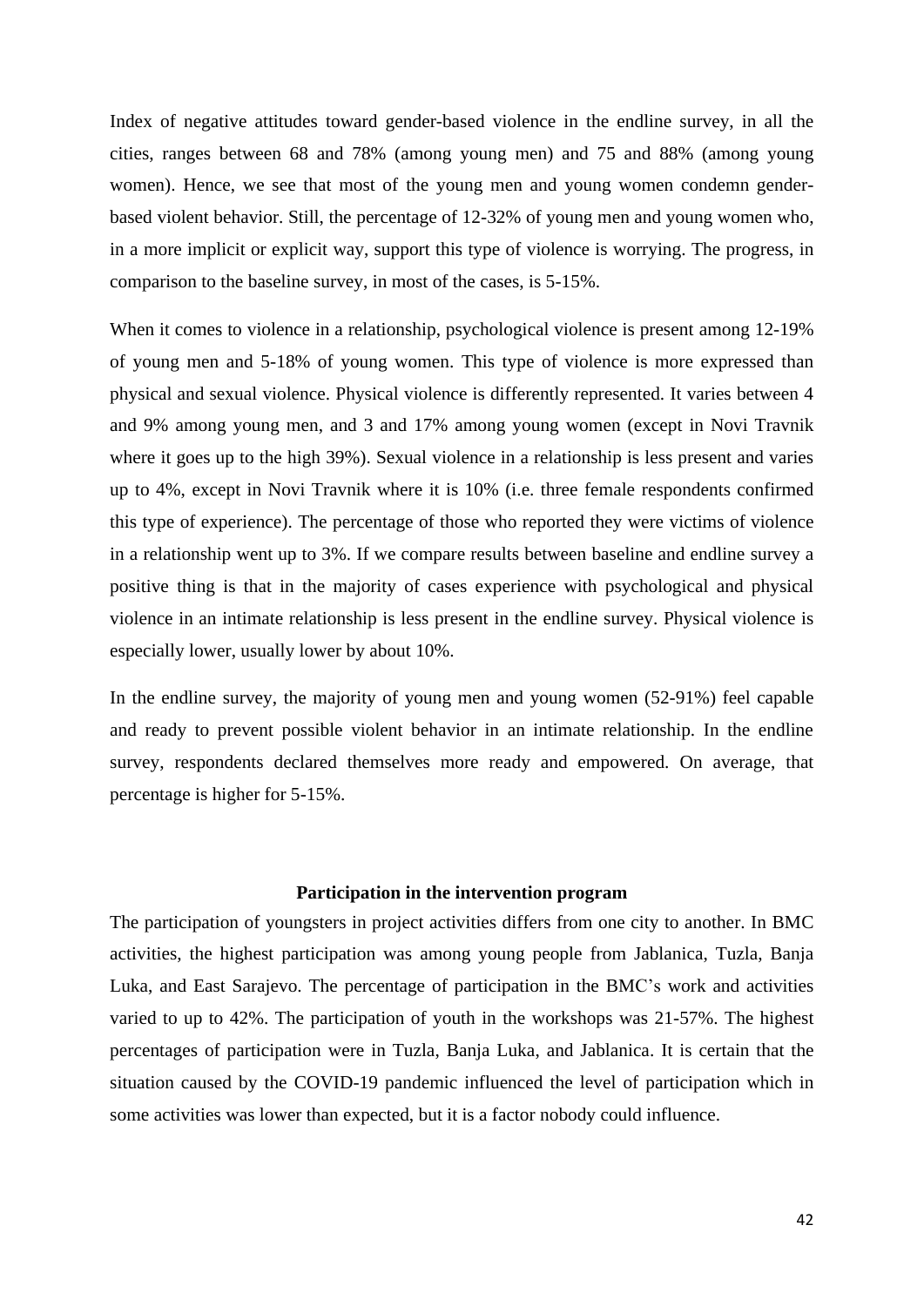Index of negative attitudes toward gender-based violence in the endline survey, in all the cities, ranges between 68 and 78% (among young men) and 75 and 88% (among young women). Hence, we see that most of the young men and young women condemn gender-based violent behavior. Still, the percentage of 12-32% of young men and young women who, in a more implicit or explicit way, support this type of violence is worrying. The progress, in comparison to the baseline survey, in most of the cases, is 5-15%.

When it comes to violence in a relationship, psychological violence is present among 12-19% of young men and 5-18% of young women. This type of violence is more expressed than physical and sexual violence. Physical violence is differently represented. It varies between 4 and 9% among young men, and 3 and 17% among young women (except in Novi Travnik where it goes up to the high 39%). Sexual violence in a relationship is less present and varies up to 4%, except in Novi Travnik where it is 10% (i.e. three female respondents confirmed this type of experience). The percentage of those who reported they were victims of violence in a relationship went up to 3%. If we compare results between baseline and endline survey a positive thing is that in the majority of cases experience with psychological and physical violence in an intimate relationship is less present in the endline survey. Physical violence is especially lower, usually lower by about 10%.

In the endline survey, the majority of young men and young women (52-91%) feel capable and ready to prevent possible violent behavior in an intimate relationship. In the endline survey, respondents declared themselves more ready and empowered. On average, that percentage is higher for 5-15%.

**Participation in the intervention program**

The participation of youngsters in project activities differs from one city to another. In BMC activities, the highest participation was among young people from Jablanica, Tuzla, Banja Luka, and East Sarajevo. The percentage of participation in the BMC's work and activities varied to up to 42%. The participation of youth in the workshops was 21-57%. The highest percentages of participation were in Tuzla, Banja Luka, and Jablanica. It is certain that the situation caused by the COVID-19 pandemic influenced the level of participation which in some activities was lower than expected, but it is a factor nobody could influence.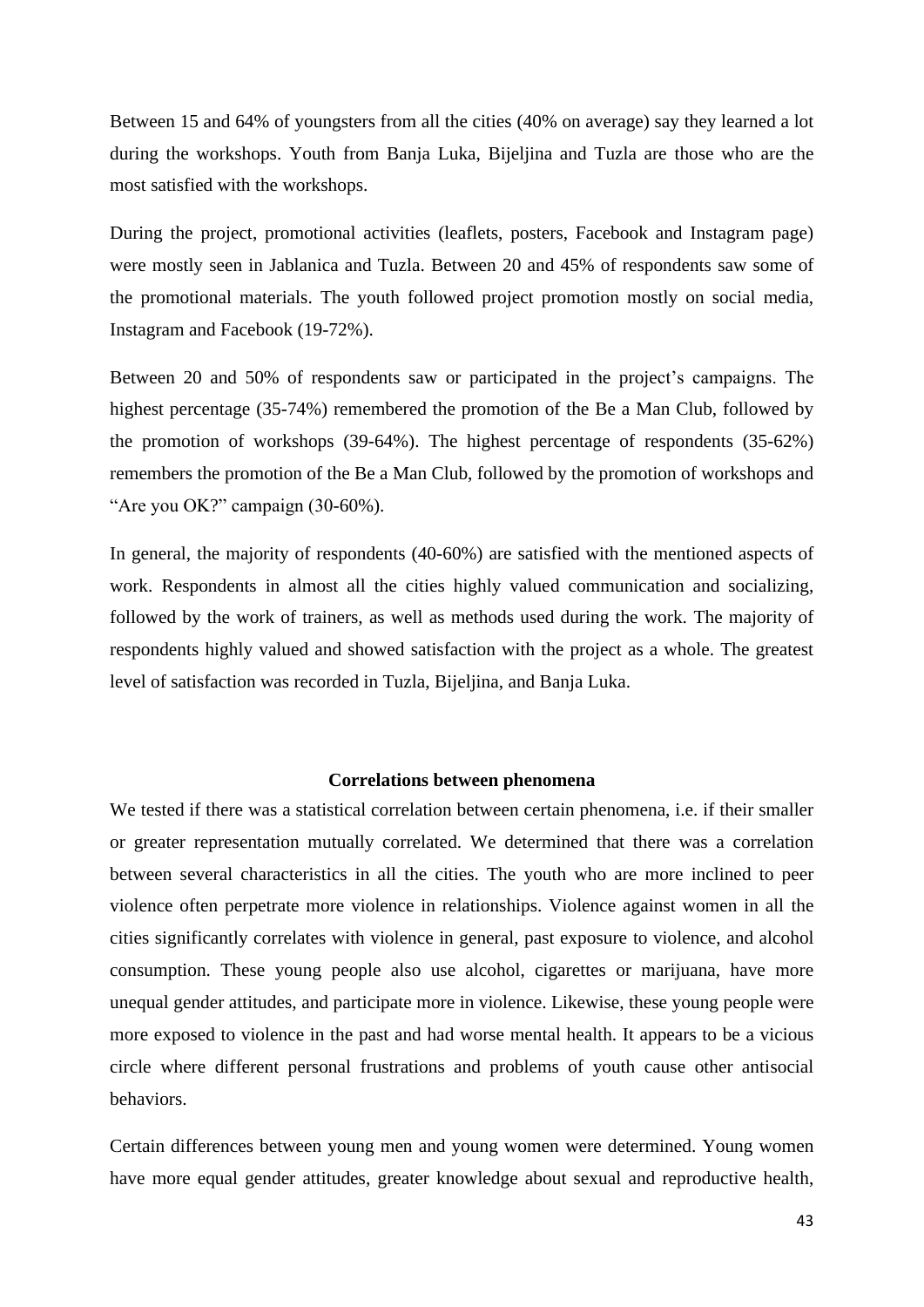Between 15 and 64% of youngsters from all the cities (40% on average) say they learned a lot during the workshops. Youth from Banja Luka, Bijeljina and Tuzla are those who are the most satisfied with the workshops.

During the project, promotional activities (leaflets, posters, Facebook and Instagram page) were mostly seen in Jablanica and Tuzla. Between 20 and 45% of respondents saw some of the promotional materials. The youth followed project promotion mostly on social media, Instagram and Facebook (19-72%).

Between 20 and 50% of respondents saw or participated in the project's campaigns. The highest percentage (35-74%) remembered the promotion of the Be a Man Club, followed by the promotion of workshops (39-64%). The highest percentage of respondents (35-62%) remembers the promotion of the Be a Man Club, followed by the promotion of workshops and "Are you OK?" campaign (30-60%).

In general, the majority of respondents (40-60%) are satisfied with the mentioned aspects of work. Respondents in almost all the cities highly valued communication and socializing, followed by the work of trainers, as well as methods used during the work. The majority of respondents highly valued and showed satisfaction with the project as a whole. The greatest level of satisfaction was recorded in Tuzla, Bijeljina, and Banja Luka.

### Correlations between phenomena

We tested if there was a statistical correlation between certain phenomena, i.e. if their smaller or greater representation mutually correlated. We determined that there was a correlation between several characteristics in all the cities. The youth who are more inclined to peer violence often perpetrate more violence in relationships. Violence against women in all the cities significantly correlates with violence in general, past exposure to violence, and alcohol consumption. These young people also use alcohol, cigarettes or marijuana, have more unequal gender attitudes, and participate more in violence. Likewise, these young people were more exposed to violence in the past and had worse mental health. It appears to be a vicious circle where different personal frustrations and problems of youth cause other antisocial behaviors.

Certain differences between young men and young women were determined. Young women have more equal gender attitudes, greater knowledge about sexual and reproductive health,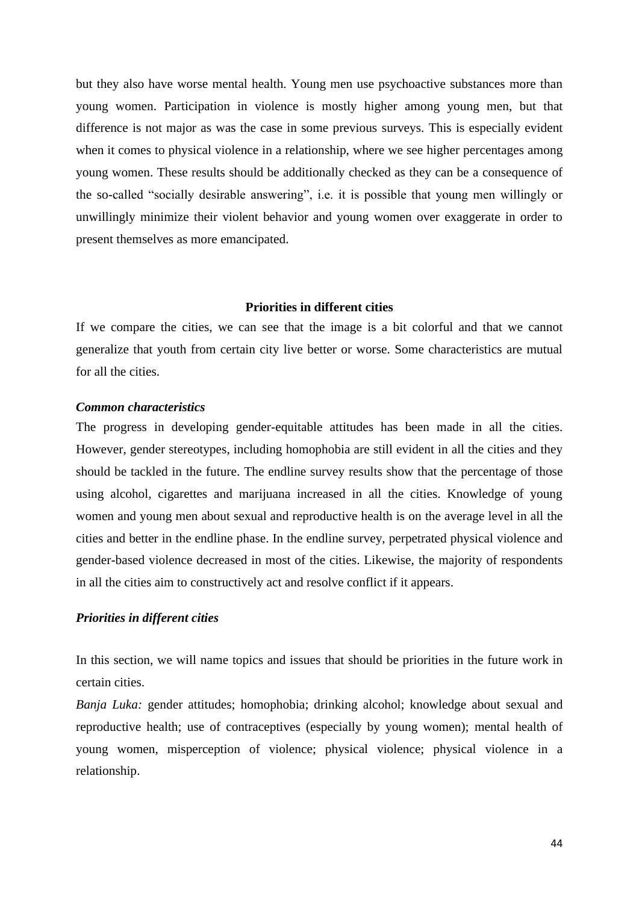but they also have worse mental health. Young men use psychoactive substances more than young women. Participation in violence is mostly higher among young men, but that difference is not major as was the case in some previous surveys. This is especially evident when it comes to physical violence in a relationship, where we see higher percentages among young women. These results should be additionally checked as they can be a consequence of the so-called "socially desirable answering", i.e. it is possible that young men willingly or unwillingly minimize their violent behavior and young women over exaggerate in order to present themselves as more emancipated.

## Priorities in different cities

If we compare the cities, we can see that the image is a bit colorful and that we cannot generalize that youth from certain city live better or worse. Some characteristics are mutual for all the cities.

### *Common characteristics*

The progress in developing gender-equitable attitudes has been made in all the cities. However, gender stereotypes, including homophobia are still evident in all the cities and they should be tackled in the future. The endline survey results show that the percentage of those using alcohol, cigarettes and marijuana increased in all the cities. Knowledge of young women and young men about sexual and reproductive health is on the average level in all the cities and better in the endline phase. In the endline survey, perpetrated physical violence and gender-based violence decreased in most of the cities. Likewise, the majority of respondents in all the cities aim to constructively act and resolve conflict if it appears.

### *Priorities in different cities*

In this section, we will name topics and issues that should be priorities in the future work in certain cities.

*Banja Luka:* gender attitudes; homophobia; drinking alcohol; knowledge about sexual and reproductive health; use of contraceptives (especially by young women); mental health of young women, misperception of violence; physical violence; physical violence in a relationship.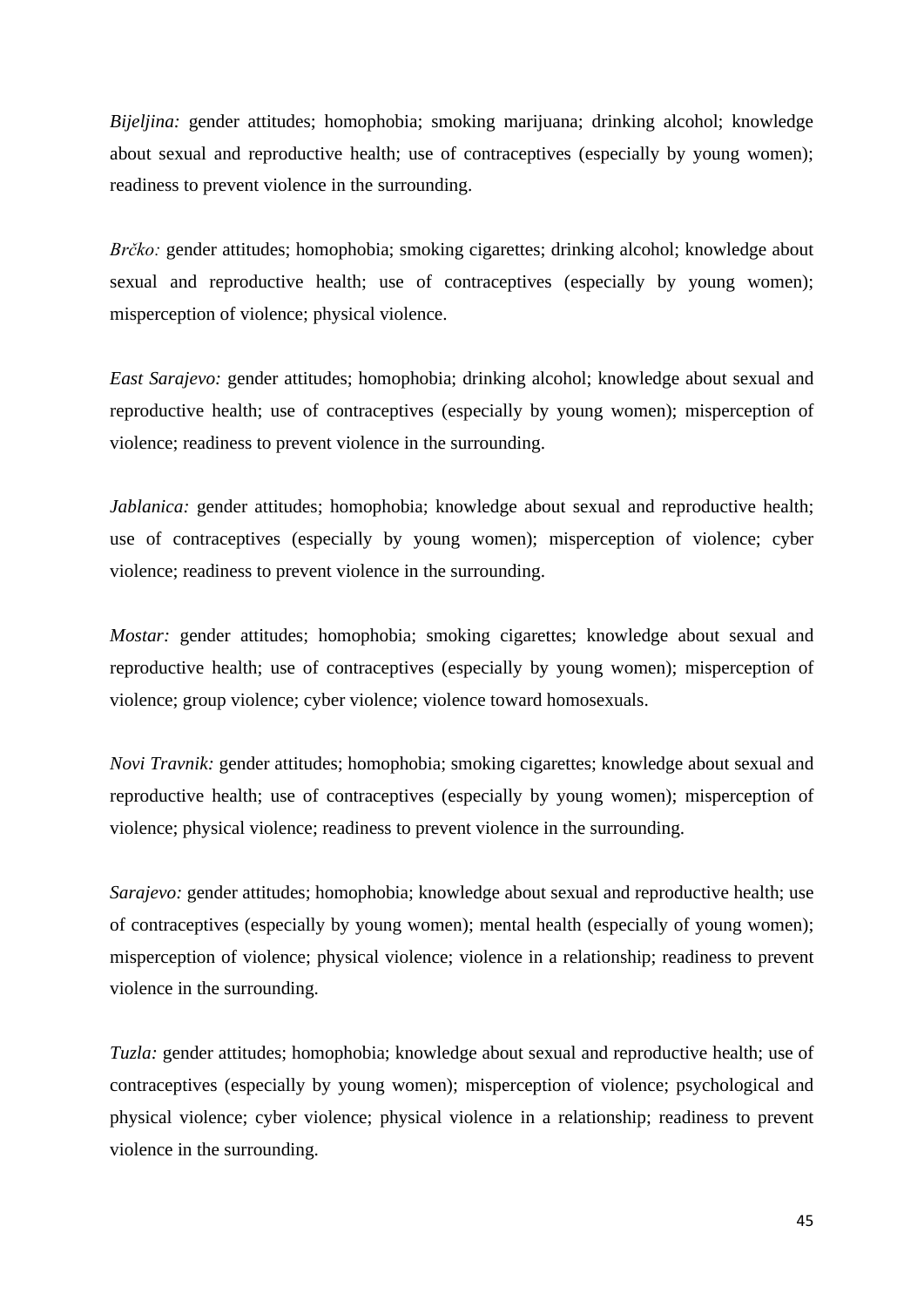*Bijeljina:* gender attitudes; homophobia; smoking marijuana; drinking alcohol; knowledge about sexual and reproductive health; use of contraceptives (especially by young women); readiness to prevent violence in the surrounding.

*Brčko:* gender attitudes; homophobia; smoking cigarettes; drinking alcohol; knowledge about sexual and reproductive health; use of contraceptives (especially by young women); misperception of violence; physical violence.

*East Sarajevo:* gender attitudes; homophobia; drinking alcohol; knowledge about sexual and reproductive health; use of contraceptives (especially by young women); misperception of violence; readiness to prevent violence in the surrounding.

*Jablanica:* gender attitudes; homophobia; knowledge about sexual and reproductive health; use of contraceptives (especially by young women); misperception of violence; cyber violence; readiness to prevent violence in the surrounding.

*Mostar:* gender attitudes; homophobia; smoking cigarettes; knowledge about sexual and reproductive health; use of contraceptives (especially by young women); misperception of violence; group violence; cyber violence; violence toward homosexuals.

*Novi Travnik:* gender attitudes; homophobia; smoking cigarettes; knowledge about sexual and reproductive health; use of contraceptives (especially by young women); misperception of violence; physical violence; readiness to prevent violence in the surrounding.

*Sarajevo:* gender attitudes; homophobia; knowledge about sexual and reproductive health; use of contraceptives (especially by young women); mental health (especially of young women); misperception of violence; physical violence; violence in a relationship; readiness to prevent violence in the surrounding.

*Tuzla:* gender attitudes; homophobia; knowledge about sexual and reproductive health; use of contraceptives (especially by young women); misperception of violence; psychological and physical violence; cyber violence; physical violence in a relationship; readiness to prevent violence in the surrounding.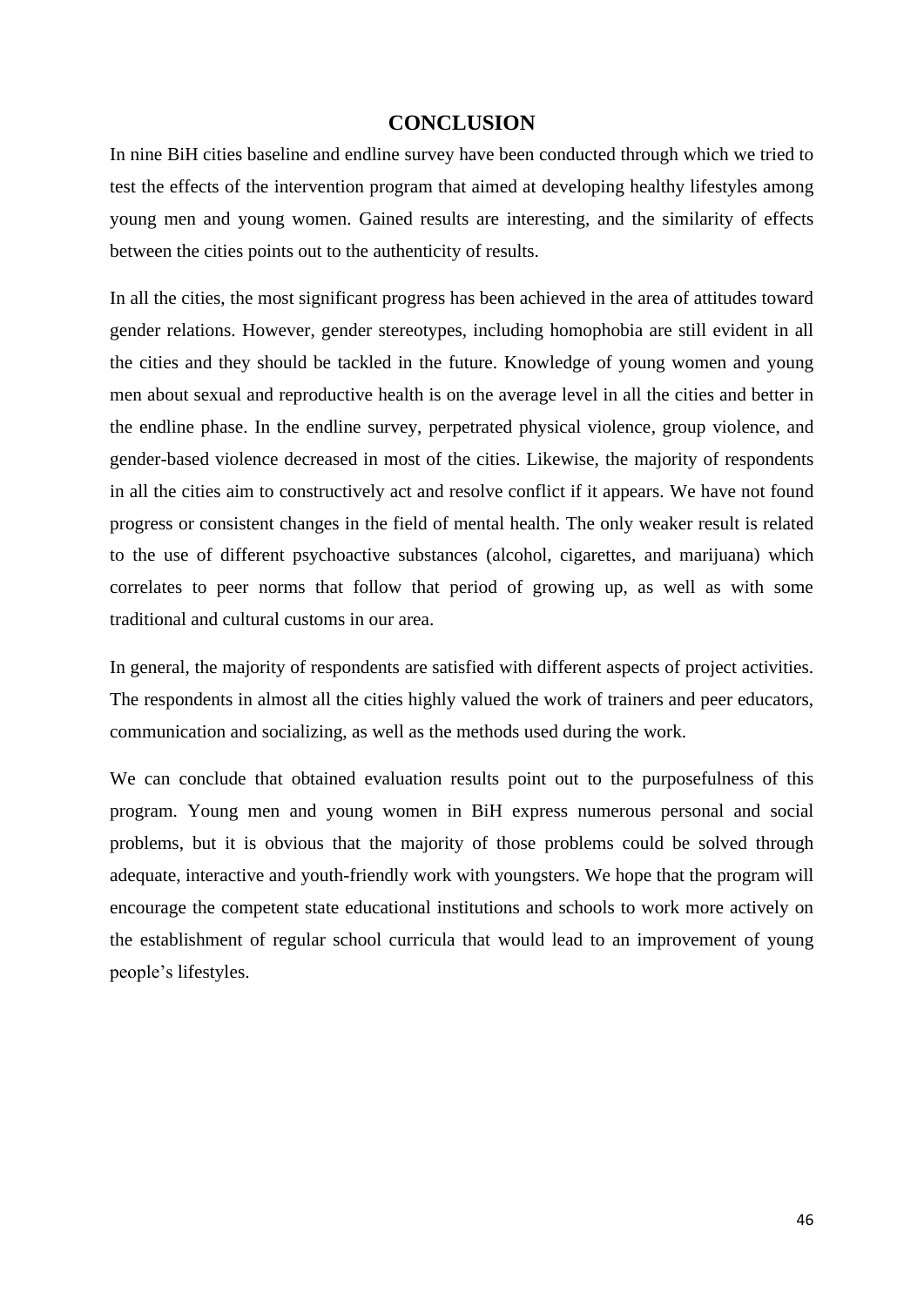# CONCLUSION

In nine BiH cities baseline and endline survey have been conducted through which we tried to test the effects of the intervention program that aimed at developing healthy lifestyles among young men and young women. Gained results are interesting, and the similarity of effects between the cities points out to the authenticity of results.

In all the cities, the most significant progress has been achieved in the area of attitudes toward gender relations. However, gender stereotypes, including homophobia are still evident in all the cities and they should be tackled in the future. Knowledge of young women and young men about sexual and reproductive health is on the average level in all the cities and better in the endline phase. In the endline survey, perpetrated physical violence, group violence, and gender-based violence decreased in most of the cities. Likewise, the majority of respondents in all the cities aim to constructively act and resolve conflict if it appears. We have not found progress or consistent changes in the field of mental health. The only weaker result is related to the use of different psychoactive substances (alcohol, cigarettes, and marijuana) which correlates to peer norms that follow that period of growing up, as well as with some traditional and cultural customs in our area.

In general, the majority of respondents are satisfied with different aspects of project activities. The respondents in almost all the cities highly valued the work of trainers and peer educators, communication and socializing, as well as the methods used during the work.

We can conclude that obtained evaluation results point out to the purposefulness of this program. Young men and young women in BiH express numerous personal and social problems, but it is obvious that the majority of those problems could be solved through adequate, interactive and youth-friendly work with youngsters. We hope that the program will encourage the competent state educational institutions and schools to work more actively on the establishment of regular school curricula that would lead to an improvement of young people's lifestyles.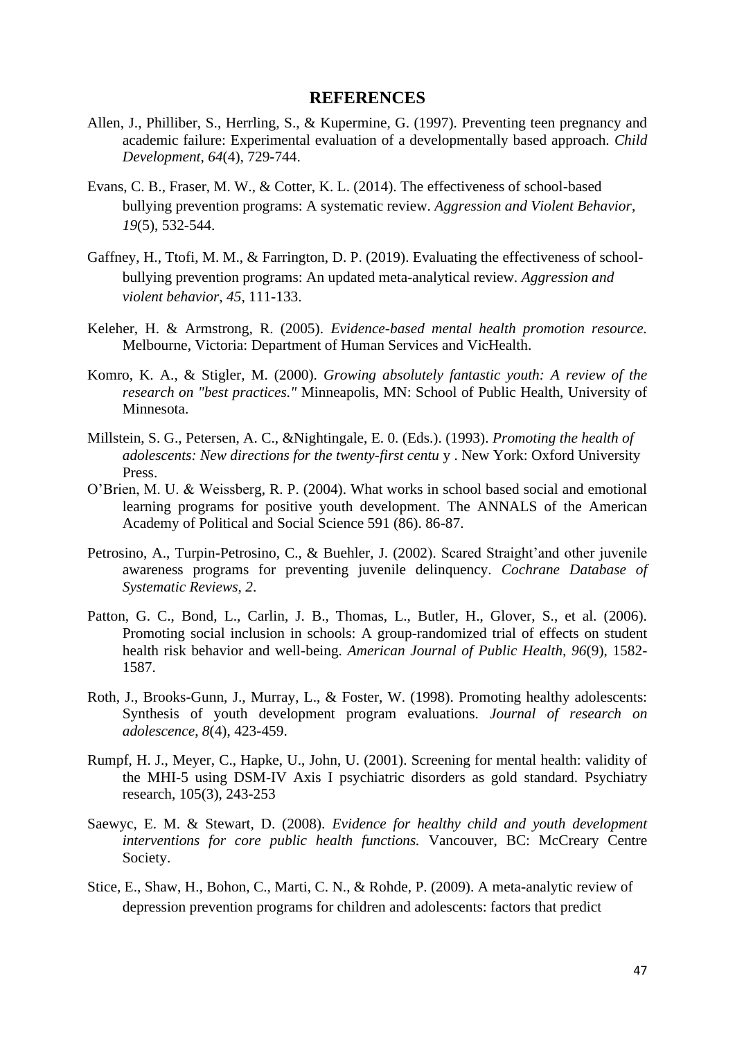# REFERENCES

Allen, J., Philliber, S., Herrling, S., & Kupermine, G. (1997). Preventing teen pregnancy and academic failure: Experimental evaluation of a developmentally based approach. *Child Development*, *64*(4), 729-744.

Evans, C. B., Fraser, M. W., & Cotter, K. L. (2014). The effectiveness of school-based bullying prevention programs: A systematic review. *Aggression and Violent Behavior*, *19*(5), 532-544.

Gaffney, H., Ttofi, M. M., & Farrington, D. P. (2019). Evaluating the effectiveness of school-bullying prevention programs: An updated meta-analytical review. *Aggression and violent behavior*, *45*, 111-133.

Keleher, H. & Armstrong, R. (2005). *Evidence-based mental health promotion resource.* Melbourne, Victoria: Department of Human Services and VicHealth.

Komro, K. A., & Stigler, M. (2000). *Growing absolutely fantastic youth: A review of the research on "best practices."* Minneapolis, MN: School of Public Health, University of Minnesota.

Millstein, S. G., Petersen, A. C., &Nightingale, E. 0. (Eds.). (1993). *Promoting the health of adolescents: New directions for the twenty-first centu* y . New York: Oxford University Press.

O'Brien, M. U. & Weissberg, R. P. (2004). What works in school based social and emotional learning programs for positive youth development. The ANNALS of the American Academy of Political and Social Science 591 (86). 86-87.

Petrosino, A., Turpin-Petrosino, C., & Buehler, J. (2002). Scared Straight'and other juvenile awareness programs for preventing juvenile delinquency. *Cochrane Database of Systematic Reviews*, *2*.

Patton, G. C., Bond, L., Carlin, J. B., Thomas, L., Butler, H., Glover, S., et al. (2006). Promoting social inclusion in schools: A group-randomized trial of effects on student health risk behavior and well-being. *American Journal of Public Health, 96*(9), 1582-1587.

Roth, J., Brooks-Gunn, J., Murray, L., & Foster, W. (1998). Promoting healthy adolescents: Synthesis of youth development program evaluations. *Journal of research on adolescence*, *8*(4), 423-459.

Rumpf, H. J., Meyer, C., Hapke, U., John, U. (2001). Screening for mental health: validity of the MHI-5 using DSM-IV Axis I psychiatric disorders as gold standard. Psychiatry research, 105(3), 243-253

Saewyc, E. M. & Stewart, D. (2008). *Evidence for healthy child and youth development interventions for core public health functions.* Vancouver, BC: McCreary Centre Society.

Stice, E., Shaw, H., Bohon, C., Marti, C. N., & Rohde, P. (2009). A meta-analytic review of depression prevention programs for children and adolescents: factors that predict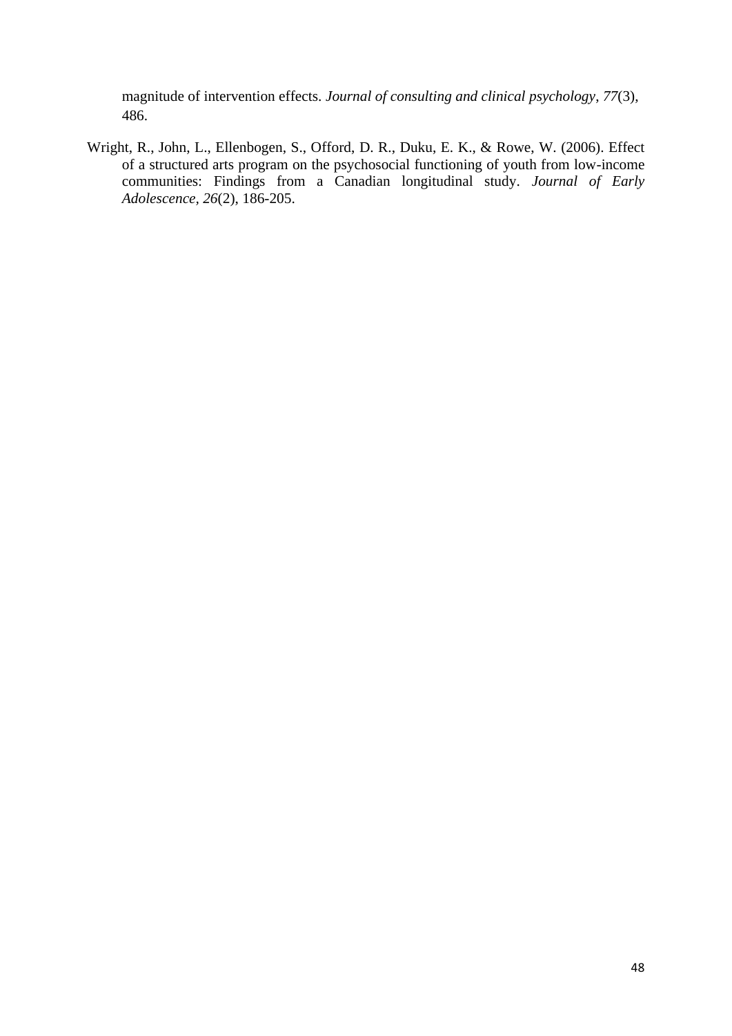magnitude of intervention effects. *Journal of consulting and clinical psychology*, *77*(3), 486.

Wright, R., John, L., Ellenbogen, S., Offord, D. R., Duku, E. K., & Rowe, W. (2006). Effect of a structured arts program on the psychosocial functioning of youth from low-income communities: Findings from a Canadian longitudinal study. *Journal of Early Adolescence, 26*(2), 186-205.